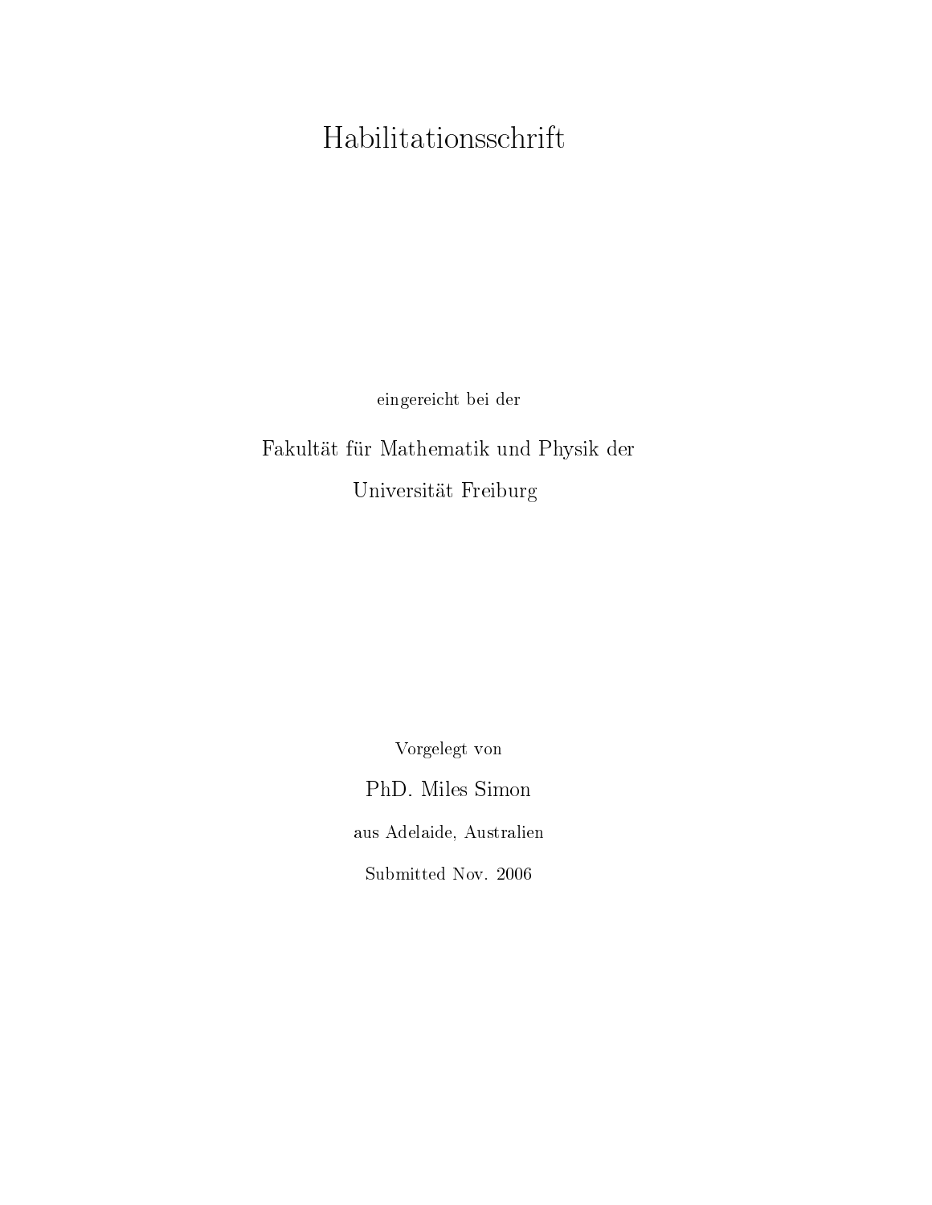# Habilitationsschrift

eingereicht bei der

Fakultät für Mathematik und Physik der

Universität Freiburg

Vorgelegt von

PhD. Miles Simon

aus Adelaide, Australien

Submitted Nov. 2006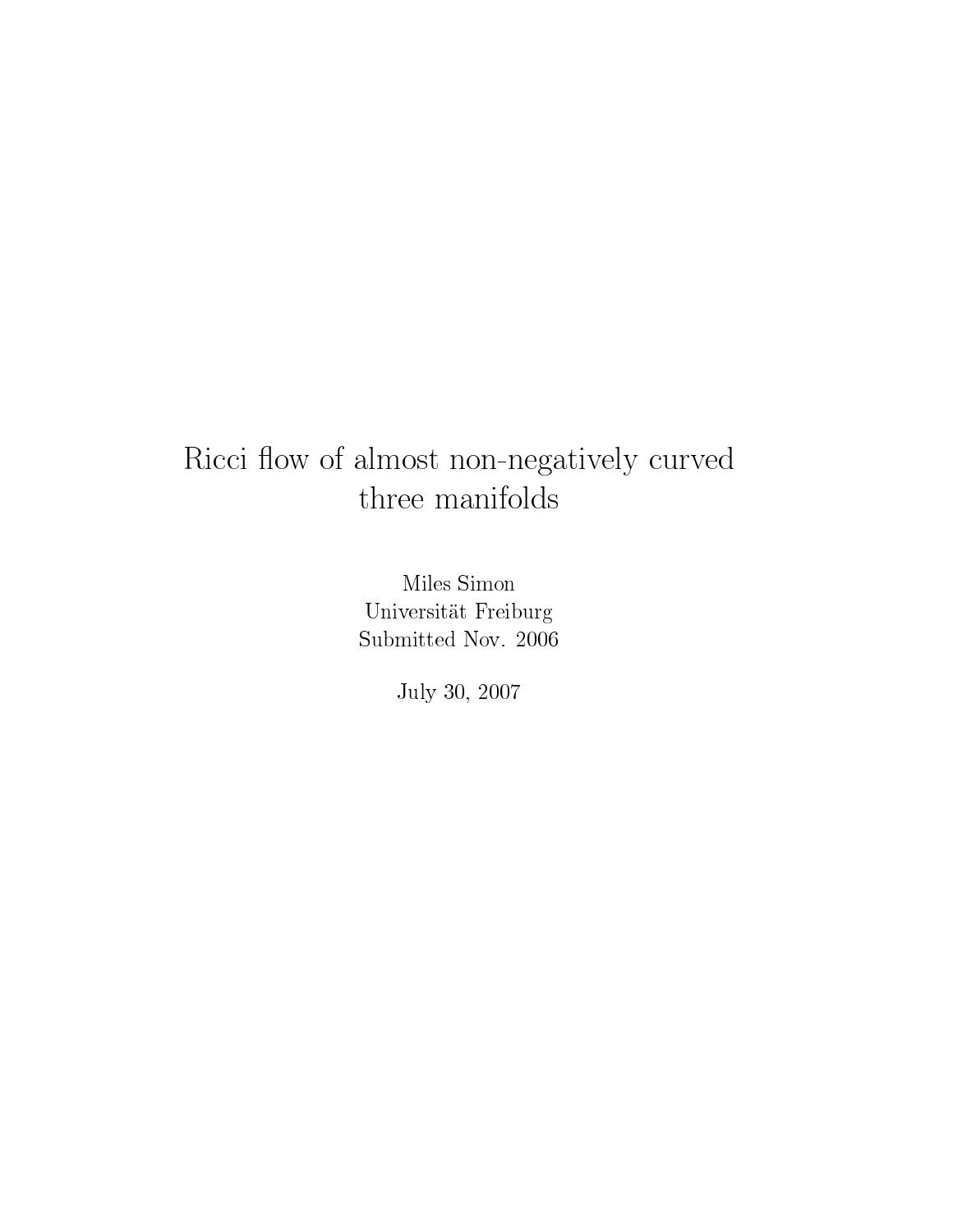# Ricci flow of almost non-negatively curved three manifolds

Miles Simon
Universität Freiburg
Submitted Nov. 2006

July 30, 2007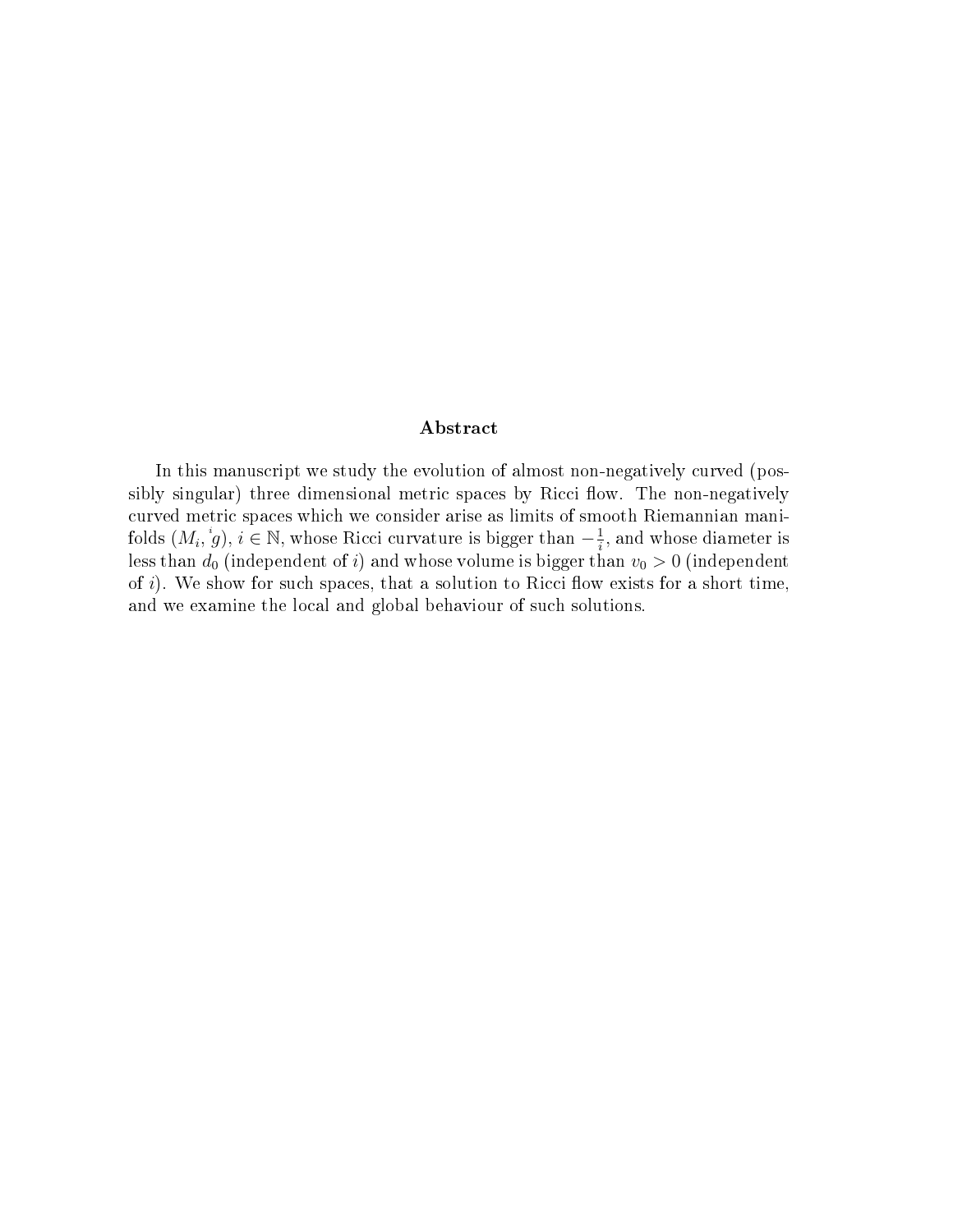## Abstract

In this manuscript we study the evolution of almost non-negatively curved (possibly singular) three dimensional metric spaces by Ricci flow. The non-negatively curved metric spaces which we consider arise as limits of smooth Riemannian manifolds $(M_i, {}^i g)$, $i \in \mathbb{N}$, whose Ricci curvature is bigger than $-\frac{1}{i}$, and whose diameter is less than $d_0$ (independent of $i$) and whose volume is bigger than $v_0 > 0$ (independent of $i$). We show for such spaces, that a solution to Ricci flow exists for a short time, and we examine the local and global behaviour of such solutions.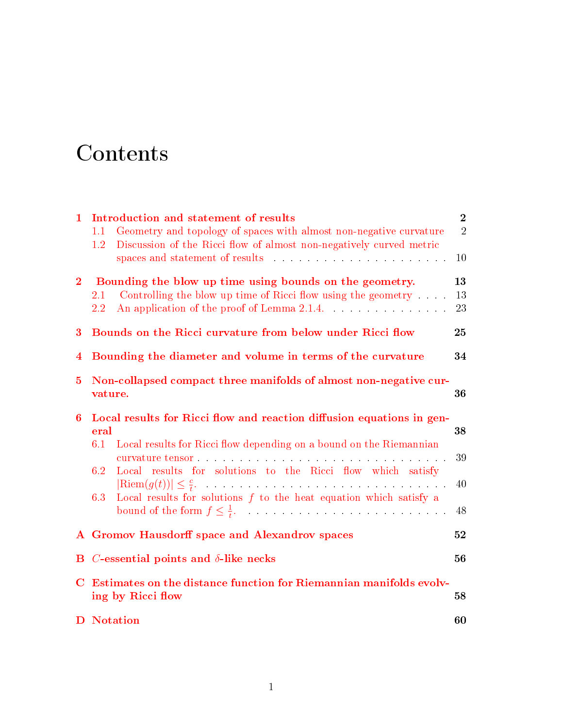# Contents

**1 Introduction and statement of results** **2**
- 1.1 Geometry and topology of spaces with almost non-negative curvature 2
- 1.2 Discussion of the Ricci flow of almost non-negatively curved metric spaces and statement of results 10

**2 Bounding the blow up time using bounds on the geometry.** **13**
- 2.1 Controlling the blow up time of Ricci flow using the geometry 13
- 2.2 An application of the proof of Lemma 2.1.4. 23

**3 Bounds on the Ricci curvature from below under Ricci flow** **25**

**4 Bounding the diameter and volume in terms of the curvature** **34**

**5 Non-collapsed compact three manifolds of almost non-negative curvature.** **36**

**6 Local results for Ricci flow and reaction diffusion equations in general** **38**
- 6.1 Local results for Ricci flow depending on a bound on the Riemannian curvature tensor 39
- 6.2 Local results for solutions to the Ricci flow which satisfy $|\text{Riem}(g(t))| \leq \frac{c}{t}$. 40
- 6.3 Local results for solutions $f$ to the heat equation which satisfy a bound of the form $f \leq \frac{1}{t}$. 48

**A Gromov Hausdorff space and Alexandrov spaces** **52**

**B $C$-essential points and $\delta$-like necks** **56**

**C Estimates on the distance function for Riemannian manifolds evolving by Ricci flow** **58**

**D Notation** **60**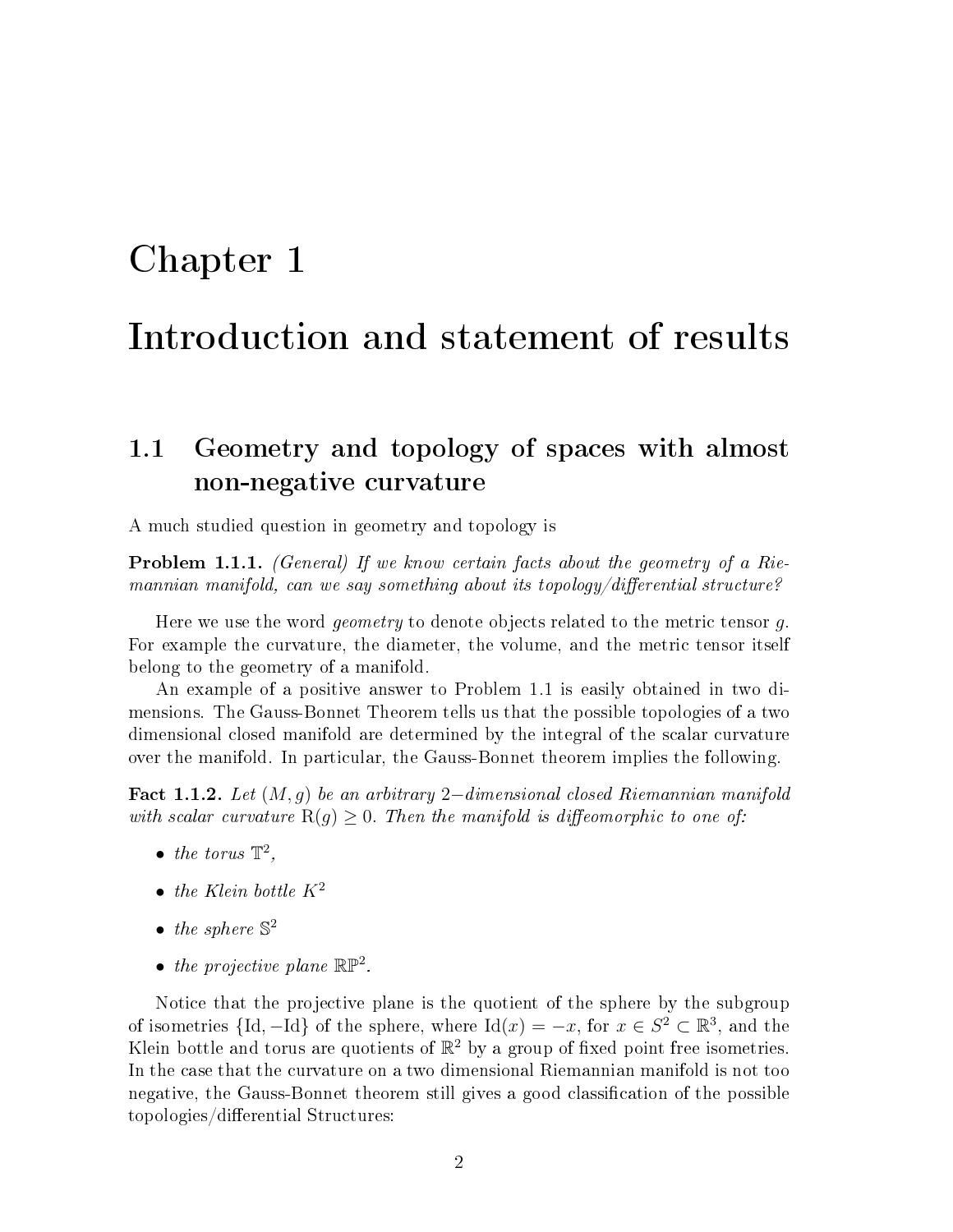# Chapter 1

# Introduction and statement of results

## 1.1 Geometry and topology of spaces with almost non-negative curvature

A much studied question in geometry and topology is

**Problem 1.1.1.** *(General) If we know certain facts about the geometry of a Riemannian manifold, can we say something about its topology/differential structure?*

Here we use the word *geometry* to denote objects related to the metric tensor $g$. For example the curvature, the diameter, the volume, and the metric tensor itself belong to the geometry of a manifold.

An example of a positive answer to Problem 1.1 is easily obtained in two dimensions. The Gauss-Bonnet Theorem tells us that the possible topologies of a two dimensional closed manifold are determined by the integral of the scalar curvature over the manifold. In particular, the Gauss-Bonnet theorem implies the following.

**Fact 1.1.2.** *Let $(M, g)$ be an arbitrary $2-$dimensional closed Riemannian manifold with scalar curvature $\mathrm{R}(g) \geq 0$. Then the manifold is diffeomorphic to one of:*

- *the torus $\mathbb{T}^2$,*
- *the Klein bottle $K^2$*
- *the sphere $\mathbb{S}^2$*
- *the projective plane $\mathbb{RP}^2$.*

Notice that the projective plane is the quotient of the sphere by the subgroup of isometries $\{\mathrm{Id}, -\mathrm{Id}\}$ of the sphere, where $\mathrm{Id}(x) = -x$, for $x \in S^2 \subset \mathbb{R}^3$, and the Klein bottle and torus are quotients of $\mathbb{R}^2$ by a group of fixed point free isometries. In the case that the curvature on a two dimensional Riemannian manifold is not too negative, the Gauss-Bonnet theorem still gives a good classification of the possible topologies/differential Structures: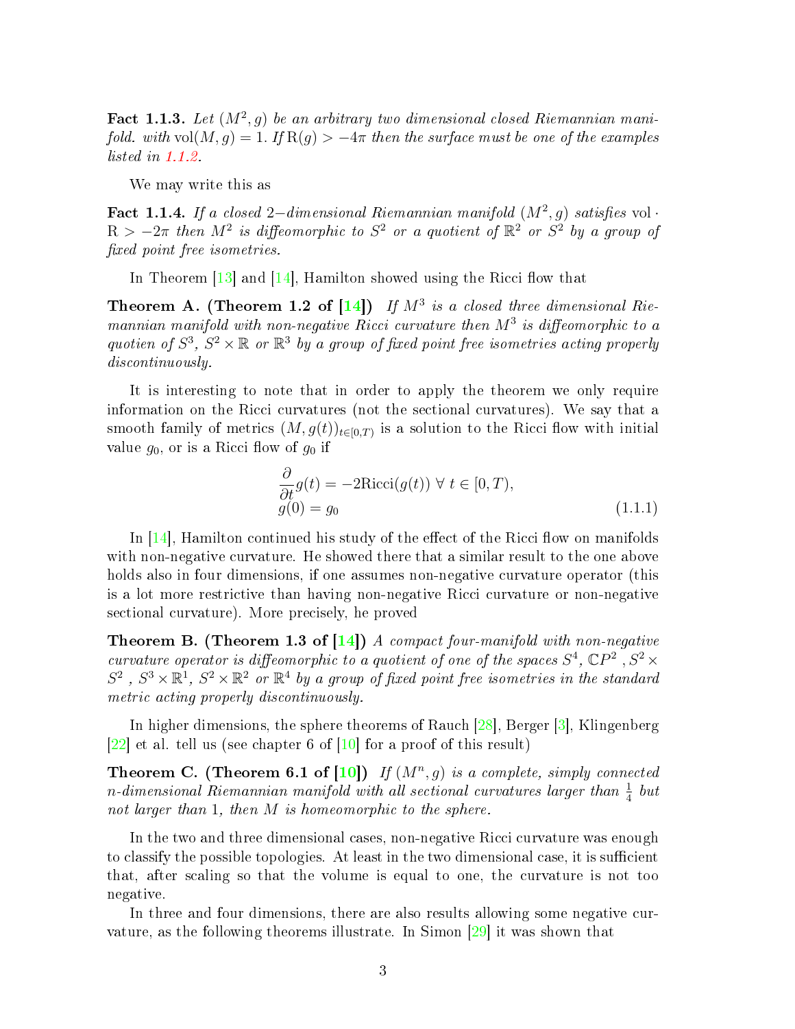**Fact 1.1.3.** *Let $(M^2, g)$ be an arbitrary two dimensional closed Riemannian manifold. with $\text{vol}(M, g) = 1$. If $\text{R}(g) > -4\pi$ then the surface must be one of the examples listed in 1.1.2.*

We may write this as

**Fact 1.1.4.** *If a closed 2−dimensional Riemannian manifold $(M^2, g)$ satisfies $\text{vol} \cdot \text{R} > -2\pi$ then $M^2$ is diffeomorphic to $S^2$ or a quotient of $\mathbb{R}^2$ or $S^2$ by a group of fixed point free isometries.*

In Theorem [13] and [14], Hamilton showed using the Ricci flow that

**Theorem A. (Theorem 1.2 of [14])** *If $M^3$ is a closed three dimensional Riemannian manifold with non-negative Ricci curvature then $M^3$ is diffeomorphic to a quotien of $S^3$, $S^2 \times \mathbb{R}$ or $\mathbb{R}^3$ by a group of fixed point free isometries acting properly discontinuously.*

It is interesting to note that in order to apply the theorem we only require information on the Ricci curvatures (not the sectional curvatures). We say that a smooth family of metrics $(M, g(t))_{t\in[0,T)}$ is a solution to the Ricci flow with initial value $g_0$, or is a Ricci flow of $g_0$ if

$$
\begin{aligned}
&\frac{\partial}{\partial t} g(t) = -2\text{Ricci}(g(t)) \ \forall \ t \in [0, T), \\
&g(0) = g_0
\end{aligned}
\tag{1.1.1}
$$

In [14], Hamilton continued his study of the effect of the Ricci flow on manifolds with non-negative curvature. He showed there that a similar result to the one above holds also in four dimensions, if one assumes non-negative curvature operator (this is a lot more restrictive than having non-negative Ricci curvature or non-negative sectional curvature). More precisely, he proved

**Theorem B. (Theorem 1.3 of [14])** *A compact four-manifold with non-negative curvature operator is diffeomorphic to a quotient of one of the spaces $S^4$, $\mathbb{C}P^2$, $S^2 \times S^2$, $S^3 \times \mathbb{R}^1$, $S^2 \times \mathbb{R}^2$ or $\mathbb{R}^4$ by a group of fixed point free isometries in the standard metric acting properly discontinuously.*

In higher dimensions, the sphere theorems of Rauch [28], Berger [3], Klingenberg [22] et al. tell us (see chapter 6 of [10] for a proof of this result)

**Theorem C. (Theorem 6.1 of [10])** *If $(M^n, g)$ is a complete, simply connected n-dimensional Riemannian manifold with all sectional curvatures larger than $\frac{1}{4}$ but not larger than 1, then $M$ is homeomorphic to the sphere.*

In the two and three dimensional cases, non-negative Ricci curvature was enough to classify the possible topologies. At least in the two dimensional case, it is sufficient that, after scaling so that the volume is equal to one, the curvature is not too negative.

In three and four dimensions, there are also results allowing some negative curvature, as the following theorems illustrate. In Simon [29] it was shown that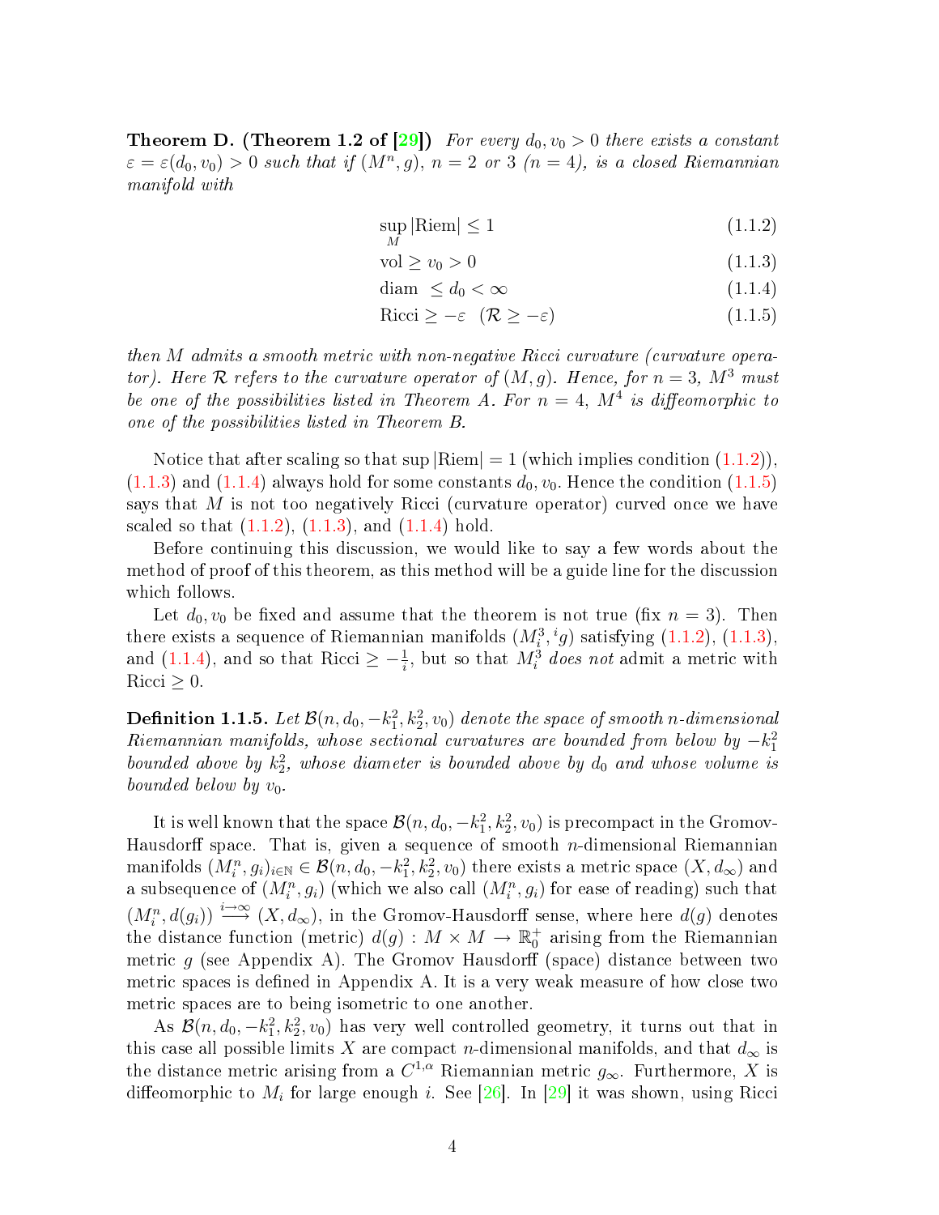**Theorem D. (Theorem 1.2 of [29])** *For every $d_0, v_0 > 0$ there exists a constant $\varepsilon = \varepsilon(d_0, v_0) > 0$ such that if $(M^n, g)$, $n = 2$ or $3$ $(n = 4)$, is a closed Riemannian manifold with*

$$\sup_M |\mathrm{Riem}| \leq 1 \tag{1.1.2}$$

$$\mathrm{vol} \geq v_0 > 0 \tag{1.1.3}$$

$$\mathrm{diam} \ \leq d_0 < \infty \tag{1.1.4}$$

$$\mathrm{Ricci} \geq -\varepsilon \ \ (\mathcal{R} \geq -\varepsilon) \tag{1.1.5}$$

*then $M$ admits a smooth metric with non-negative Ricci curvature (curvature operator). Here $\mathcal{R}$ refers to the curvature operator of $(M, g)$. Hence, for $n = 3$, $M^3$ must be one of the possibilities listed in Theorem A. For $n = 4$, $M^4$ is diffeomorphic to one of the possibilities listed in Theorem B.*

Notice that after scaling so that $\sup |\mathrm{Riem}| = 1$ (which implies condition (1.1.2)), (1.1.3) and (1.1.4) always hold for some constants $d_0, v_0$. Hence the condition (1.1.5) says that $M$ is not too negatively Ricci (curvature operator) curved once we have scaled so that (1.1.2), (1.1.3), and (1.1.4) hold.

Before continuing this discussion, we would like to say a few words about the method of proof of this theorem, as this method will be a guide line for the discussion which follows.

Let $d_0, v_0$ be fixed and assume that the theorem is not true (fix $n = 3$). Then there exists a sequence of Riemannian manifolds $(M_i^3, {}^i g)$ satisfying (1.1.2), (1.1.3), and (1.1.4), and so that $\mathrm{Ricci} \geq -\frac{1}{i}$, but so that $M_i^3$ *does not* admit a metric with $\mathrm{Ricci} \geq 0$.

**Definition 1.1.5.** *Let $\mathcal{B}(n, d_0, -k_1^2, k_2^2, v_0)$ denote the space of smooth $n$-dimensional Riemannian manifolds, whose sectional curvatures are bounded from below by $-k_1^2$ bounded above by $k_2^2$, whose diameter is bounded above by $d_0$ and whose volume is bounded below by $v_0$.*

It is well known that the space $\mathcal{B}(n, d_0, -k_1^2, k_2^2, v_0)$ is precompact in the Gromov-Hausdorff space. That is, given a sequence of smooth $n$-dimensional Riemannian manifolds $(M_i^n, g_i)_{i \in \mathbb{N}} \in \mathcal{B}(n, d_0, -k_1^2, k_2^2, v_0)$ there exists a metric space $(X, d_\infty)$ and a subsequence of $(M_i^n, g_i)$ (which we also call $(M_i^n, g_i)$ for ease of reading) such that $(M_i^n, d(g_i)) \stackrel{i \to \infty}{\longrightarrow} (X, d_\infty)$, in the Gromov-Hausdorff sense, where here $d(g)$ denotes the distance function (metric) $d(g) : M \times M \to \mathbb{R}_0^+$ arising from the Riemannian metric $g$ (see Appendix A). The Gromov Hausdorff (space) distance between two metric spaces is defined in Appendix A. It is a very weak measure of how close two metric spaces are to being isometric to one another.

As $\mathcal{B}(n, d_0, -k_1^2, k_2^2, v_0)$ has very well controlled geometry, it turns out that in this case all possible limits $X$ are compact $n$-dimensional manifolds, and that $d_\infty$ is the distance metric arising from a $C^{1,\alpha}$ Riemannian metric $g_\infty$. Furthermore, $X$ is diffeomorphic to $M_i$ for large enough $i$. See [26]. In [29] it was shown, using Ricci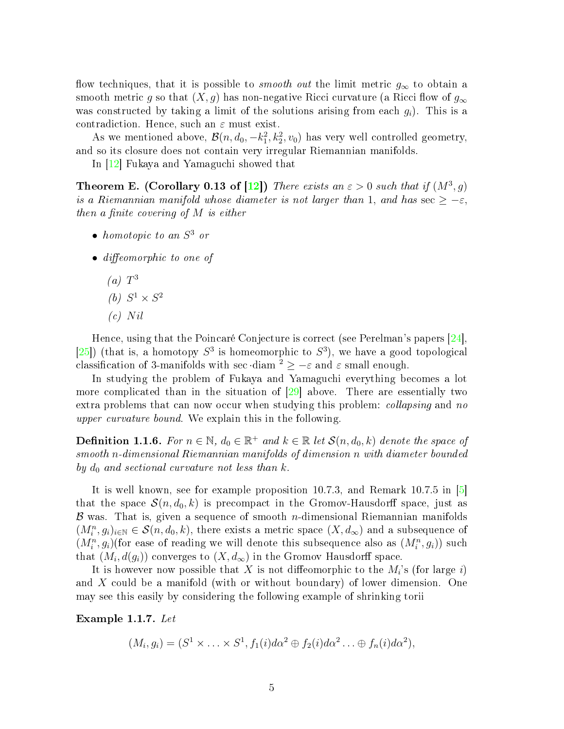flow techniques, that it is possible to *smooth out* the limit metric $g_\infty$ to obtain a smooth metric $g$ so that $(X, g)$ has non-negative Ricci curvature (a Ricci flow of $g_\infty$ was constructed by taking a limit of the solutions arising from each $g_i$). This is a contradiction. Hence, such an $\varepsilon$ must exist.

As we mentioned above, $\mathcal{B}(n, d_0, -k_1^2, k_2^2, v_0)$ has very well controlled geometry, and so its closure does not contain very irregular Riemannian manifolds.

In [12] Fukaya and Yamaguchi showed that

**Theorem E. (Corollary 0.13 of [12])** *There exists an $\varepsilon > 0$ such that if $(M^3, g)$ is a Riemannian manifold whose diameter is not larger than 1, and has $\sec \geq -\varepsilon$, then a finite covering of $M$ is either*

- *homotopic to an $S^3$ or*
- *diffeomorphic to one of*
  - *(a) $T^3$*
  - *(b) $S^1 \times S^2$*
  - *(c) Nil*

Hence, using that the Poincaré Conjecture is correct (see Perelman's papers [24], [25]) (that is, a homotopy $S^3$ is homeomorphic to $S^3$), we have a good topological classification of 3-manifolds with $\sec \cdot \mathrm{diam}^{\,2} \geq -\varepsilon$ and $\varepsilon$ small enough.

In studying the problem of Fukaya and Yamaguchi everything becomes a lot more complicated than in the situation of [29] above. There are essentially two extra problems that can now occur when studying this problem: *collapsing* and *no upper curvature bound*. We explain this in the following.

**Definition 1.1.6.** *For $n \in \mathbb{N}$, $d_0 \in \mathbb{R}^+$ and $k \in \mathbb{R}$ let $\mathcal{S}(n, d_0, k)$ denote the space of smooth $n$-dimensional Riemannian manifolds of dimension $n$ with diameter bounded by $d_0$ and sectional curvature not less than $k$.*

It is well known, see for example proposition 10.7.3, and Remark 10.7.5 in [5] that the space $\mathcal{S}(n, d_0, k)$ is precompact in the Gromov-Hausdorff space, just as $\mathcal{B}$ was. That is, given a sequence of smooth $n$-dimensional Riemannian manifolds $(M_i^n, g_i)_{i\in\mathbb{N}} \in \mathcal{S}(n, d_0, k)$, there exists a metric space $(X, d_\infty)$ and a subsequence of $(M_i^n, g_i)$(for ease of reading we will denote this subsequence also as $(M_i^n, g_i)$) such that $(M_i, d(g_i))$ converges to $(X, d_\infty)$ in the Gromov Hausdorff space.

It is however now possible that $X$ is not diffeomorphic to the $M_i$'s (for large $i$) and $X$ could be a manifold (with or without boundary) of lower dimension. One may see this easily by considering the following example of shrinking torii

**Example 1.1.7.** *Let*

$$(M_i, g_i) = (S^1 \times \ldots \times S^1, f_1(i)d\alpha^2 \oplus f_2(i)d\alpha^2 \ldots \oplus f_n(i)d\alpha^2),$$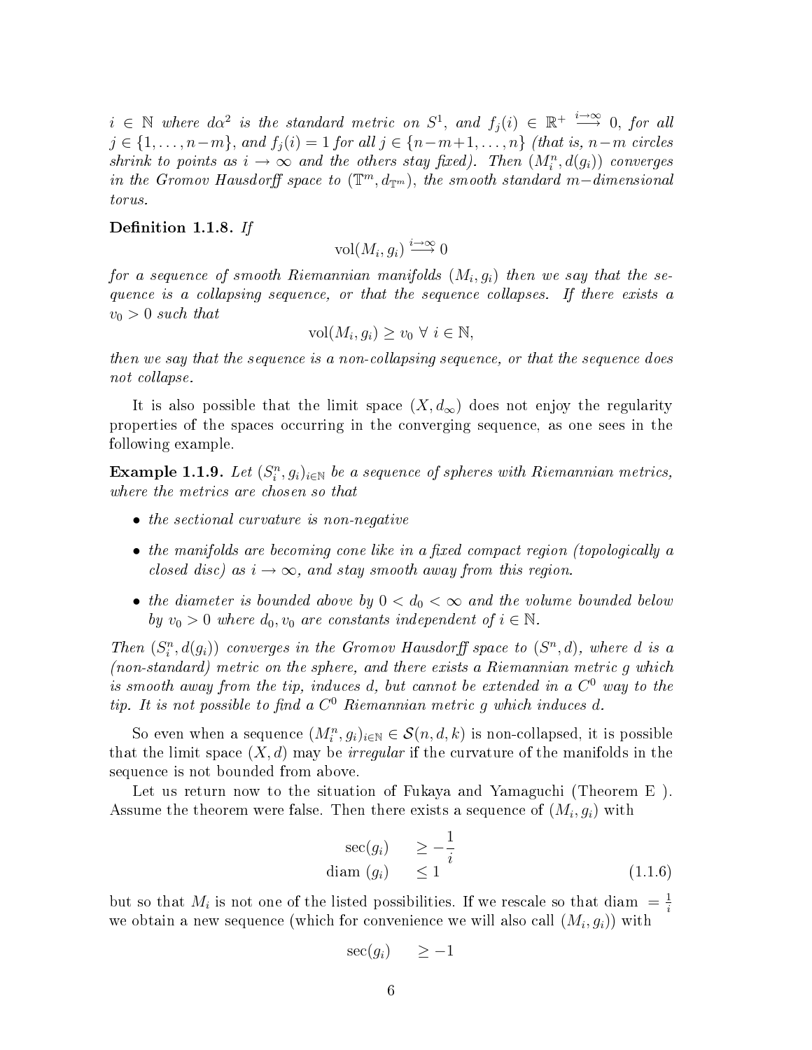*$i \in \mathbb{N}$ where $d\alpha^2$ is the standard metric on $S^1$, and $f_j(i) \in \mathbb{R}^+ \overset{i\to\infty}{\longrightarrow} 0$, for all $j \in \{1, \ldots, n-m\}$, and $f_j(i) = 1$ for all $j \in \{n-m+1, \ldots, n\}$ (that is, $n-m$ circles shrink to points as $i \to \infty$ and the others stay fixed). Then $(M_i^n, d(g_i))$ converges in the Gromov Hausdorff space to $(\mathbb{T}^m, d_{\mathbb{T}^m})$, the smooth standard $m-$dimensional torus.*

**Definition 1.1.8.** *If*

$$\text{vol}(M_i, g_i) \overset{i\to\infty}{\longrightarrow} 0$$

*for a sequence of smooth Riemannian manifolds $(M_i, g_i)$ then we say that the sequence is a collapsing sequence, or that the sequence collapses. If there exists a $v_0 > 0$ such that*

$$\text{vol}(M_i, g_i) \geq v_0 \ \forall \ i \in \mathbb{N},$$

*then we say that the sequence is a non-collapsing sequence, or that the sequence does not collapse.*

It is also possible that the limit space $(X, d_\infty)$ does not enjoy the regularity properties of the spaces occurring in the converging sequence, as one sees in the following example.

**Example 1.1.9.** *Let $(S_i^n, g_i)_{i\in\mathbb{N}}$ be a sequence of spheres with Riemannian metrics, where the metrics are chosen so that*

- *the sectional curvature is non-negative*
- *the manifolds are becoming cone like in a fixed compact region (topologically a closed disc) as $i \to \infty$, and stay smooth away from this region.*
- *the diameter is bounded above by $0 < d_0 < \infty$ and the volume bounded below by $v_0 > 0$ where $d_0, v_0$ are constants independent of $i \in \mathbb{N}$.*

*Then $(S_i^n, d(g_i))$ converges in the Gromov Hausdorff space to $(S^n, d)$, where $d$ is a (non-standard) metric on the sphere, and there exists a Riemannian metric $g$ which is smooth away from the tip, induces $d$, but cannot be extended in a $C^0$ way to the tip. It is not possible to find a $C^0$ Riemannian metric $g$ which induces $d$.*

So even when a sequence $(M_i^n, g_i)_{i\in\mathbb{N}} \in \mathcal{S}(n, d, k)$ is non-collapsed, it is possible that the limit space $(X, d)$ may be *irregular* if the curvature of the manifolds in the sequence is not bounded from above.

Let us return now to the situation of Fukaya and Yamaguchi (Theorem E ). Assume the theorem were false. Then there exists a sequence of $(M_i, g_i)$ with

$$\begin{aligned} \sec(g_i) \quad &\geq -\frac{1}{i} \\ \text{diam } (g_i) \quad &\leq 1 \end{aligned} \tag{1.1.6}$$

but so that $M_i$ is not one of the listed possibilities. If we rescale so that diam $= \frac{1}{i}$ we obtain a new sequence (which for convenience we will also call $(M_i, g_i)$) with

$$\sec(g_i) \quad \geq -1$$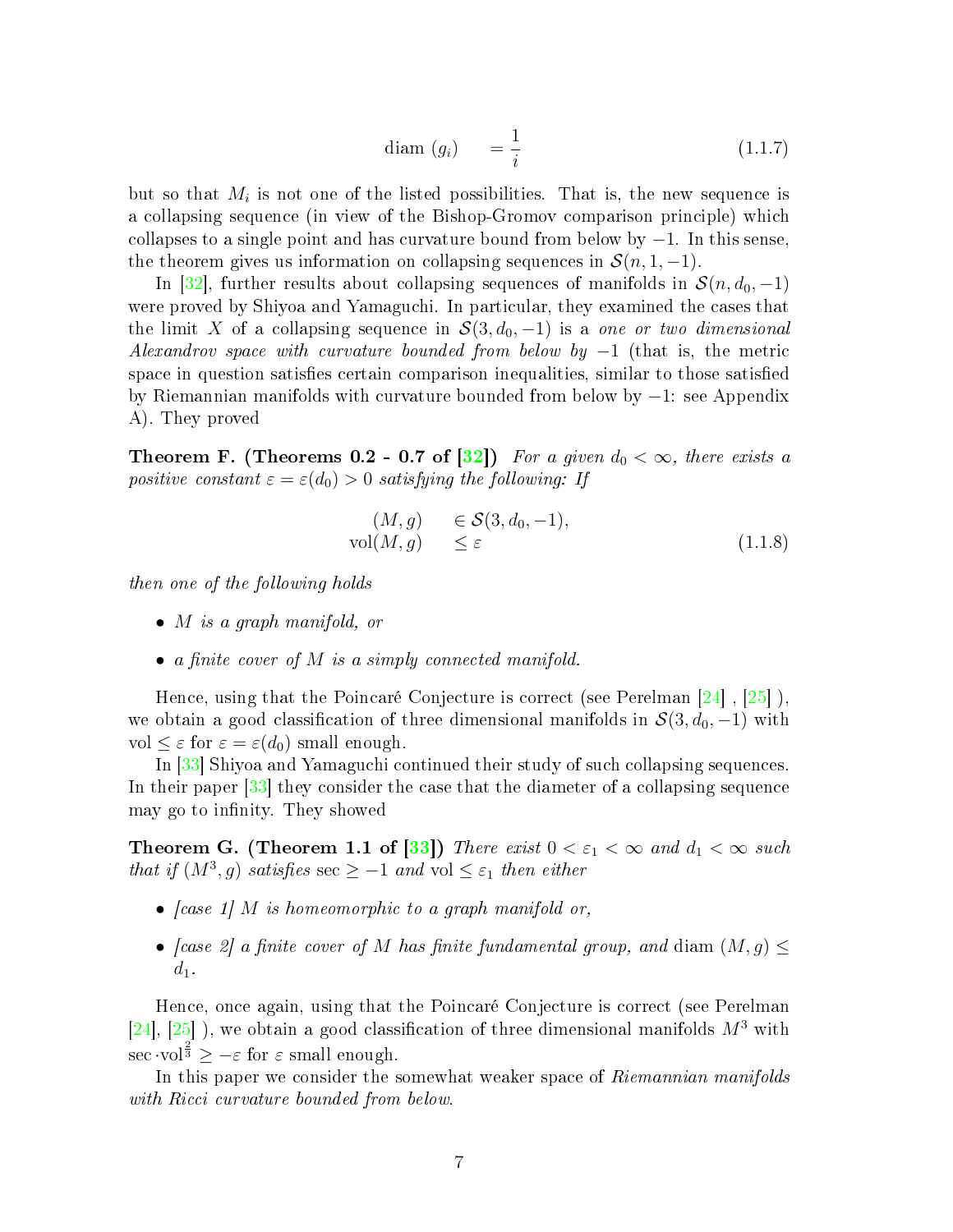$$\text{diam }(g_i) \quad = \frac{1}{i} \tag{1.1.7}$$

but so that $M_i$ is not one of the listed possibilities. That is, the new sequence is a collapsing sequence (in view of the Bishop-Gromov comparison principle) which collapses to a single point and has curvature bound from below by $-1$. In this sense, the theorem gives us information on collapsing sequences in $\mathcal{S}(n, 1, -1)$.

In [32], further results about collapsing sequences of manifolds in $\mathcal{S}(n, d_0, -1)$ were proved by Shiyoa and Yamaguchi. In particular, they examined the cases that the limit $X$ of a collapsing sequence in $\mathcal{S}(3, d_0, -1)$ is a *one or two dimensional Alexandrov space with curvature bounded from below by* $-1$ (that is, the metric space in question satisfies certain comparison inequalities, similar to those satisfied by Riemannian manifolds with curvature bounded from below by $-1$: see Appendix A). They proved

**Theorem F. (Theorems 0.2 - 0.7 of [32])** *For a given $d_0 < \infty$, there exists a positive constant $\varepsilon = \varepsilon(d_0) > 0$ satisfying the following: If*

$$\begin{aligned} (M, g) \quad &\in \mathcal{S}(3, d_0, -1), \\ \text{vol}(M, g) \quad &\leq \varepsilon \end{aligned} \tag{1.1.8}$$

*then one of the following holds*

- *$M$ is a graph manifold, or*
- *a finite cover of $M$ is a simply connected manifold.*

Hence, using that the Poincaré Conjecture is correct (see Perelman [24] , [25] ), we obtain a good classification of three dimensional manifolds in $\mathcal{S}(3, d_0, -1)$ with $\text{vol} \leq \varepsilon$ for $\varepsilon = \varepsilon(d_0)$ small enough.

In [33] Shiyoa and Yamaguchi continued their study of such collapsing sequences. In their paper [33] they consider the case that the diameter of a collapsing sequence may go to infinity. They showed

**Theorem G. (Theorem 1.1 of [33])** *There exist $0 < \varepsilon_1 < \infty$ and $d_1 < \infty$ such that if $(M^3, g)$ satisfies $\sec \geq -1$ and $\text{vol} \leq \varepsilon_1$ then either*

- *[case 1] $M$ is homeomorphic to a graph manifold or,*
- *[case 2] a finite cover of $M$ has finite fundamental group, and* $\text{diam }(M, g) \leq d_1$.

Hence, once again, using that the Poincaré Conjecture is correct (see Perelman [24], [25] ), we obtain a good classification of three dimensional manifolds $M^3$ with $\sec \cdot \text{vol}^{\frac{2}{3}} \geq -\varepsilon$ for $\varepsilon$ small enough.

In this paper we consider the somewhat weaker space of *Riemannian manifolds with Ricci curvature bounded from below.*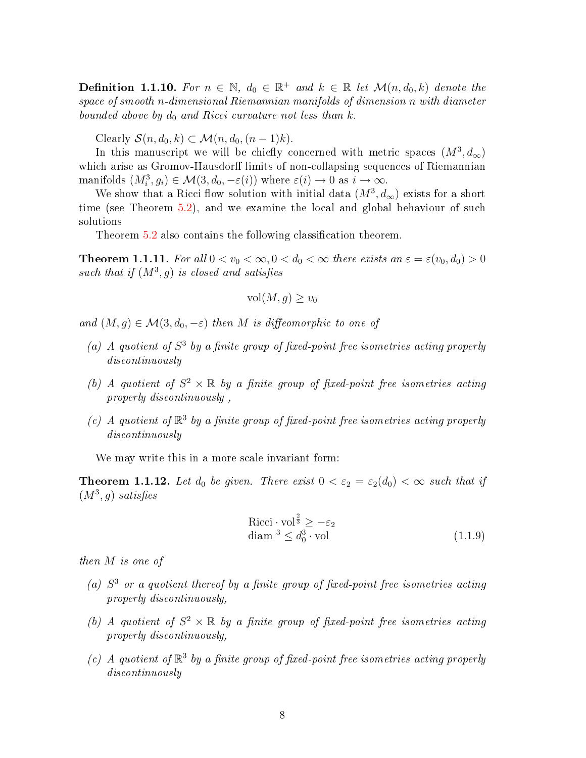**Definition 1.1.10.** *For $n \in \mathbb{N}$, $d_0 \in \mathbb{R}^+$ and $k \in \mathbb{R}$ let $\mathcal{M}(n, d_0, k)$ denote the space of smooth $n$-dimensional Riemannian manifolds of dimension $n$ with diameter bounded above by $d_0$ and Ricci curvature not less than $k$.*

Clearly $\mathcal{S}(n, d_0, k) \subset \mathcal{M}(n, d_0, (n-1)k)$.

In this manuscript we will be chiefly concerned with metric spaces $(M^3, d_\infty)$ which arise as Gromov-Hausdorff limits of non-collapsing sequences of Riemannian manifolds $(M_i^3, g_i) \in \mathcal{M}(3, d_0, -\varepsilon(i))$ where $\varepsilon(i) \to 0$ as $i \to \infty$.

We show that a Ricci flow solution with initial data $(M^3, d_\infty)$ exists for a short time (see Theorem 5.2), and we examine the local and global behaviour of such solutions

Theorem 5.2 also contains the following classification theorem.

**Theorem 1.1.11.** *For all $0 < v_0 < \infty, 0 < d_0 < \infty$ there exists an $\varepsilon = \varepsilon(v_0, d_0) > 0$ such that if $(M^3, g)$ is closed and satisfies*

$$\mathrm{vol}(M, g) \geq v_0$$

*and $(M, g) \in \mathcal{M}(3, d_0, -\varepsilon)$ then $M$ is diffeomorphic to one of*

*(a) A quotient of $S^3$ by a finite group of fixed-point free isometries acting properly discontinuously*

*(b) A quotient of $S^2 \times \mathbb{R}$ by a finite group of fixed-point free isometries acting properly discontinuously ,*

*(c) A quotient of $\mathbb{R}^3$ by a finite group of fixed-point free isometries acting properly discontinuously*

We may write this in a more scale invariant form:

**Theorem 1.1.12.** *Let $d_0$ be given. There exist $0 < \varepsilon_2 = \varepsilon_2(d_0) < \infty$ such that if $(M^3, g)$ satisfies*

$$\begin{aligned} &\mathrm{Ricci} \cdot \mathrm{vol}^{\frac{2}{3}} \geq -\varepsilon_2 \\ &\mathrm{diam}^{\ 3} \leq d_0^3 \cdot \mathrm{vol} \end{aligned} \tag{1.1.9}$$

*then $M$ is one of*

*(a) $S^3$ or a quotient thereof by a finite group of fixed-point free isometries acting properly discontinuously,*

*(b) A quotient of $S^2 \times \mathbb{R}$ by a finite group of fixed-point free isometries acting properly discontinuously,*

*(c) A quotient of $\mathbb{R}^3$ by a finite group of fixed-point free isometries acting properly discontinuously*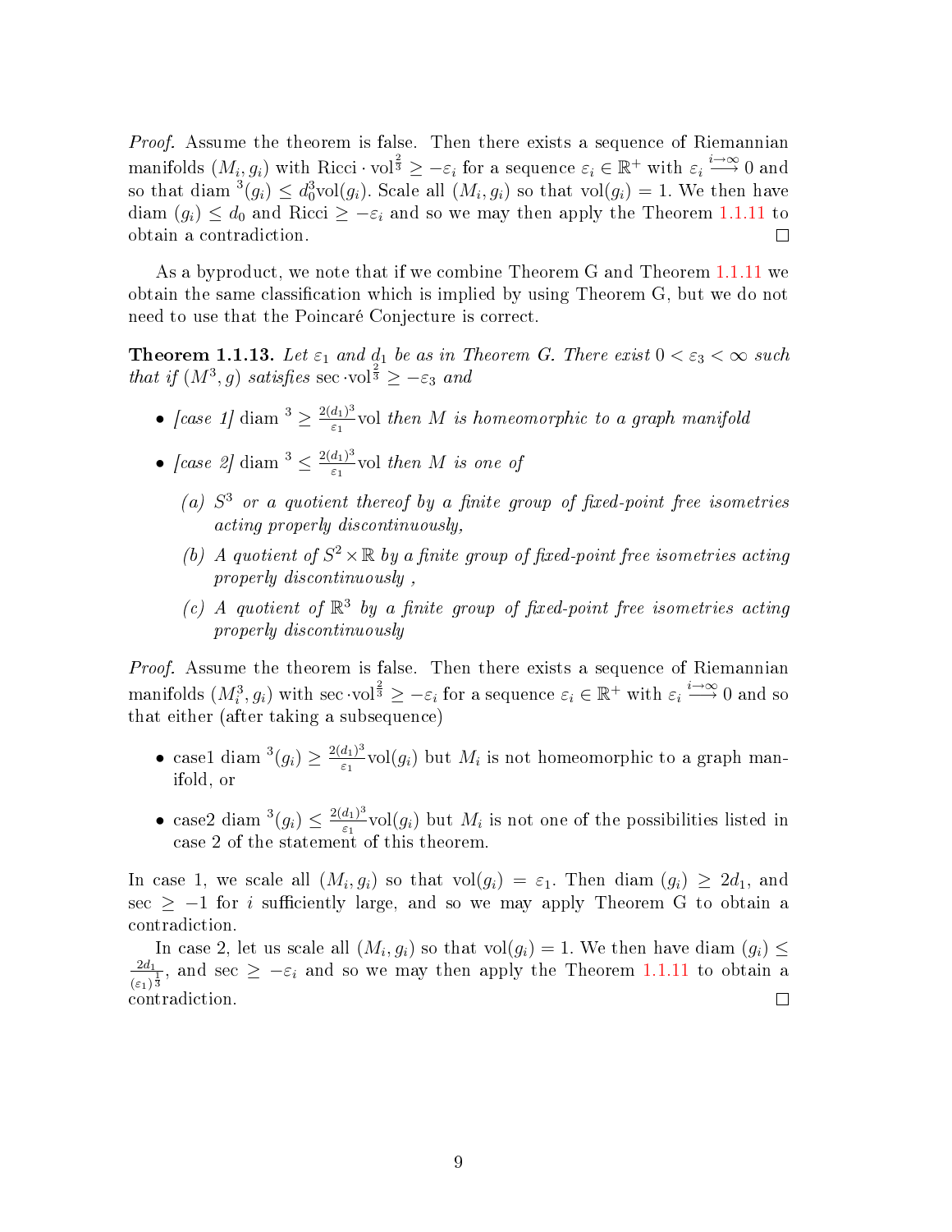*Proof.* Assume the theorem is false. Then there exists a sequence of Riemannian manifolds $(M_i, g_i)$ with $\text{Ricci} \cdot \text{vol}^{\frac{2}{3}} \geq -\varepsilon_i$ for a sequence $\varepsilon_i \in \mathbb{R}^+$ with $\varepsilon_i \stackrel{i\to\infty}{\longrightarrow} 0$ and so that $\text{diam}^{\,3}(g_i) \leq d_0^3 \text{vol}(g_i)$. Scale all $(M_i, g_i)$ so that $\text{vol}(g_i) = 1$. We then have $\text{diam}\,(g_i) \leq d_0$ and $\text{Ricci} \geq -\varepsilon_i$ and so we may then apply the Theorem 1.1.11 to obtain a contradiction. ◻

As a byproduct, we note that if we combine Theorem G and Theorem 1.1.11 we obtain the same classification which is implied by using Theorem G, but we do not need to use that the Poincaré Conjecture is correct.

**Theorem 1.1.13.** *Let $\varepsilon_1$ and $d_1$ be as in Theorem G. There exist $0 < \varepsilon_3 < \infty$ such that if $(M^3, g)$ satisfies $\sec \cdot \text{vol}^{\frac{2}{3}} \geq -\varepsilon_3$ and*

- *[case 1] $\text{diam}^{\,3} \geq \frac{2(d_1)^3}{\varepsilon_1}\text{vol}$ then $M$ is homeomorphic to a graph manifold*
- *[case 2] $\text{diam}^{\,3} \leq \frac{2(d_1)^3}{\varepsilon_1}\text{vol}$ then $M$ is one of*
    - *(a) $S^3$ or a quotient thereof by a finite group of fixed-point free isometries acting properly discontinuously,*
    - *(b) A quotient of $S^2 \times \mathbb{R}$ by a finite group of fixed-point free isometries acting properly discontinuously ,*
    - *(c) A quotient of $\mathbb{R}^3$ by a finite group of fixed-point free isometries acting properly discontinuously*

*Proof.* Assume the theorem is false. Then there exists a sequence of Riemannian manifolds $(M_i^3, g_i)$ with $\sec \cdot \text{vol}^{\frac{2}{3}} \geq -\varepsilon_i$ for a sequence $\varepsilon_i \in \mathbb{R}^+$ with $\varepsilon_i \stackrel{i\to\infty}{\longrightarrow} 0$ and so that either (after taking a subsequence)

- case1 $\text{diam}^{\,3}(g_i) \geq \frac{2(d_1)^3}{\varepsilon_1}\text{vol}(g_i)$ but $M_i$ is not homeomorphic to a graph manifold, or
- case2 $\text{diam}^{\,3}(g_i) \leq \frac{2(d_1)^3}{\varepsilon_1}\text{vol}(g_i)$ but $M_i$ is not one of the possibilities listed in case 2 of the statement of this theorem.

In case 1, we scale all $(M_i, g_i)$ so that $\text{vol}(g_i) = \varepsilon_1$. Then $\text{diam}\,(g_i) \geq 2d_1$, and $\sec \geq -1$ for $i$ sufficiently large, and so we may apply Theorem G to obtain a contradiction.

In case 2, let us scale all $(M_i, g_i)$ so that $\text{vol}(g_i) = 1$. We then have $\text{diam}\,(g_i) \leq \frac{2d_1}{(\varepsilon_1)^{\frac{1}{3}}}$, and $\sec \geq -\varepsilon_i$ and so we may then apply the Theorem 1.1.11 to obtain a contradiction. ◻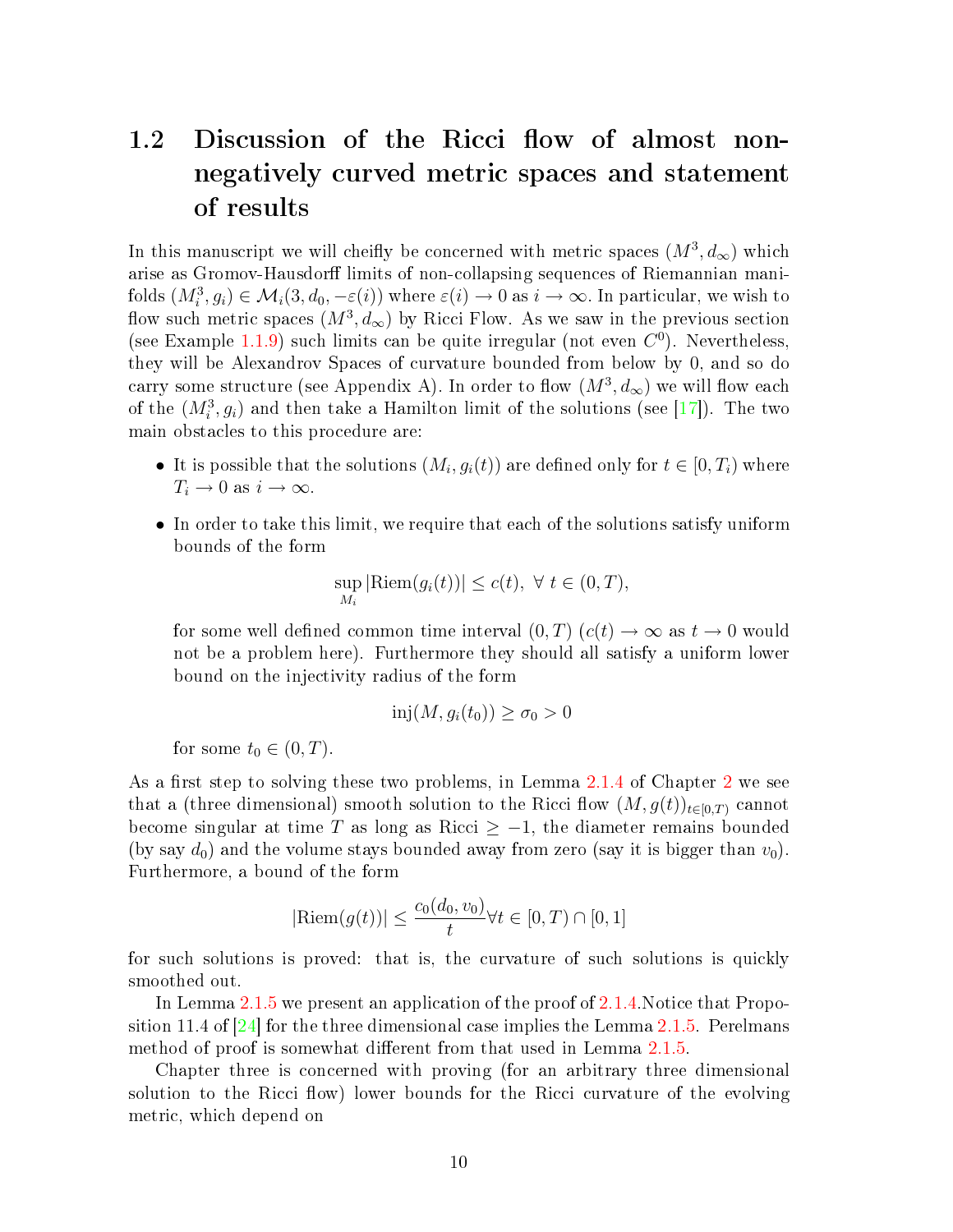## 1.2 Discussion of the Ricci flow of almost non-negatively curved metric spaces and statement of results

In this manuscript we will cheifly be concerned with metric spaces $(M^3, d_\infty)$ which arise as Gromov-Hausdorff limits of non-collapsing sequences of Riemannian manifolds $(M_i^3, g_i) \in \mathcal{M}_i(3, d_0, -\varepsilon(i))$ where $\varepsilon(i) \to 0$ as $i \to \infty$. In particular, we wish to flow such metric spaces $(M^3, d_\infty)$ by Ricci Flow. As we saw in the previous section (see Example 1.1.9) such limits can be quite irregular (not even $C^0$). Nevertheless, they will be Alexandrov Spaces of curvature bounded from below by 0, and so do carry some structure (see Appendix A). In order to flow $(M^3, d_\infty)$ we will flow each of the $(M_i^3, g_i)$ and then take a Hamilton limit of the solutions (see [17]). The two main obstacles to this procedure are:

- It is possible that the solutions $(M_i, g_i(t))$ are defined only for $t \in [0, T_i)$ where $T_i \to 0$ as $i \to \infty$.
- In order to take this limit, we require that each of the solutions satisfy uniform bounds of the form

  $$\sup_{M_i} |\text{Riem}(g_i(t))| \leq c(t), \ \forall \ t \in (0, T),$$

  for some well defined common time interval $(0, T)$ ($c(t) \to \infty$ as $t \to 0$ would not be a problem here). Furthermore they should all satisfy a uniform lower bound on the injectivity radius of the form

  $$\text{inj}(M, g_i(t_0)) \geq \sigma_0 > 0$$

  for some $t_0 \in (0, T)$.

As a first step to solving these two problems, in Lemma 2.1.4 of Chapter 2 we see that a (three dimensional) smooth solution to the Ricci flow $(M, g(t))_{t \in [0,T)}$ cannot become singular at time $T$ as long as Ricci $\geq -1$, the diameter remains bounded (by say $d_0$) and the volume stays bounded away from zero (say it is bigger than $v_0$). Furthermore, a bound of the form

$$|\text{Riem}(g(t))| \leq \frac{c_0(d_0, v_0)}{t} \forall t \in [0, T) \cap [0, 1]$$

for such solutions is proved: that is, the curvature of such solutions is quickly smoothed out.

In Lemma 2.1.5 we present an application of the proof of 2.1.4.Notice that Proposition 11.4 of [24] for the three dimensional case implies the Lemma 2.1.5. Perelmans method of proof is somewhat different from that used in Lemma 2.1.5.

Chapter three is concerned with proving (for an arbitrary three dimensional solution to the Ricci flow) lower bounds for the Ricci curvature of the evolving metric, which depend on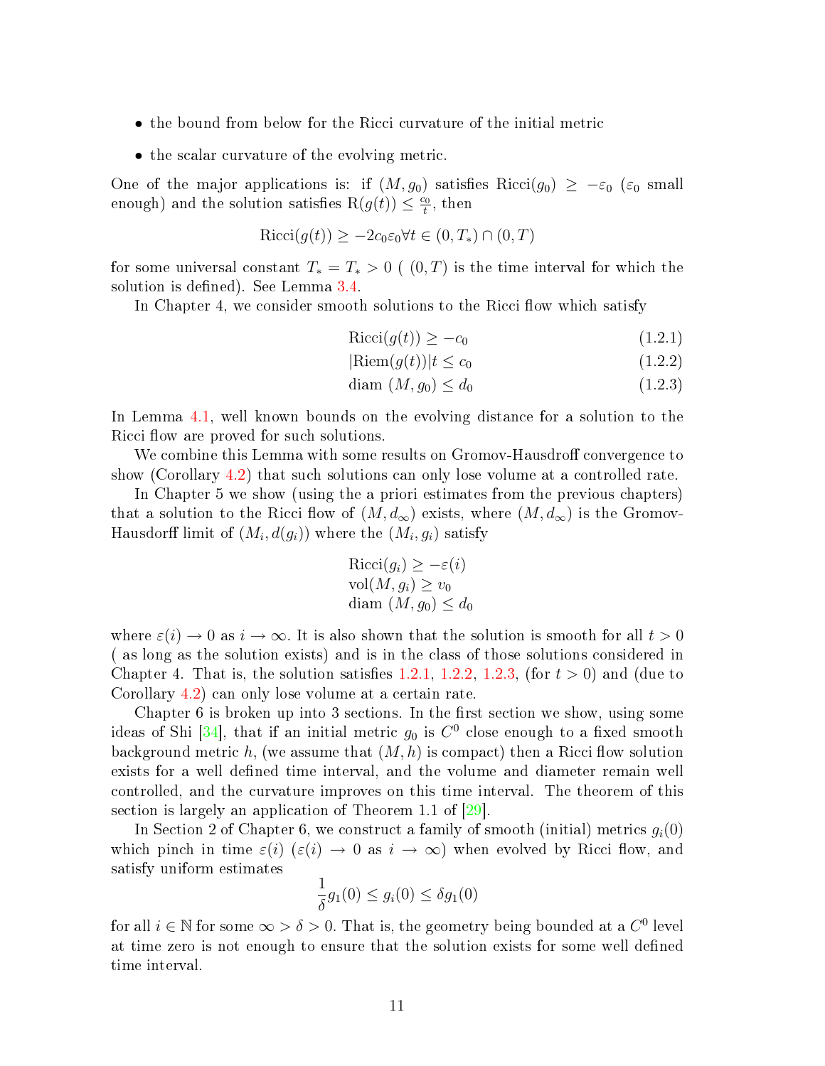- the bound from below for the Ricci curvature of the initial metric
- the scalar curvature of the evolving metric.

One of the major applications is: if $(M, g_0)$ satisfies $\text{Ricci}(g_0) \geq -\varepsilon_0$ ($\varepsilon_0$ small enough) and the solution satisfies $\text{R}(g(t)) \leq \frac{c_0}{t}$, then

$$\text{Ricci}(g(t)) \geq -2c_0\varepsilon_0 \forall t \in (0, T_*) \cap (0, T)$$

for some universal constant $T_* = T_* > 0$ ( $(0, T)$ is the time interval for which the solution is defined). See Lemma 3.4.

In Chapter 4, we consider smooth solutions to the Ricci flow which satisfy

$$\text{Ricci}(g(t)) \geq -c_0 \tag{1.2.1}$$

$$|\text{Riem}(g(t))|t \leq c_0 \tag{1.2.2}$$

$$\text{diam } (M, g_0) \leq d_0 \tag{1.2.3}$$

In Lemma 4.1, well known bounds on the evolving distance for a solution to the Ricci flow are proved for such solutions.

We combine this Lemma with some results on Gromov-Hausdorff convergence to show (Corollary 4.2) that such solutions can only lose volume at a controlled rate.

In Chapter 5 we show (using the a priori estimates from the previous chapters) that a solution to the Ricci flow of $(M, d_\infty)$ exists, where $(M, d_\infty)$ is the Gromov-Hausdorff limit of $(M_i, d(g_i))$ where the $(M_i, g_i)$ satisfy

$$\begin{aligned}
&\text{Ricci}(g_i) \geq -\varepsilon(i) \\
&\text{vol}(M, g_i) \geq v_0 \\
&\text{diam } (M, g_0) \leq d_0
\end{aligned}$$

where $\varepsilon(i) \to 0$ as $i \to \infty$. It is also shown that the solution is smooth for all $t > 0$ ( as long as the solution exists) and is in the class of those solutions considered in Chapter 4. That is, the solution satisfies 1.2.1, 1.2.2, 1.2.3, (for $t > 0$) and (due to Corollary 4.2) can only lose volume at a certain rate.

Chapter 6 is broken up into 3 sections. In the first section we show, using some ideas of Shi [34], that if an initial metric $g_0$ is $C^0$ close enough to a fixed smooth background metric $h$, (we assume that $(M, h)$ is compact) then a Ricci flow solution exists for a well defined time interval, and the volume and diameter remain well controlled, and the curvature improves on this time interval. The theorem of this section is largely an application of Theorem 1.1 of [29].

In Section 2 of Chapter 6, we construct a family of smooth (initial) metrics $g_i(0)$ which pinch in time $\varepsilon(i)$ ($\varepsilon(i) \to 0$ as $i \to \infty$) when evolved by Ricci flow, and satisfy uniform estimates

$$\frac{1}{\delta} g_1(0) \leq g_i(0) \leq \delta g_1(0)$$

for all $i \in \mathbb{N}$ for some $\infty > \delta > 0$. That is, the geometry being bounded at a $C^0$ level at time zero is not enough to ensure that the solution exists for some well defined time interval.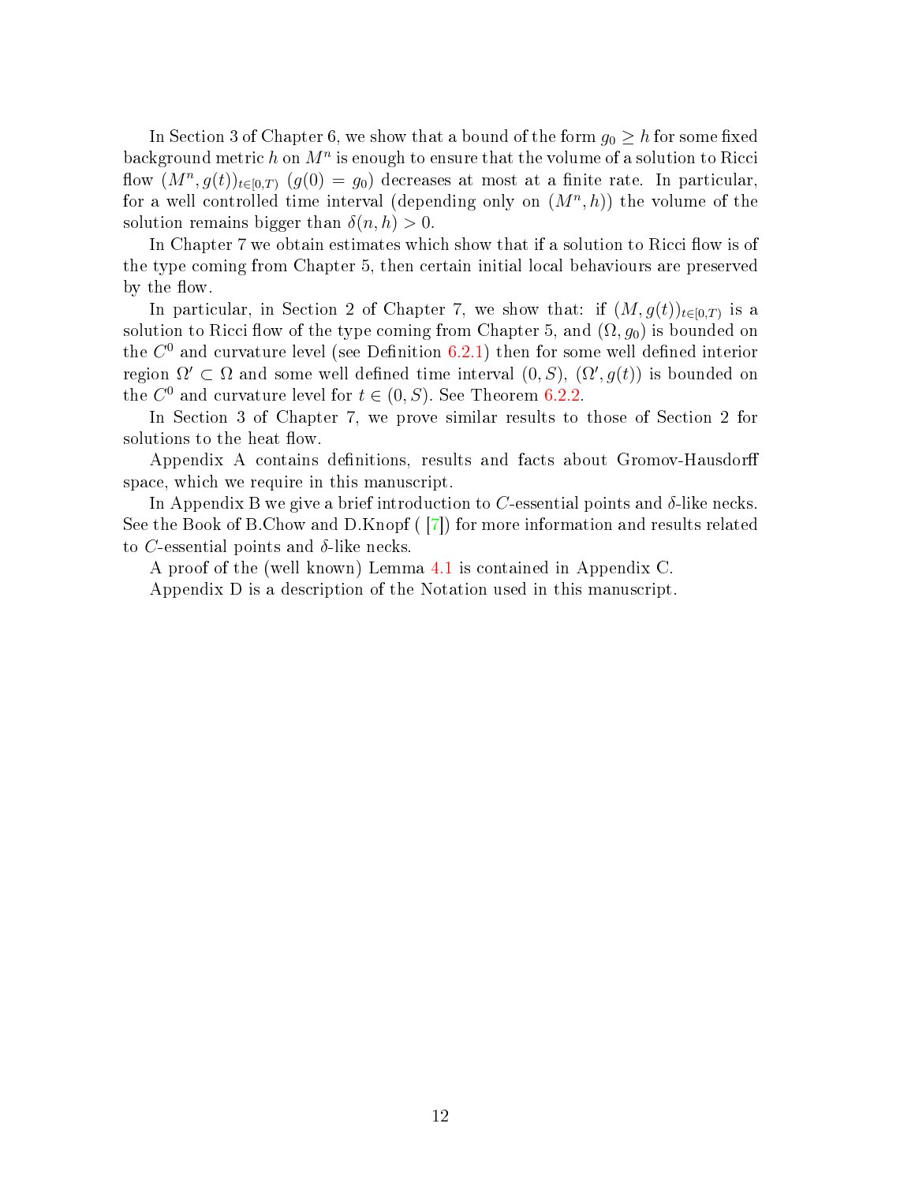In Section 3 of Chapter 6, we show that a bound of the form $g_0 \geq h$ for some fixed background metric $h$ on $M^n$ is enough to ensure that the volume of a solution to Ricci flow $(M^n, g(t))_{t\in[0,T)}$ $(g(0) = g_0)$ decreases at most at a finite rate. In particular, for a well controlled time interval (depending only on $(M^n, h)$) the volume of the solution remains bigger than $\delta(n, h) > 0$.

In Chapter 7 we obtain estimates which show that if a solution to Ricci flow is of the type coming from Chapter 5, then certain initial local behaviours are preserved by the flow.

In particular, in Section 2 of Chapter 7, we show that: if $(M, g(t))_{t\in[0,T)}$ is a solution to Ricci flow of the type coming from Chapter 5, and $(\Omega, g_0)$ is bounded on the $C^0$ and curvature level (see Definition 6.2.1) then for some well defined interior region $\Omega' \subset \Omega$ and some well defined time interval $(0, S)$, $(\Omega', g(t))$ is bounded on the $C^0$ and curvature level for $t \in (0, S)$. See Theorem 6.2.2.

In Section 3 of Chapter 7, we prove similar results to those of Section 2 for solutions to the heat flow.

Appendix A contains definitions, results and facts about Gromov-Hausdorff space, which we require in this manuscript.

In Appendix B we give a brief introduction to $C$-essential points and $\delta$-like necks. See the Book of B.Chow and D.Knopf ( [7]) for more information and results related to $C$-essential points and $\delta$-like necks.

A proof of the (well known) Lemma 4.1 is contained in Appendix C.

Appendix D is a description of the Notation used in this manuscript.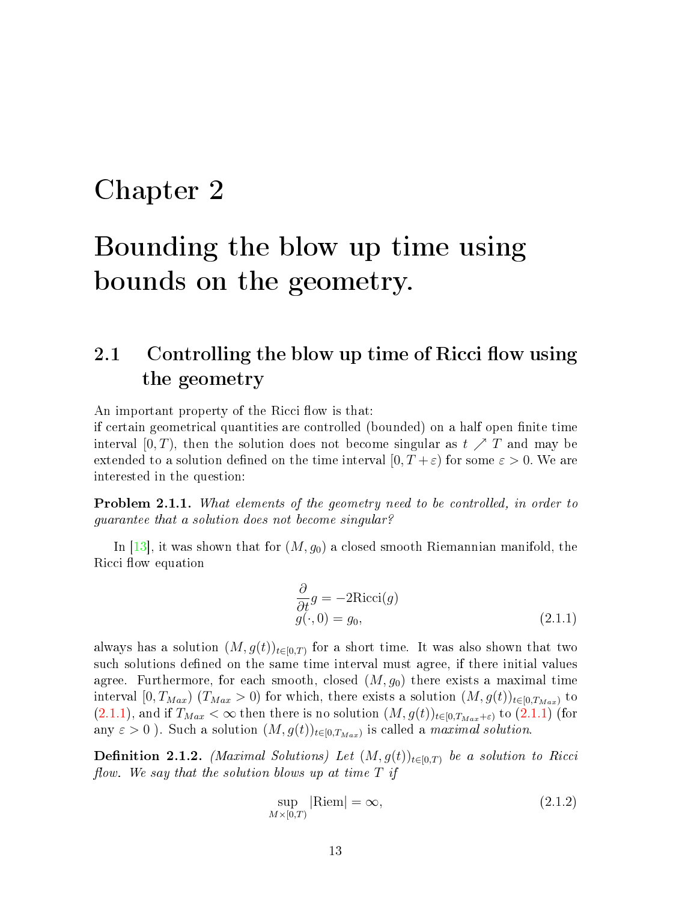# Chapter 2

# Bounding the blow up time using bounds on the geometry.

## 2.1 Controlling the blow up time of Ricci flow using the geometry

An important property of the Ricci flow is that:
if certain geometrical quantities are controlled (bounded) on a half open finite time interval $[0, T)$, then the solution does not become singular as $t \nearrow T$ and may be extended to a solution defined on the time interval $[0, T + \varepsilon)$ for some $\varepsilon > 0$. We are interested in the question:

**Problem 2.1.1.** *What elements of the geometry need to be controlled, in order to guarantee that a solution does not become singular?*

In [13], it was shown that for $(M, g_0)$ a closed smooth Riemannian manifold, the Ricci flow equation

$$
\begin{aligned}
&\frac{\partial}{\partial t} g = -2\text{Ricci}(g) \\
&g(\cdot, 0) = g_0,
\end{aligned}
\tag{2.1.1}
$$

always has a solution $(M, g(t))_{t \in [0,T)}$ for a short time. It was also shown that two such solutions defined on the same time interval must agree, if there initial values agree. Furthermore, for each smooth, closed $(M, g_0)$ there exists a maximal time interval $[0, T_{Max})$ ($T_{Max} > 0$) for which, there exists a solution $(M, g(t))_{t \in [0,T_{Max})}$ to (2.1.1), and if $T_{Max} < \infty$ then there is no solution $(M, g(t))_{t \in [0,T_{Max}+\varepsilon)}$ to (2.1.1) (for any $\varepsilon > 0$ ). Such a solution $(M, g(t))_{t \in [0,T_{Max})}$ is called a *maximal solution*.

**Definition 2.1.2.** *(Maximal Solutions) Let $(M, g(t))_{t \in [0,T)}$ be a solution to Ricci flow. We say that the solution blows up at time $T$ if*

$$
\sup_{M \times [0,T)} |\text{Riem}| = \infty,
\tag{2.1.2}
$$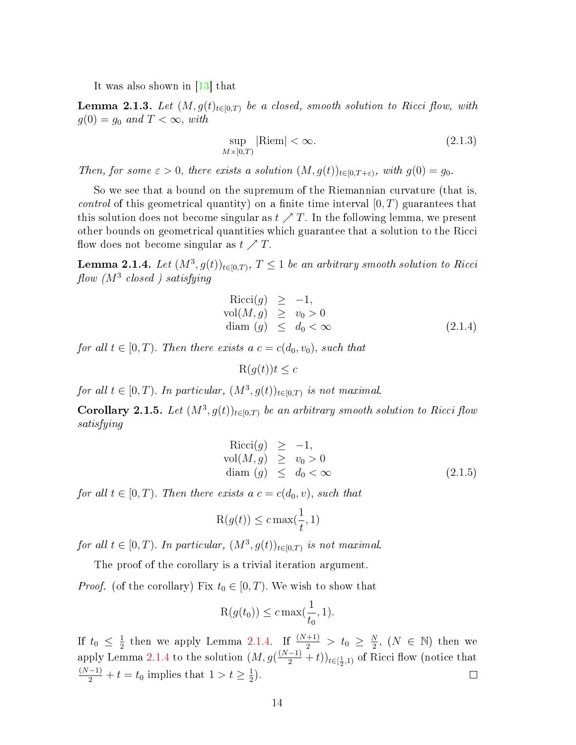It was also shown in [13] that

**Lemma 2.1.3.** *Let $(M, g(t)_{t\in[0,T)}$ be a closed, smooth solution to Ricci flow, with $g(0) = g_0$ and $T < \infty$, with*

$$\sup_{M\times[0,T)} |\text{Riem}| < \infty. \tag{2.1.3}$$

*Then, for some $\varepsilon > 0$, there exists a solution $(M, g(t))_{t\in[0,T+\varepsilon)}$, with $g(0) = g_0$.*

So we see that a bound on the supremum of the Riemannian curvature (that is, *control* of this geometrical quantity) on a finite time interval $[0, T)$ guarantees that this solution does not become singular as $t \nearrow T$. In the following lemma, we present other bounds on geometrical quantities which guarantee that a solution to the Ricci flow does not become singular as $t \nearrow T$.

**Lemma 2.1.4.** *Let $(M^3, g(t))_{t\in[0,T)}$, $T \leq 1$ be an arbitrary smooth solution to Ricci flow ($M^3$ closed ) satisfying*

$$\begin{aligned} \text{Ricci}(g) &\geq -1, \\ \text{vol}(M, g) &\geq v_0 > 0 \\ \text{diam } (g) &\leq d_0 < \infty \end{aligned} \tag{2.1.4}$$

*for all $t \in [0, T)$. Then there exists a $c = c(d_0, v_0)$, such that*

$$\text{R}(g(t))t \leq c$$

*for all $t \in [0, T)$. In particular, $(M^3, g(t))_{t\in[0,T)}$ is not maximal.*

**Corollary 2.1.5.** *Let $(M^3, g(t))_{t\in[0,T)}$ be an arbitrary smooth solution to Ricci flow satisfying*

$$\begin{aligned} \text{Ricci}(g) &\geq -1, \\ \text{vol}(M, g) &\geq v_0 > 0 \\ \text{diam } (g) &\leq d_0 < \infty \end{aligned} \tag{2.1.5}$$

*for all $t \in [0, T)$. Then there exists a $c = c(d_0, v)$, such that*

$$\text{R}(g(t)) \leq c \max(\frac{1}{t}, 1)$$

*for all $t \in [0, T)$. In particular, $(M^3, g(t))_{t\in[0,T)}$ is not maximal.*

The proof of the corollary is a trivial iteration argument.

*Proof.* (of the corollary) Fix $t_0 \in [0, T)$. We wish to show that

$$\text{R}(g(t_0)) \leq c \max(\frac{1}{t_0}, 1).$$

If $t_0 \leq \frac{1}{2}$ then we apply Lemma 2.1.4. If $\frac{(N+1)}{2} > t_0 \geq \frac{N}{2}$, $(N \in \mathbb{N})$ then we apply Lemma 2.1.4 to the solution $(M, g(\frac{(N-1)}{2} + t))_{t\in[\frac{1}{2},1)}$ of Ricci flow (notice that $\frac{(N-1)}{2} + t = t_0$ implies that $1 > t \geq \frac{1}{2}$). ∎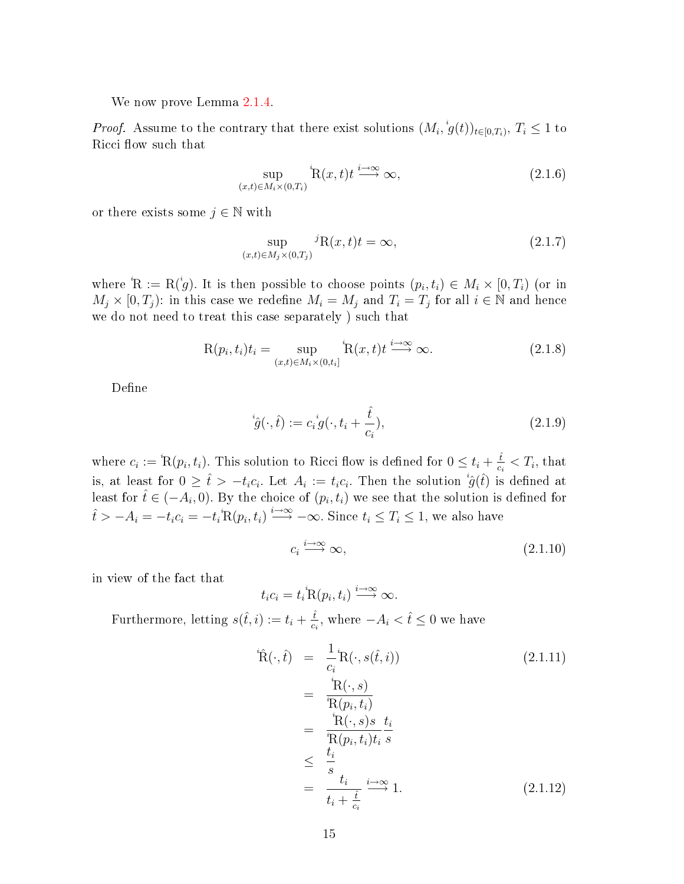We now prove Lemma 2.1.4.

*Proof.* Assume to the contrary that there exist solutions $(M_i, {}^i g(t))_{t\in[0,T_i)}$, $T_i \leq 1$ to Ricci flow such that

$$\sup_{(x,t)\in M_i\times(0,T_i)} {}^i\mathrm{R}(x,t)t \overset{i\to\infty}{\longrightarrow} \infty, \tag{2.1.6}$$

or there exists some $j \in \mathbb{N}$ with

$$\sup_{(x,t)\in M_j\times(0,T_j)} {}^j\mathrm{R}(x,t)t = \infty, \tag{2.1.7}$$

where ${}^i\mathrm{R} := \mathrm{R}({}^i g)$. It is then possible to choose points $(p_i, t_i) \in M_i \times [0, T_i)$ (or in $M_j \times [0, T_j)$: in this case we redefine $M_i = M_j$ and $T_i = T_j$ for all $i \in \mathbb{N}$ and hence we do not need to treat this case separately ) such that

$$\mathrm{R}(p_i, t_i)t_i = \sup_{(x,t)\in M_i\times(0,t_i]} {}^i\mathrm{R}(x,t)t \overset{i\to\infty}{\longrightarrow} \infty. \tag{2.1.8}$$

Define

$${}^i\hat{g}(\cdot, \hat{t}) := c_i {}^i g(\cdot, t_i + \frac{\hat{t}}{c_i}), \tag{2.1.9}$$

where $c_i := {}^i\mathrm{R}(p_i, t_i)$. This solution to Ricci flow is defined for $0 \leq t_i + \frac{\hat{t}}{c_i} < T_i$, that is, at least for $0 \geq \hat{t} > -t_i c_i$. Let $A_i := t_i c_i$. Then the solution ${}^i\hat{g}(\hat{t})$ is defined at least for $\hat{t} \in (-A_i, 0)$. By the choice of $(p_i, t_i)$ we see that the solution is defined for $\hat{t} > -A_i = -t_i c_i = -t_i {}^i\mathrm{R}(p_i, t_i) \overset{i\to\infty}{\longrightarrow} -\infty$. Since $t_i \leq T_i \leq 1$, we also have

$$c_i \overset{i\to\infty}{\longrightarrow} \infty, \tag{2.1.10}$$

in view of the fact that

$$t_i c_i = t_i {}^i\mathrm{R}(p_i, t_i) \overset{i\to\infty}{\longrightarrow} \infty.$$

Furthermore, letting $s(\hat{t}, i) := t_i + \frac{\hat{t}}{c_i}$, where $-A_i < \hat{t} \leq 0$ we have

$$\begin{aligned}
{}^i\hat{\mathrm{R}}(\cdot, \hat{t}) &= \frac{1}{c_i} {}^i\mathrm{R}(\cdot, s(\hat{t}, i)) \qquad (2.1.11)\\
&= \frac{{}^i\mathrm{R}(\cdot, s)}{{}^i\mathrm{R}(p_i, t_i)}\\
&= \frac{{}^i\mathrm{R}(\cdot, s)s}{{}^i\mathrm{R}(p_i, t_i)t_i} \frac{t_i}{s}\\
&\leq \frac{t_i}{s}\\
&= \frac{t_i}{t_i + \frac{\hat{t}}{c_i}} \overset{i\to\infty}{\longrightarrow} 1. \qquad (2.1.12)
\end{aligned}$$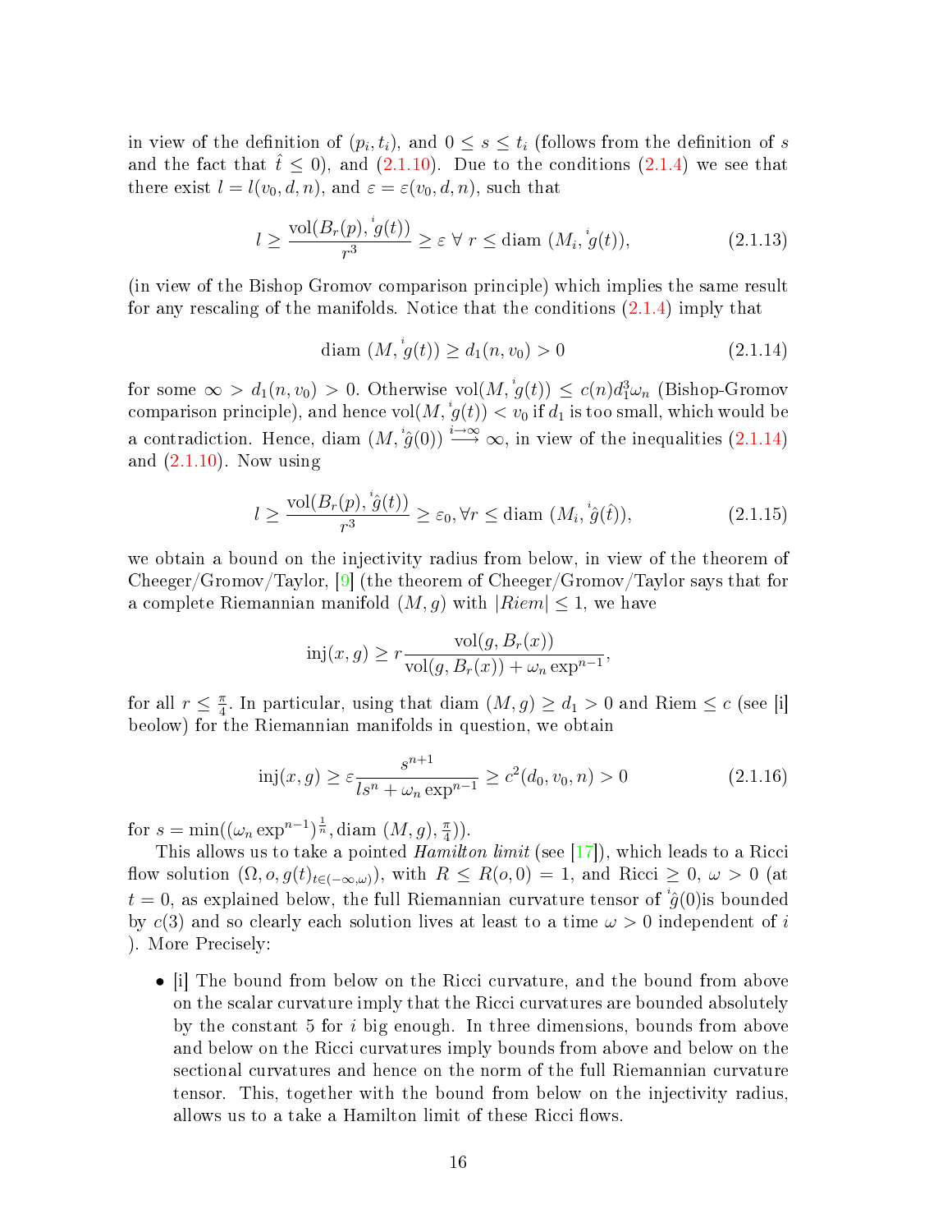in view of the definition of $(p_i, t_i)$, and $0 \leq s \leq t_i$ (follows from the definition of $s$ and the fact that $\hat{t} \leq 0$), and (2.1.10). Due to the conditions (2.1.4) we see that there exist $l = l(v_0, d, n)$, and $\varepsilon = \varepsilon(v_0, d, n)$, such that

$$l \geq \frac{\text{vol}(B_r(p), {}^i g(t))}{r^3} \geq \varepsilon \;\forall\; r \leq \text{diam } (M_i, {}^i g(t)), \tag{2.1.13}$$

(in view of the Bishop Gromov comparison principle) which implies the same result for any rescaling of the manifolds. Notice that the conditions (2.1.4) imply that

$$\text{diam } (M, {}^i g(t)) \geq d_1(n, v_0) > 0 \tag{2.1.14}$$

for some $\infty > d_1(n, v_0) > 0$. Otherwise $\text{vol}(M, {}^i g(t)) \leq c(n) d_1^3 \omega_n$ (Bishop-Gromov comparison principle), and hence $\text{vol}(M, {}^i g(t)) < v_0$ if $d_1$ is too small, which would be a contradiction. Hence, $\text{diam } (M, {}^i \hat{g}(0)) \overset{i \to \infty}{\longrightarrow} \infty$, in view of the inequalities (2.1.14) and (2.1.10). Now using

$$l \geq \frac{\text{vol}(B_r(p), {}^i \hat{g}(t))}{r^3} \geq \varepsilon_0, \forall r \leq \text{diam } (M_i, {}^i \hat{g}(\hat{t})), \tag{2.1.15}$$

we obtain a bound on the injectivity radius from below, in view of the theorem of Cheeger/Gromov/Taylor, [9] (the theorem of Cheeger/Gromov/Taylor says that for a complete Riemannian manifold $(M, g)$ with $|Riem| \leq 1$, we have

$$\text{inj}(x, g) \geq r \frac{\text{vol}(g, B_r(x))}{\text{vol}(g, B_r(x)) + \omega_n \exp^{n-1}},$$

for all $r \leq \frac{\pi}{4}$. In particular, using that $\text{diam } (M, g) \geq d_1 > 0$ and $\text{Riem} \leq c$ (see [i] beolow) for the Riemannian manifolds in question, we obtain

$$\text{inj}(x, g) \geq \varepsilon \frac{s^{n+1}}{l s^n + \omega_n \exp^{n-1}} \geq c^2(d_0, v_0, n) > 0 \tag{2.1.16}$$

for $s = \min((\omega_n \exp^{n-1})^{\frac{1}{n}}, \text{diam } (M, g), \frac{\pi}{4}))$.

This allows us to take a pointed *Hamilton limit* (see [17]), which leads to a Ricci flow solution $(\Omega, o, g(t)_{t \in (-\infty, \omega)})$, with $R \leq R(o, 0) = 1$, and $\text{Ricci} \geq 0$, $\omega > 0$ (at $t = 0$, as explained below, the full Riemannian curvature tensor of ${}^i \hat{g}(0)$is bounded by $c(3)$ and so clearly each solution lives at least to a time $\omega > 0$ independent of $i$ ). More Precisely:

- [i] The bound from below on the Ricci curvature, and the bound from above on the scalar curvature imply that the Ricci curvatures are bounded absolutely by the constant 5 for $i$ big enough. In three dimensions, bounds from above and below on the Ricci curvatures imply bounds from above and below on the sectional curvatures and hence on the norm of the full Riemannian curvature tensor. This, together with the bound from below on the injectivity radius, allows us to a take a Hamilton limit of these Ricci flows.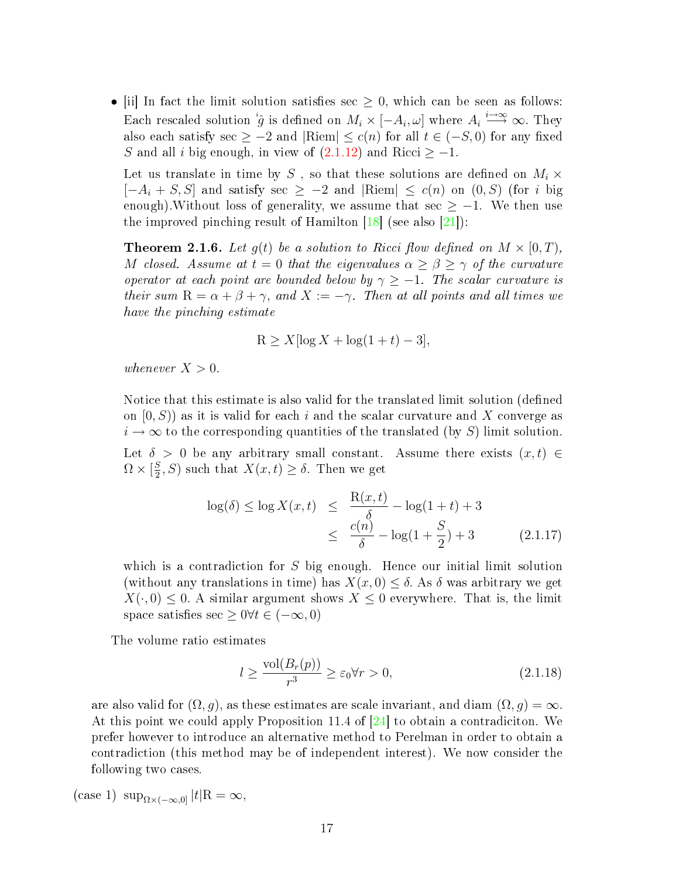- [ii] In fact the limit solution satisfies $\sec \geq 0$, which can be seen as follows: Each rescaled solution ${}^{i}\hat{g}$ is defined on $M_i \times [-A_i, \omega]$ where $A_i \overset{i\to\infty}{\longrightarrow} \infty$. They also each satisfy $\sec \geq -2$ and $|\mathrm{Riem}| \leq c(n)$ for all $t \in (-S, 0)$ for any fixed $S$ and all $i$ big enough, in view of (2.1.12) and $\mathrm{Ricci} \geq -1$.

  Let us translate in time by $S$ , so that these solutions are defined on $M_i \times [-A_i + S, S]$ and satisfy $\sec \geq -2$ and $|\mathrm{Riem}| \leq c(n)$ on $(0, S)$ (for $i$ big enough).Without loss of generality, we assume that $\sec \geq -1$. We then use the improved pinching result of Hamilton [18] (see also [21]):

  **Theorem 2.1.6.** *Let $g(t)$ be a solution to Ricci flow defined on $M \times [0, T)$, $M$ closed. Assume at $t = 0$ that the eigenvalues $\alpha \geq \beta \geq \gamma$ of the curvature operator at each point are bounded below by $\gamma \geq -1$. The scalar curvature is their sum $\mathrm{R} = \alpha + \beta + \gamma$, and $X := -\gamma$. Then at all points and all times we have the pinching estimate*

  $$\mathrm{R} \geq X[\log X + \log(1 + t) - 3],$$

  *whenever $X > 0$.*

  Notice that this estimate is also valid for the translated limit solution (defined on $[0, S)$) as it is valid for each $i$ and the scalar curvature and $X$ converge as $i \to \infty$ to the corresponding quantities of the translated (by $S$) limit solution.

  Let $\delta > 0$ be any arbitrary small constant. Assume there exists $(x, t) \in \Omega \times [\frac{S}{2}, S)$ such that $X(x, t) \geq \delta$. Then we get

  $$\begin{aligned} \log(\delta) \leq \log X(x,t) &\leq \frac{\mathrm{R}(x,t)}{\delta} - \log(1+t) + 3 \\ &\leq \frac{c(n)}{\delta} - \log(1 + \frac{S}{2}) + 3 \end{aligned} \tag{2.1.17}$$

  which is a contradiction for $S$ big enough. Hence our initial limit solution (without any translations in time) has $X(x, 0) \leq \delta$. As $\delta$ was arbitrary we get $X(\cdot, 0) \leq 0$. A similar argument shows $X \leq 0$ everywhere. That is, the limit space satisfies $\sec \geq 0 \forall t \in (-\infty, 0)$

The volume ratio estimates

$$l \geq \frac{\mathrm{vol}(B_r(p))}{r^3} \geq \varepsilon_0 \forall r > 0, \tag{2.1.18}$$

are also valid for $(\Omega, g)$, as these estimates are scale invariant, and $\mathrm{diam}\,(\Omega, g) = \infty$. At this point we could apply Proposition 11.4 of [24] to obtain a contradiciton. We prefer however to introduce an alternative method to Perelman in order to obtain a contradiction (this method may be of independent interest). We now consider the following two cases.

(case 1) $\sup_{\Omega \times (-\infty, 0]} |t|\mathrm{R} = \infty$,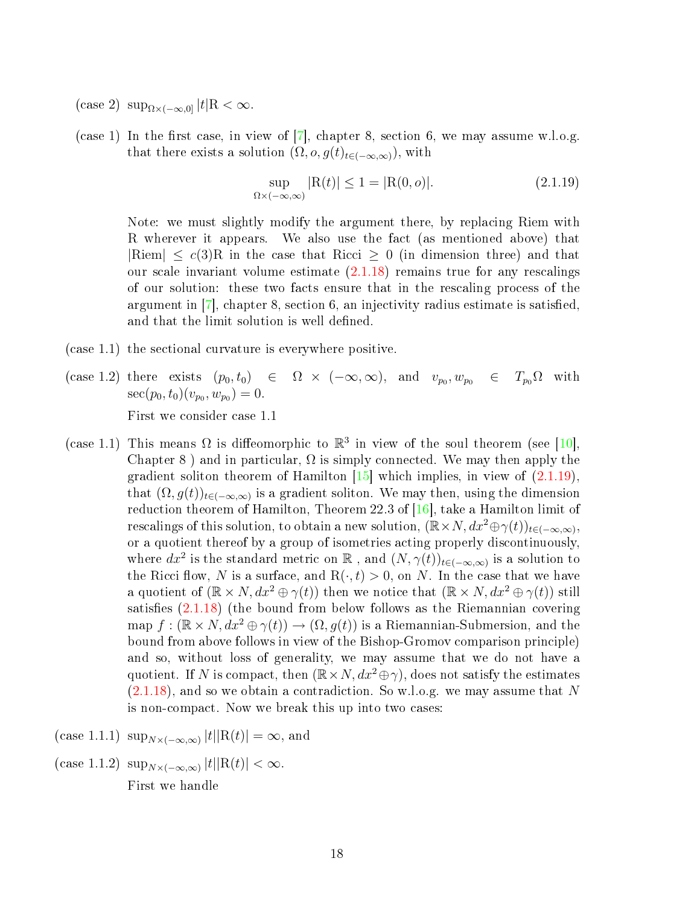(case 2) $\sup_{\Omega\times(-\infty,0]} |t|\mathrm{R} < \infty$.

(case 1) In the first case, in view of [7], chapter 8, section 6, we may assume w.l.o.g. that there exists a solution $(\Omega, o, g(t)_{t\in(-\infty,\infty)})$, with

$$\sup_{\Omega\times(-\infty,\infty)} |\mathrm{R}(t)| \leq 1 = |\mathrm{R}(0,o)|. \tag{2.1.19}$$

Note: we must slightly modify the argument there, by replacing Riem with R wherever it appears. We also use the fact (as mentioned above) that $|\mathrm{Riem}| \leq c(3)\mathrm{R}$ in the case that Ricci $\geq 0$ (in dimension three) and that our scale invariant volume estimate (2.1.18) remains true for any rescalings of our solution: these two facts ensure that in the rescaling process of the argument in [7], chapter 8, section 6, an injectivity radius estimate is satisfied, and that the limit solution is well defined.

(case 1.1) the sectional curvature is everywhere positive.

(case 1.2) there exists $(p_0, t_0) \in \Omega \times (-\infty, \infty)$, and $v_{p_0}, w_{p_0} \in T_{p_0}\Omega$ with $\sec(p_0, t_0)(v_{p_0}, w_{p_0}) = 0$.

First we consider case 1.1

(case 1.1) This means $\Omega$ is diffeomorphic to $\mathbb{R}^3$ in view of the soul theorem (see [10], Chapter 8 ) and in particular, $\Omega$ is simply connected. We may then apply the gradient soliton theorem of Hamilton [15] which implies, in view of (2.1.19), that $(\Omega, g(t))_{t\in(-\infty,\infty)}$ is a gradient soliton. We may then, using the dimension reduction theorem of Hamilton, Theorem 22.3 of [16], take a Hamilton limit of rescalings of this solution, to obtain a new solution, $(\mathbb{R}\times N, dx^2 \oplus \gamma(t))_{t\in(-\infty,\infty)}$, or a quotient thereof by a group of isometries acting properly discontinuously, where $dx^2$ is the standard metric on $\mathbb{R}$ , and $(N, \gamma(t))_{t\in(-\infty,\infty)}$ is a solution to the Ricci flow, $N$ is a surface, and $\mathrm{R}(\cdot, t) > 0$, on $N$. In the case that we have a quotient of $(\mathbb{R} \times N, dx^2 \oplus \gamma(t))$ then we notice that $(\mathbb{R} \times N, dx^2 \oplus \gamma(t))$ still satisfies (2.1.18) (the bound from below follows as the Riemannian covering map $f : (\mathbb{R} \times N, dx^2 \oplus \gamma(t)) \to (\Omega, g(t))$ is a Riemannian-Submersion, and the bound from above follows in view of the Bishop-Gromov comparison principle) and so, without loss of generality, we may assume that we do not have a quotient. If $N$ is compact, then $(\mathbb{R}\times N, dx^2 \oplus \gamma)$, does not satisfy the estimates (2.1.18), and so we obtain a contradiction. So w.l.o.g. we may assume that $N$ is non-compact. Now we break this up into two cases:

(case 1.1.1) $\sup_{N\times(-\infty,\infty)} |t||\mathrm{R}(t)| = \infty$, and

(case 1.1.2) $\sup_{N\times(-\infty,\infty)} |t||\mathrm{R}(t)| < \infty$.

First we handle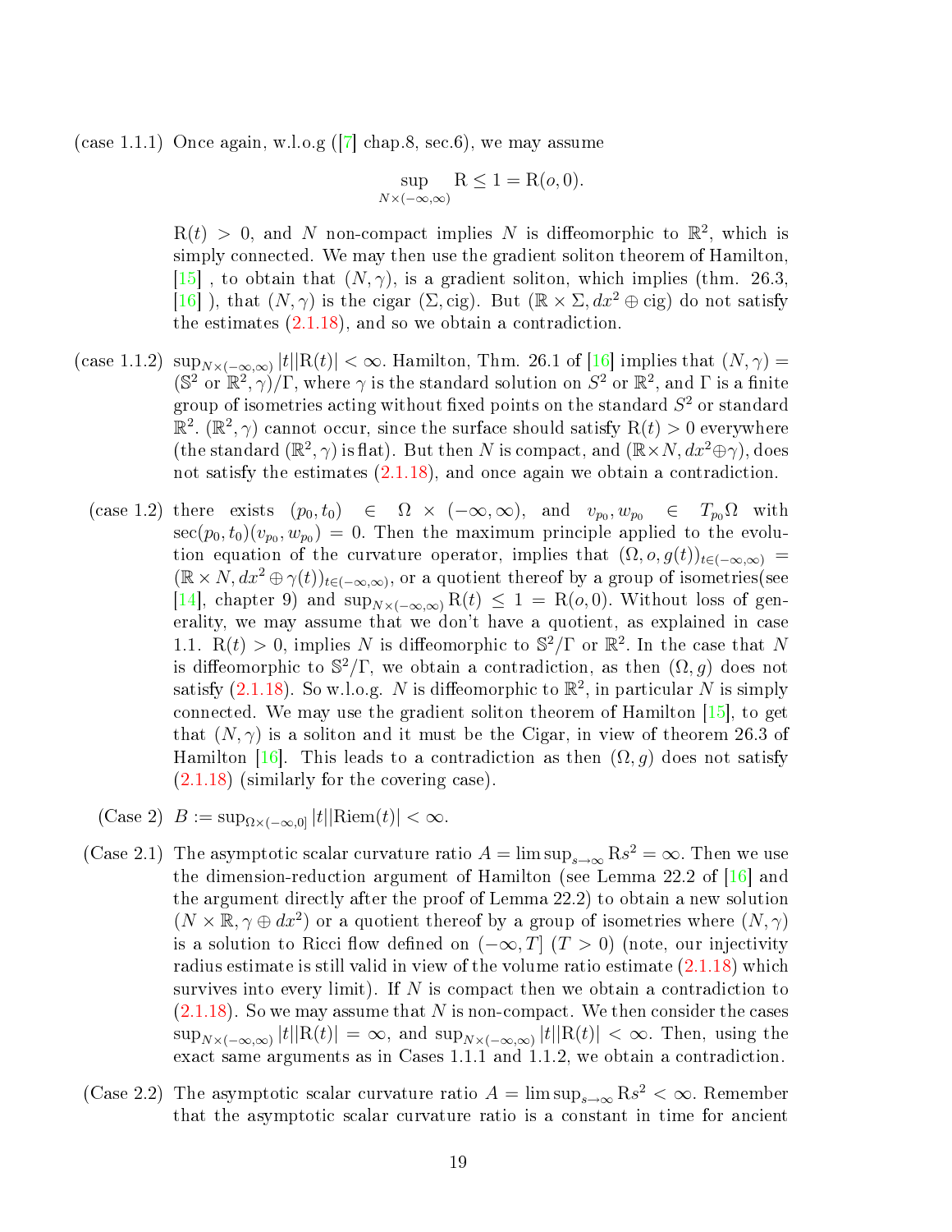(case 1.1.1) Once again, w.l.o.g ([7] chap.8, sec.6), we may assume

$$\sup_{N\times(-\infty,\infty)} \mathrm{R} \leq 1 = \mathrm{R}(o,0).$$

$\mathrm{R}(t) > 0$, and $N$ non-compact implies $N$ is diffeomorphic to $\mathbb{R}^2$, which is simply connected. We may then use the gradient soliton theorem of Hamilton, [15] , to obtain that $(N,\gamma)$, is a gradient soliton, which implies (thm. 26.3, [16] ), that $(N,\gamma)$ is the cigar $(\Sigma, \mathrm{cig})$. But $(\mathbb{R}\times\Sigma, dx^2 \oplus \mathrm{cig})$ do not satisfy the estimates (2.1.18), and so we obtain a contradiction.

(case 1.1.2) $\sup_{N\times(-\infty,\infty)} |t||\mathrm{R}(t)| < \infty$. Hamilton, Thm. 26.1 of [16] implies that $(N,\gamma) = (\mathbb{S}^2 \text{ or } \mathbb{R}^2,\gamma)/\Gamma$, where $\gamma$ is the standard solution on $S^2$ or $\mathbb{R}^2$, and $\Gamma$ is a finite group of isometries acting without fixed points on the standard $S^2$ or standard $\mathbb{R}^2$. $(\mathbb{R}^2,\gamma)$ cannot occur, since the surface should satisfy $\mathrm{R}(t) > 0$ everywhere (the standard $(\mathbb{R}^2,\gamma)$ is flat). But then $N$ is compact, and $(\mathbb{R}\times N, dx^2\oplus\gamma)$, does not satisfy the estimates (2.1.18), and once again we obtain a contradiction.

(case 1.2) there exists $(p_0,t_0) \in \Omega\times(-\infty,\infty)$, and $v_{p_0}, w_{p_0} \in T_{p_0}\Omega$ with $\sec(p_0,t_0)(v_{p_0},w_{p_0}) = 0$. Then the maximum principle applied to the evolution equation of the curvature operator, implies that $(\Omega, o, g(t))_{t\in(-\infty,\infty)} = (\mathbb{R}\times N, dx^2\oplus\gamma(t))_{t\in(-\infty,\infty)}$, or a quotient thereof by a group of isometries(see [14], chapter 9) and $\sup_{N\times(-\infty,\infty)} \mathrm{R}(t) \leq 1 = \mathrm{R}(o,0)$. Without loss of generality, we may assume that we don't have a quotient, as explained in case 1.1. $\mathrm{R}(t) > 0$, implies $N$ is diffeomorphic to $\mathbb{S}^2/\Gamma$ or $\mathbb{R}^2$. In the case that $N$ is diffeomorphic to $\mathbb{S}^2/\Gamma$, we obtain a contradiction, as then $(\Omega,g)$ does not satisfy (2.1.18). So w.l.o.g. $N$ is diffeomorphic to $\mathbb{R}^2$, in particular $N$ is simply connected. We may use the gradient soliton theorem of Hamilton [15], to get that $(N,\gamma)$ is a soliton and it must be the Cigar, in view of theorem 26.3 of Hamilton [16]. This leads to a contradiction as then $(\Omega,g)$ does not satisfy (2.1.18) (similarly for the covering case).

(Case 2) $B := \sup_{\Omega\times(-\infty,0]} |t||\mathrm{Riem}(t)| < \infty$.

(Case 2.1) The asymptotic scalar curvature ratio $A = \limsup_{s\to\infty} \mathrm{R}s^2 = \infty$. Then we use the dimension-reduction argument of Hamilton (see Lemma 22.2 of [16] and the argument directly after the proof of Lemma 22.2) to obtain a new solution $(N\times\mathbb{R}, \gamma\oplus dx^2)$ or a quotient thereof by a group of isometries where $(N,\gamma)$ is a solution to Ricci flow defined on $(-\infty,T]$ $(T>0)$ (note, our injectivity radius estimate is still valid in view of the volume ratio estimate (2.1.18) which survives into every limit). If $N$ is compact then we obtain a contradiction to (2.1.18). So we may assume that $N$ is non-compact. We then consider the cases $\sup_{N\times(-\infty,\infty)} |t||\mathrm{R}(t)| = \infty$, and $\sup_{N\times(-\infty,\infty)} |t||\mathrm{R}(t)| < \infty$. Then, using the exact same arguments as in Cases 1.1.1 and 1.1.2, we obtain a contradiction.

(Case 2.2) The asymptotic scalar curvature ratio $A = \limsup_{s\to\infty} \mathrm{R}s^2 < \infty$. Remember that the asymptotic scalar curvature ratio is a constant in time for ancient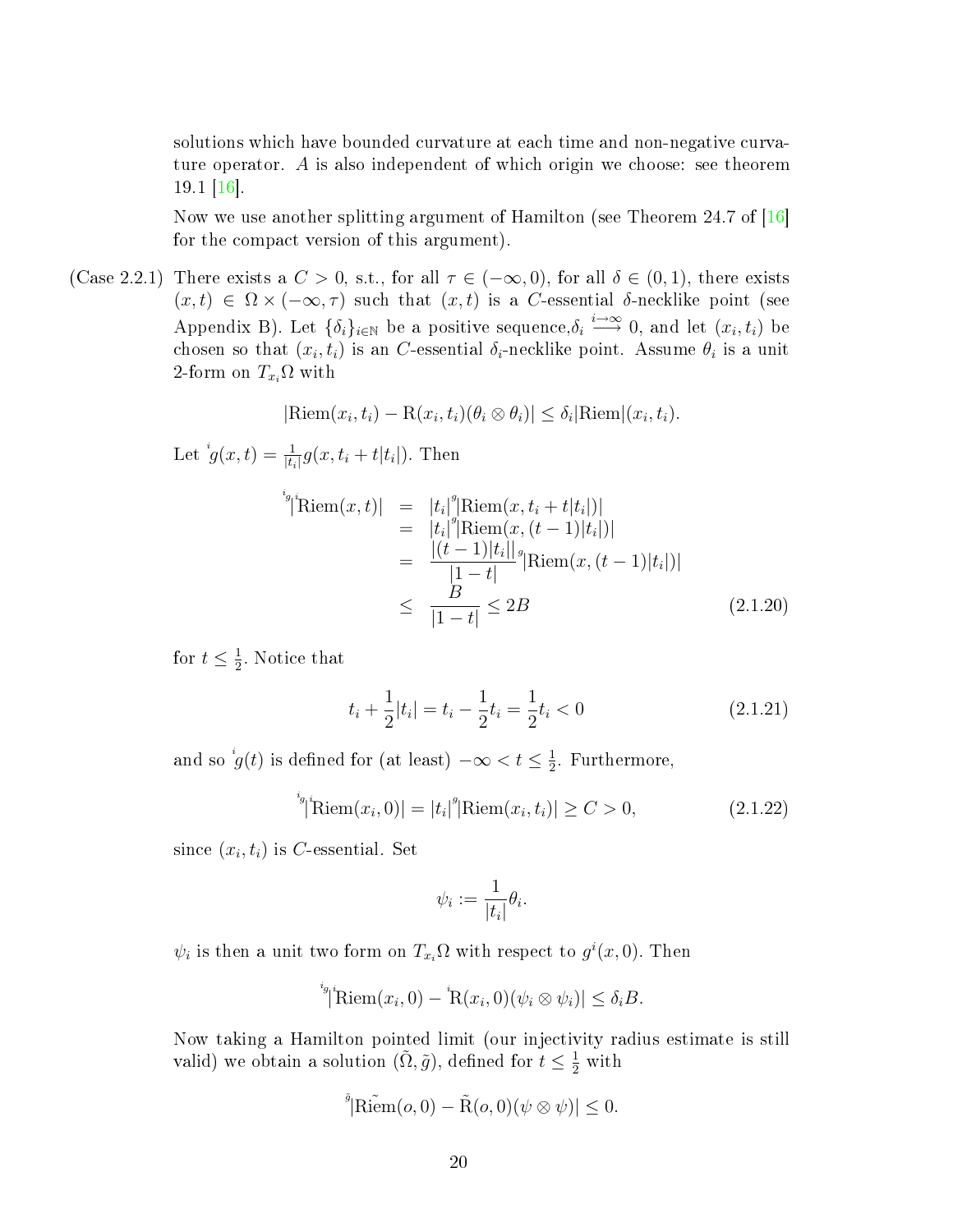solutions which have bounded curvature at each time and non-negative curvature operator. $A$ is also independent of which origin we choose: see theorem 19.1 [16].

Now we use another splitting argument of Hamilton (see Theorem 24.7 of [16] for the compact version of this argument).

(Case 2.2.1) There exists a $C > 0$, s.t., for all $\tau \in (-\infty, 0)$, for all $\delta \in (0,1)$, there exists $(x,t) \in \Omega \times (-\infty, \tau)$ such that $(x,t)$ is a $C$-essential $\delta$-necklike point (see Appendix B). Let $\{\delta_i\}_{i\in\mathbb{N}}$ be a positive sequence, $\delta_i \overset{i\to\infty}{\longrightarrow} 0$, and let $(x_i,t_i)$ be chosen so that $(x_i,t_i)$ is an $C$-essential $\delta_i$-necklike point. Assume $\theta_i$ is a unit 2-form on $T_{x_i}\Omega$ with

$$|\mathrm{Riem}(x_i,t_i) - \mathrm{R}(x_i,t_i)(\theta_i \otimes \theta_i)| \le \delta_i |\mathrm{Riem}|(x_i,t_i).$$

Let ${}^{i}g(x,t) = \frac{1}{|t_i|} g(x, t_i + t|t_i|)$. Then

$$\begin{aligned}
{}^{{}^i g}|{}^{i}\mathrm{Riem}(x,t)| &= |t_i| {}^{g}|\mathrm{Riem}(x, t_i + t|t_i|)| \\
&= |t_i| {}^{g}|\mathrm{Riem}(x, (t-1)|t_i|)| \\
&= \frac{|(t-1)|t_i||}{|1-t|} {}^{g}|\mathrm{Riem}(x,(t-1)|t_i|)| \\
&\le \frac{B}{|1-t|} \le 2B \qquad (2.1.20)
\end{aligned}$$

for $t \le \frac{1}{2}$. Notice that

$$t_i + \frac{1}{2}|t_i| = t_i - \frac{1}{2}t_i = \frac{1}{2}t_i < 0 \qquad (2.1.21)$$

and so ${}^{i}g(t)$ is defined for (at least) $-\infty < t \le \frac{1}{2}$. Furthermore,

$${}^{{}^i g}|{}^{i}\mathrm{Riem}(x_i,0)| = |t_i| {}^{g}|\mathrm{Riem}(x_i,t_i)| \ge C > 0, \qquad (2.1.22)$$

since $(x_i,t_i)$ is $C$-essential. Set

$$\psi_i := \frac{1}{|t_i|}\theta_i.$$

$\psi_i$ is then a unit two form on $T_{x_i}\Omega$ with respect to $g^i(x,0)$. Then

$${}^{{}^i g}|{}^{i}\mathrm{Riem}(x_i,0) - {}^{i}\mathrm{R}(x_i,0)(\psi_i \otimes \psi_i)| \le \delta_i B.$$

Now taking a Hamilton pointed limit (our injectivity radius estimate is still valid) we obtain a solution $(\tilde{\Omega}, \tilde{g})$, defined for $t \le \frac{1}{2}$ with

$${}^{\tilde{g}}|\tilde{\mathrm{Riem}}(o,0) - \tilde{\mathrm{R}}(o,0)(\psi \otimes \psi)| \le 0.$$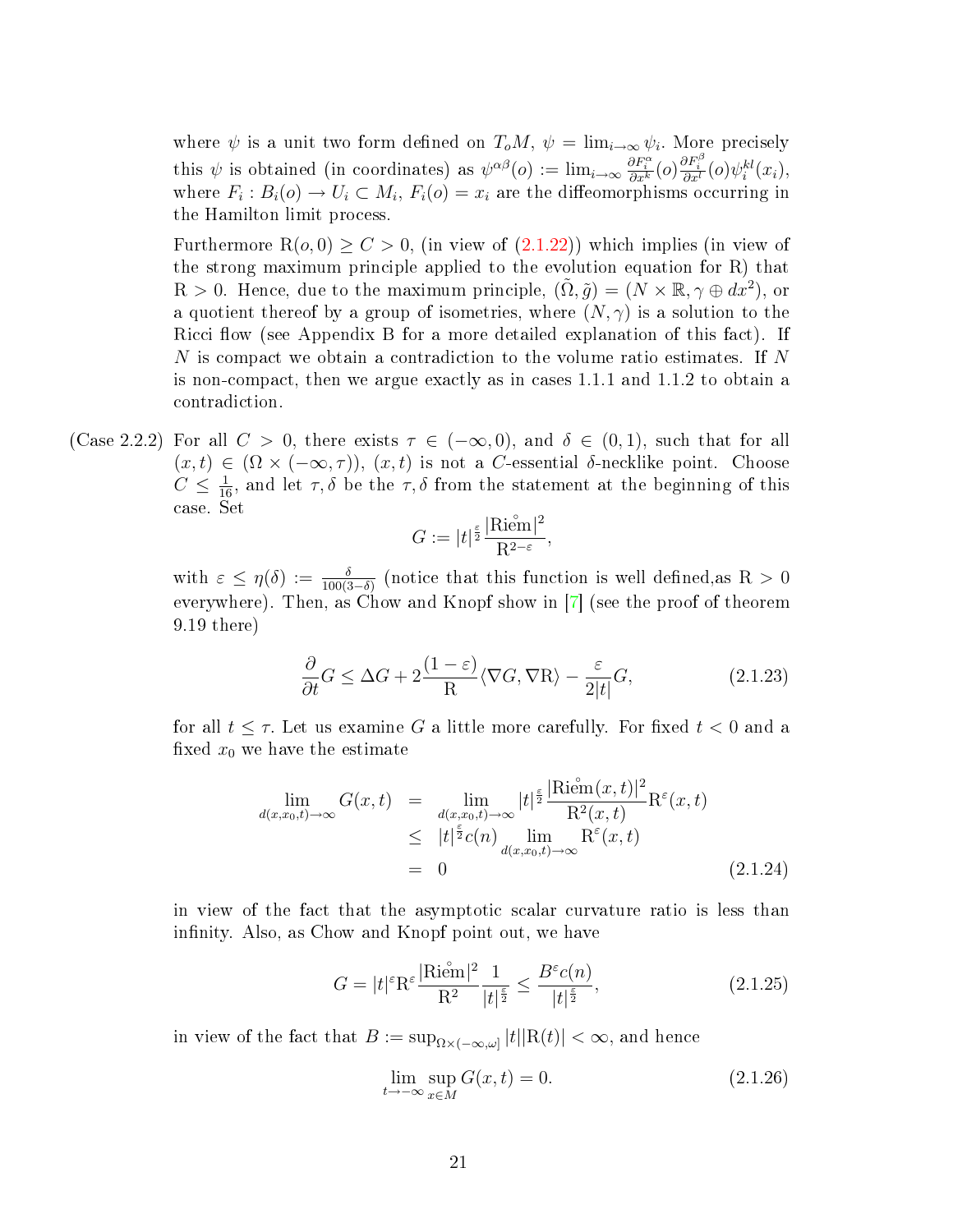where $\psi$ is a unit two form defined on $T_oM$, $\psi = \lim_{i\to\infty} \psi_i$. More precisely this $\psi$ is obtained (in coordinates) as $\psi^{\alpha\beta}(o) := \lim_{i\to\infty} \frac{\partial F_i^\alpha}{\partial x^k}(o)\frac{\partial F_i^\beta}{\partial x^l}(o)\psi_i^{kl}(x_i)$, where $F_i : B_i(o) \to U_i \subset M_i$, $F_i(o) = x_i$ are the diffeomorphisms occurring in the Hamilton limit process.

Furthermore $\mathrm{R}(o, 0) \geq C > 0$, (in view of (2.1.22)) which implies (in view of the strong maximum principle applied to the evolution equation for R) that $\mathrm{R} > 0$. Hence, due to the maximum principle, $(\tilde{\Omega}, \tilde{g}) = (N \times \mathbb{R}, \gamma \oplus dx^2)$, or a quotient thereof by a group of isometries, where $(N, \gamma)$ is a solution to the Ricci flow (see Appendix B for a more detailed explanation of this fact). If $N$ is compact we obtain a contradiction to the volume ratio estimates. If $N$ is non-compact, then we argue exactly as in cases 1.1.1 and 1.1.2 to obtain a contradiction.

(Case 2.2.2) For all $C > 0$, there exists $\tau \in (-\infty, 0)$, and $\delta \in (0, 1)$, such that for all $(x, t) \in (\Omega \times (-\infty, \tau))$, $(x, t)$ is not a $C$-essential $\delta$-necklike point. Choose $C \leq \frac{1}{16}$, and let $\tau, \delta$ be the $\tau, \delta$ from the statement at the beginning of this case. Set

$$G := |t|^{\frac{\varepsilon}{2}} \frac{|\overset{\circ}{\mathrm{Riem}}|^2}{\mathrm{R}^{2-\varepsilon}},$$

with $\varepsilon \leq \eta(\delta) := \frac{\delta}{100(3-\delta)}$ (notice that this function is well defined,as $\mathrm{R} > 0$ everywhere). Then, as Chow and Knopf show in [7] (see the proof of theorem 9.19 there)

$$\frac{\partial}{\partial t} G \leq \Delta G + 2\frac{(1-\varepsilon)}{\mathrm{R}} \langle \nabla G, \nabla \mathrm{R} \rangle - \frac{\varepsilon}{2|t|} G, \tag{2.1.23}$$

for all $t \leq \tau$. Let us examine $G$ a little more carefully. For fixed $t < 0$ and a fixed $x_0$ we have the estimate

$$\begin{aligned}
\lim_{d(x,x_0,t)\to\infty} G(x, t) &= \lim_{d(x,x_0,t)\to\infty} |t|^{\frac{\varepsilon}{2}} \frac{|\overset{\circ}{\mathrm{Riem}}(x, t)|^2}{\mathrm{R}^2(x, t)} \mathrm{R}^{\varepsilon}(x, t) \\
&\leq |t|^{\frac{\varepsilon}{2}} c(n) \lim_{d(x,x_0,t)\to\infty} \mathrm{R}^{\varepsilon}(x, t) \\
&= 0
\end{aligned} \tag{2.1.24}$$

in view of the fact that the asymptotic scalar curvature ratio is less than infinity. Also, as Chow and Knopf point out, we have

$$G = |t|^{\varepsilon} \mathrm{R}^{\varepsilon} \frac{|\overset{\circ}{\mathrm{Riem}}|^2}{\mathrm{R}^2} \frac{1}{|t|^{\frac{\varepsilon}{2}}} \leq \frac{B^{\varepsilon} c(n)}{|t|^{\frac{\varepsilon}{2}}}, \tag{2.1.25}$$

in view of the fact that $B := \sup_{\Omega \times (-\infty, \omega]} |t||\mathrm{R}(t)| < \infty$, and hence

$$\lim_{t\to-\infty} \sup_{x\in M} G(x, t) = 0. \tag{2.1.26}$$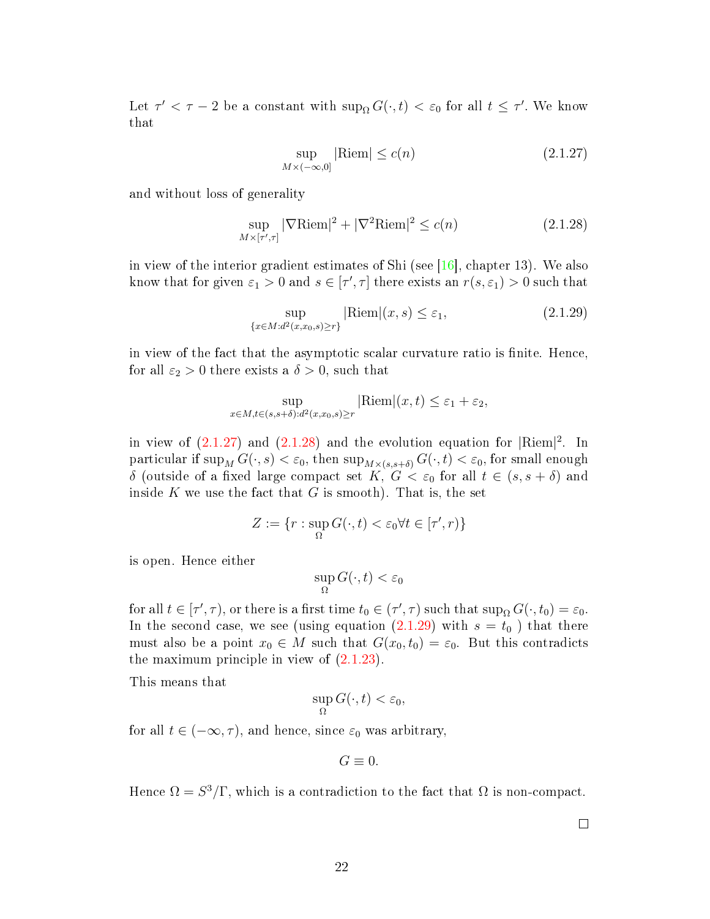Let $\tau' < \tau - 2$ be a constant with $\sup_\Omega G(\cdot,t) < \varepsilon_0$ for all $t \le \tau'$. We know that

$$\sup_{M\times(-\infty,0]} |\mathrm{Riem}| \le c(n) \tag{2.1.27}$$

and without loss of generality

$$\sup_{M\times[\tau',\tau]} |\nabla \mathrm{Riem}|^2 + |\nabla^2 \mathrm{Riem}|^2 \le c(n) \tag{2.1.28}$$

in view of the interior gradient estimates of Shi (see [16], chapter 13). We also know that for given $\varepsilon_1 > 0$ and $s \in [\tau',\tau]$ there exists an $r(s,\varepsilon_1) > 0$ such that

$$\sup_{\{x\in M: d^2(x,x_0,s)\ge r\}} |\mathrm{Riem}|(x,s) \le \varepsilon_1, \tag{2.1.29}$$

in view of the fact that the asymptotic scalar curvature ratio is finite. Hence, for all $\varepsilon_2 > 0$ there exists a $\delta > 0$, such that

$$\sup_{x\in M, t\in(s,s+\delta): d^2(x,x_0,s)\ge r} |\mathrm{Riem}|(x,t) \le \varepsilon_1 + \varepsilon_2,$$

in view of (2.1.27) and (2.1.28) and the evolution equation for $|\mathrm{Riem}|^2$. In particular if $\sup_M G(\cdot,s) < \varepsilon_0$, then $\sup_{M\times(s,s+\delta)} G(\cdot,t) < \varepsilon_0$, for small enough $\delta$ (outside of a fixed large compact set $K$, $G < \varepsilon_0$ for all $t \in (s, s+\delta)$ and inside $K$ we use the fact that $G$ is smooth). That is, the set

$$Z := \{r : \sup_\Omega G(\cdot,t) < \varepsilon_0 \forall t \in [\tau', r)\}$$

is open. Hence either

$$\sup_\Omega G(\cdot,t) < \varepsilon_0$$

for all $t \in [\tau',\tau)$, or there is a first time $t_0 \in (\tau',\tau)$ such that $\sup_\Omega G(\cdot,t_0) = \varepsilon_0$. In the second case, we see (using equation (2.1.29) with $s = t_0$ ) that there must also be a point $x_0 \in M$ such that $G(x_0,t_0) = \varepsilon_0$. But this contradicts the maximum principle in view of (2.1.23).

This means that

$$\sup_\Omega G(\cdot,t) < \varepsilon_0,$$

for all $t \in (-\infty,\tau)$, and hence, since $\varepsilon_0$ was arbitrary,

$$G \equiv 0.$$

Hence $\Omega = S^3/\Gamma$, which is a contradiction to the fact that $\Omega$ is non-compact.

□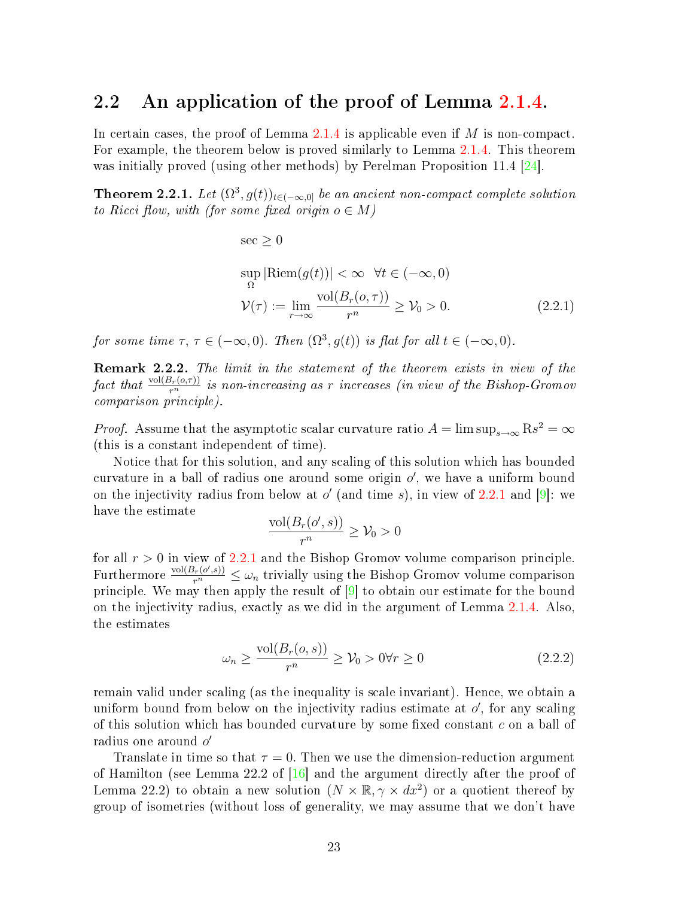## 2.2 An application of the proof of Lemma 2.1.4.

In certain cases, the proof of Lemma 2.1.4 is applicable even if $M$ is non-compact. For example, the theorem below is proved similarly to Lemma 2.1.4. This theorem was initially proved (using other methods) by Perelman Proposition 11.4 [24].

**Theorem 2.2.1.** *Let $(\Omega^3, g(t))_{t\in(-\infty,0]}$ be an ancient non-compact complete solution to Ricci flow, with (for some fixed origin $o \in M$)*

$$
\begin{aligned}
&\sec \geq 0 \\
&\sup_{\Omega} |\mathrm{Riem}(g(t))| < \infty \quad \forall t \in (-\infty, 0) \\
&\mathcal{V}(\tau) := \lim_{r\to\infty} \frac{\mathrm{vol}(B_r(o,\tau))}{r^n} \geq \mathcal{V}_0 > 0. \qquad (2.2.1)
\end{aligned}
$$

*for some time $\tau$, $\tau \in (-\infty, 0)$. Then $(\Omega^3, g(t))$ is flat for all $t \in (-\infty, 0)$.*

**Remark 2.2.2.** *The limit in the statement of the theorem exists in view of the fact that $\frac{\mathrm{vol}(B_r(o,\tau))}{r^n}$ is non-increasing as $r$ increases (in view of the Bishop-Gromov comparison principle).*

*Proof.* Assume that the asymptotic scalar curvature ratio $A = \limsup_{s\to\infty} \mathrm{R}s^2 = \infty$ (this is a constant independent of time).

Notice that for this solution, and any scaling of this solution which has bounded curvature in a ball of radius one around some origin $o'$, we have a uniform bound on the injectivity radius from below at $o'$ (and time $s$), in view of 2.2.1 and [9]: we have the estimate

$$
\frac{\mathrm{vol}(B_r(o', s))}{r^n} \geq \mathcal{V}_0 > 0
$$

for all $r > 0$ in view of 2.2.1 and the Bishop Gromov volume comparison principle. Furthermore $\frac{\mathrm{vol}(B_r(o',s))}{r^n} \leq \omega_n$ trivially using the Bishop Gromov volume comparison principle. We may then apply the result of [9] to obtain our estimate for the bound on the injectivity radius, exactly as we did in the argument of Lemma 2.1.4. Also, the estimates

$$
\omega_n \geq \frac{\mathrm{vol}(B_r(o, s))}{r^n} \geq \mathcal{V}_0 > 0 \forall r \geq 0 \qquad (2.2.2)
$$

remain valid under scaling (as the inequality is scale invariant). Hence, we obtain a uniform bound from below on the injectivity radius estimate at $o'$, for any scaling of this solution which has bounded curvature by some fixed constant $c$ on a ball of radius one around $o'$

Translate in time so that $\tau = 0$. Then we use the dimension-reduction argument of Hamilton (see Lemma 22.2 of [16] and the argument directly after the proof of Lemma 22.2) to obtain a new solution $(N \times \mathbb{R}, \gamma \times dx^2)$ or a quotient thereof by group of isometries (without loss of generality, we may assume that we don't have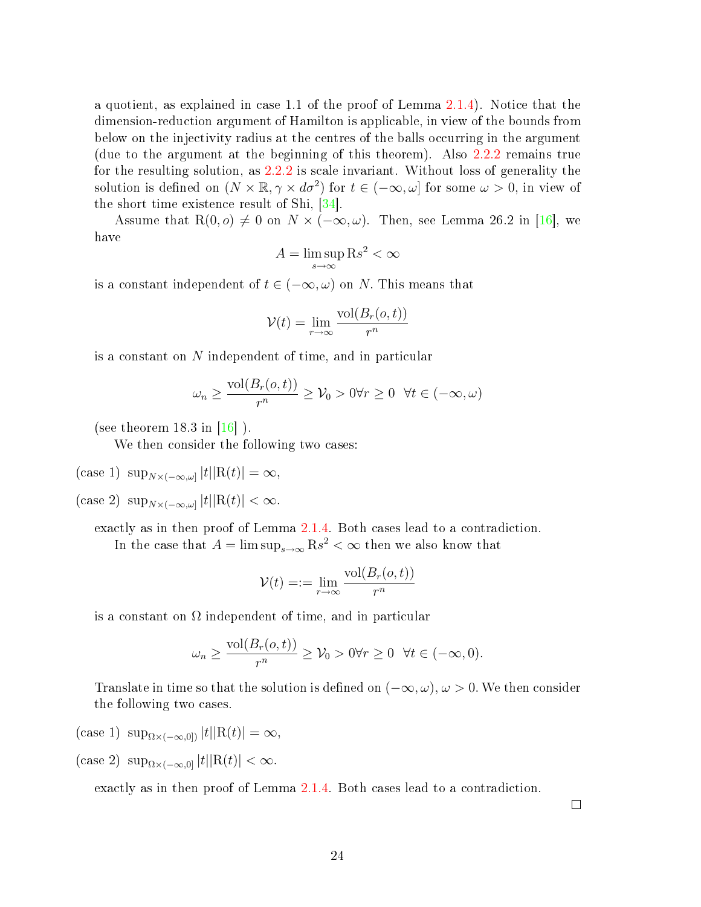a quotient, as explained in case 1.1 of the proof of Lemma 2.1.4). Notice that the dimension-reduction argument of Hamilton is applicable, in view of the bounds from below on the injectivity radius at the centres of the balls occurring in the argument (due to the argument at the beginning of this theorem). Also 2.2.2 remains true for the resulting solution, as 2.2.2 is scale invariant. Without loss of generality the solution is defined on $(N \times \mathbb{R}, \gamma \times d\sigma^2)$ for $t \in (-\infty, \omega]$ for some $\omega > 0$, in view of the short time existence result of Shi, [34].

Assume that $\mathrm{R}(0, o) \neq 0$ on $N \times (-\infty, \omega)$. Then, see Lemma 26.2 in [16], we have

$$A = \limsup_{s \to \infty} \mathrm{R} s^2 < \infty$$

is a constant independent of $t \in (-\infty, \omega)$ on $N$. This means that

$$\mathcal{V}(t) = \lim_{r \to \infty} \frac{\mathrm{vol}(B_r(o,t))}{r^n}$$

is a constant on $N$ independent of time, and in particular

$$\omega_n \geq \frac{\mathrm{vol}(B_r(o,t))}{r^n} \geq \mathcal{V}_0 > 0 \forall r \geq 0 \ \ \forall t \in (-\infty, \omega)$$

(see theorem 18.3 in [16] ).

We then consider the following two cases:

(case 1) $\sup_{N \times (-\infty, \omega]} |t||\mathrm{R}(t)| = \infty$,

(case 2) $\sup_{N \times (-\infty, \omega]} |t||\mathrm{R}(t)| < \infty$.

exactly as in then proof of Lemma 2.1.4. Both cases lead to a contradiction.

In the case that $A = \limsup_{s \to \infty} \mathrm{R} s^2 < \infty$ then we also know that

$$\mathcal{V}(t) =:= \lim_{r \to \infty} \frac{\mathrm{vol}(B_r(o,t))}{r^n}$$

is a constant on $\Omega$ independent of time, and in particular

$$\omega_n \geq \frac{\mathrm{vol}(B_r(o,t))}{r^n} \geq \mathcal{V}_0 > 0 \forall r \geq 0 \ \ \forall t \in (-\infty, 0).$$

Translate in time so that the solution is defined on $(-\infty, \omega)$, $\omega > 0$. We then consider the following two cases.

(case 1) $\sup_{\Omega \times (-\infty, 0])} |t||\mathrm{R}(t)| = \infty$,

(case 2) $\sup_{\Omega \times (-\infty, 0]} |t||\mathrm{R}(t)| < \infty$.

exactly as in then proof of Lemma 2.1.4. Both cases lead to a contradiction.

□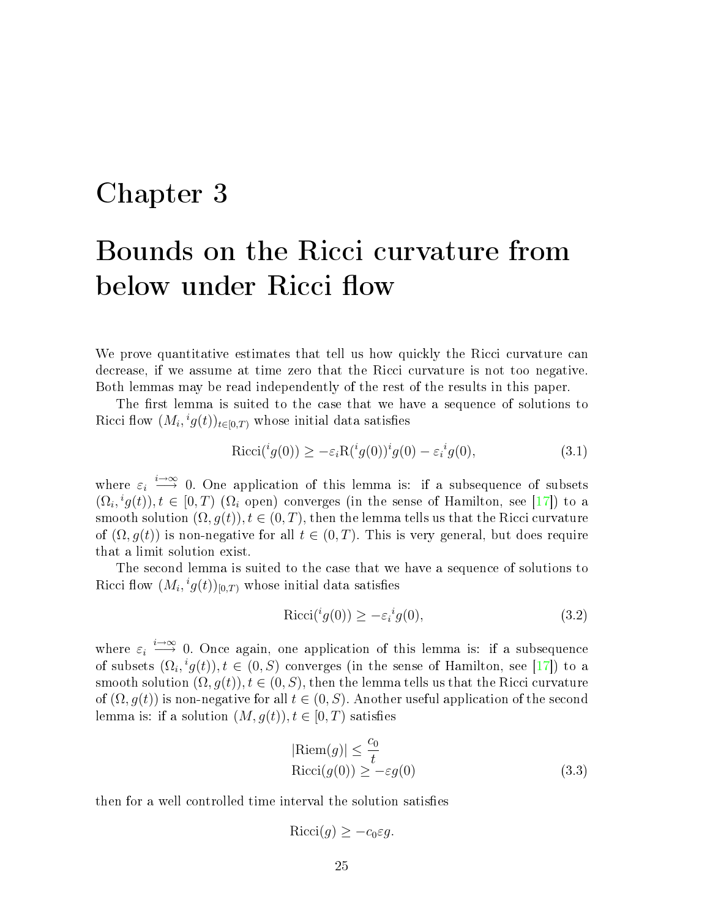# Chapter 3

# Bounds on the Ricci curvature from below under Ricci flow

We prove quantitative estimates that tell us how quickly the Ricci curvature can decrease, if we assume at time zero that the Ricci curvature is not too negative. Both lemmas may be read independently of the rest of the results in this paper.

The first lemma is suited to the case that we have a sequence of solutions to Ricci flow $(M_i, {}^i g(t))_{t \in [0,T)}$ whose initial data satisfies

$$\mathrm{Ricci}({}^i g(0)) \geq -\varepsilon_i \mathrm{R}({}^i g(0)) {}^i g(0) - \varepsilon_i {}^i g(0), \tag{3.1}$$

where $\varepsilon_i \overset{i \to \infty}{\longrightarrow} 0$. One application of this lemma is: if a subsequence of subsets $(\Omega_i, {}^i g(t)), t \in [0,T)$ ($\Omega_i$ open) converges (in the sense of Hamilton, see [17]) to a smooth solution $(\Omega, g(t)), t \in (0,T)$, then the lemma tells us that the Ricci curvature of $(\Omega, g(t))$ is non-negative for all $t \in (0,T)$. This is very general, but does require that a limit solution exist.

The second lemma is suited to the case that we have a sequence of solutions to Ricci flow $(M_i, {}^i g(t))_{[0,T)}$ whose initial data satisfies

$$\mathrm{Ricci}({}^i g(0)) \geq -\varepsilon_i {}^i g(0), \tag{3.2}$$

where $\varepsilon_i \overset{i \to \infty}{\longrightarrow} 0$. Once again, one application of this lemma is: if a subsequence of subsets $(\Omega_i, {}^i g(t)), t \in (0,S)$ converges (in the sense of Hamilton, see [17]) to a smooth solution $(\Omega, g(t)), t \in (0,S)$, then the lemma tells us that the Ricci curvature of $(\Omega, g(t))$ is non-negative for all $t \in (0,S)$. Another useful application of the second lemma is: if a solution $(M, g(t)), t \in [0,T)$ satisfies

$$\begin{aligned} |\mathrm{Riem}(g)| &\leq \frac{c_0}{t} \\ \mathrm{Ricci}(g(0)) &\geq -\varepsilon g(0) \end{aligned} \tag{3.3}$$

then for a well controlled time interval the solution satisfies

$$\mathrm{Ricci}(g) \geq -c_0 \varepsilon g.$$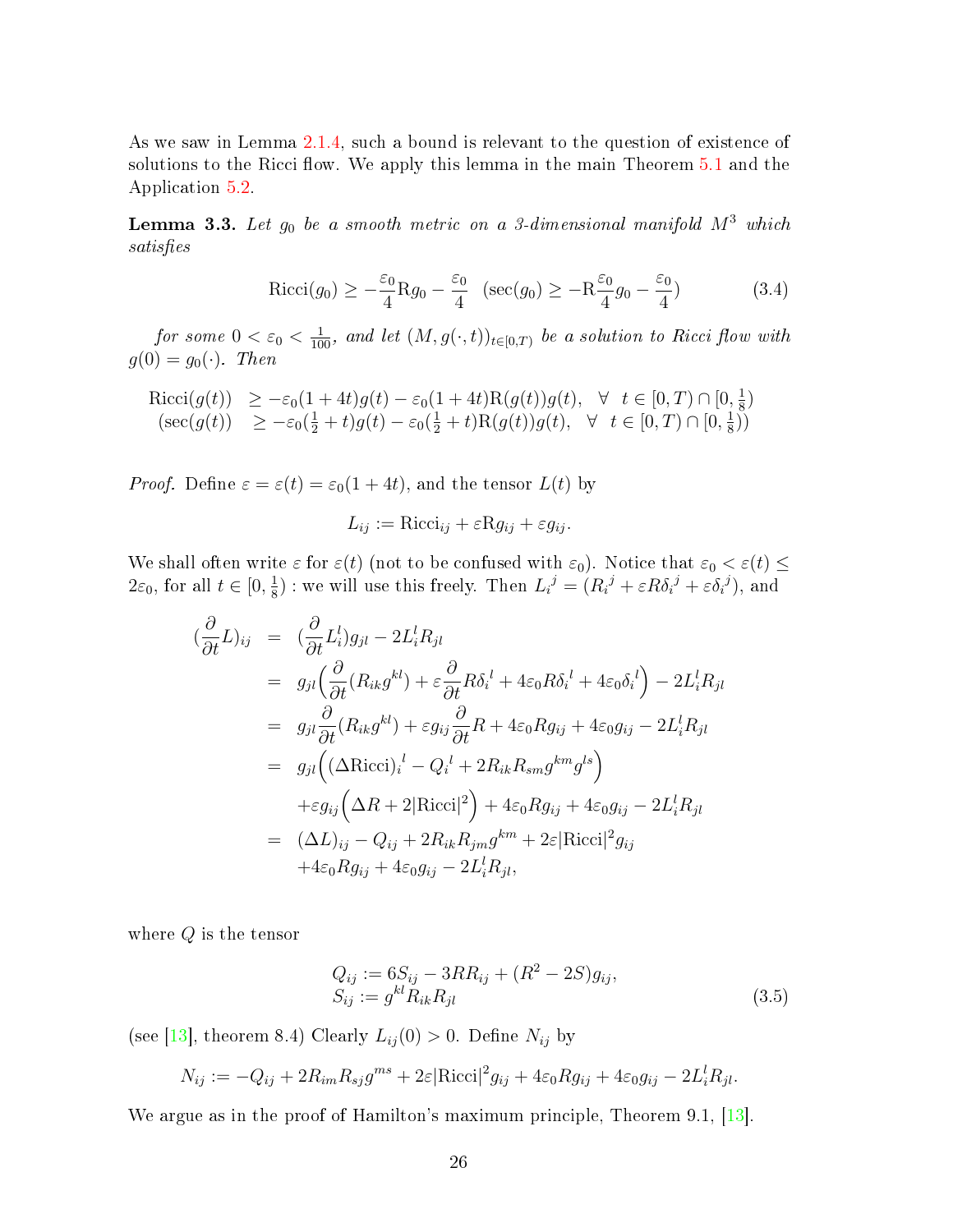As we saw in Lemma 2.1.4, such a bound is relevant to the question of existence of solutions to the Ricci flow. We apply this lemma in the main Theorem 5.1 and the Application 5.2.

**Lemma 3.3.** *Let $g_0$ be a smooth metric on a 3-dimensional manifold $M^3$ which satisfies*

$$\mathrm{Ricci}(g_0) \geq -\frac{\varepsilon_0}{4}\mathrm{R}g_0 - \frac{\varepsilon_0}{4} \quad (\sec(g_0) \geq -\mathrm{R}\frac{\varepsilon_0}{4}g_0 - \frac{\varepsilon_0}{4}) \tag{3.4}$$

*for some $0 < \varepsilon_0 < \frac{1}{100}$, and let $(M, g(\cdot,t))_{t\in[0,T)}$ be a solution to Ricci flow with $g(0) = g_0(\cdot)$. Then*

$$\begin{array}{rll} \mathrm{Ricci}(g(t)) & \geq -\varepsilon_0(1+4t)g(t) - \varepsilon_0(1+4t)\mathrm{R}(g(t))g(t), & \forall \;\; t \in [0,T)\cap[0,\frac{1}{8}) \\ (\sec(g(t)) & \geq -\varepsilon_0(\frac{1}{2}+t)g(t) - \varepsilon_0(\frac{1}{2}+t)\mathrm{R}(g(t))g(t), & \forall \;\; t \in [0,T)\cap[0,\frac{1}{8})) \end{array}$$

*Proof.* Define $\varepsilon = \varepsilon(t) = \varepsilon_0(1+4t)$, and the tensor $L(t)$ by

$$L_{ij} := \mathrm{Ricci}_{ij} + \varepsilon \mathrm{R} g_{ij} + \varepsilon g_{ij}.$$

We shall often write $\varepsilon$ for $\varepsilon(t)$ (not to be confused with $\varepsilon_0$). Notice that $\varepsilon_0 < \varepsilon(t) \leq 2\varepsilon_0$, for all $t \in [0,\frac{1}{8})$ : we will use this freely. Then $L_i^{\ j} = (R_i^{\ j} + \varepsilon R \delta_i^{\ j} + \varepsilon \delta_i^{\ j})$, and

$$\begin{aligned}
(\frac{\partial}{\partial t}L)_{ij} &= (\frac{\partial}{\partial t}L_i^l)g_{jl} - 2L_i^l R_{jl} \\
&= g_{jl}\Big(\frac{\partial}{\partial t}(R_{ik}g^{kl}) + \varepsilon\frac{\partial}{\partial t}R\delta_i^{\ l} + 4\varepsilon_0 R\delta_i^{\ l} + 4\varepsilon_0\delta_i^{\ l}\Big) - 2L_i^l R_{jl} \\
&= g_{jl}\frac{\partial}{\partial t}(R_{ik}g^{kl}) + \varepsilon g_{ij}\frac{\partial}{\partial t}R + 4\varepsilon_0 R g_{ij} + 4\varepsilon_0 g_{ij} - 2L_i^l R_{jl} \\
&= g_{jl}\Big((\Delta \mathrm{Ricci})_i^{\ l} - Q_i^{\ l} + 2R_{ik}R_{sm}g^{km}g^{ls}\Big) \\
&\quad + \varepsilon g_{ij}\Big(\Delta R + 2|\mathrm{Ricci}|^2\Big) + 4\varepsilon_0 R g_{ij} + 4\varepsilon_0 g_{ij} - 2L_i^l R_{jl} \\
&= (\Delta L)_{ij} - Q_{ij} + 2R_{ik}R_{jm}g^{km} + 2\varepsilon|\mathrm{Ricci}|^2 g_{ij} \\
&\quad + 4\varepsilon_0 R g_{ij} + 4\varepsilon_0 g_{ij} - 2L_i^l R_{jl},
\end{aligned}$$

where $Q$ is the tensor

$$\begin{aligned} Q_{ij} &:= 6S_{ij} - 3RR_{ij} + (R^2 - 2S)g_{ij}, \\ S_{ij} &:= g^{kl}R_{ik}R_{jl} \end{aligned} \tag{3.5}$$

(see [13], theorem 8.4) Clearly $L_{ij}(0) > 0$. Define $N_{ij}$ by

$$N_{ij} := -Q_{ij} + 2R_{im}R_{sj}g^{ms} + 2\varepsilon|\mathrm{Ricci}|^2 g_{ij} + 4\varepsilon_0 R g_{ij} + 4\varepsilon_0 g_{ij} - 2L_i^l R_{jl}.$$

We argue as in the proof of Hamilton's maximum principle, Theorem 9.1, [13].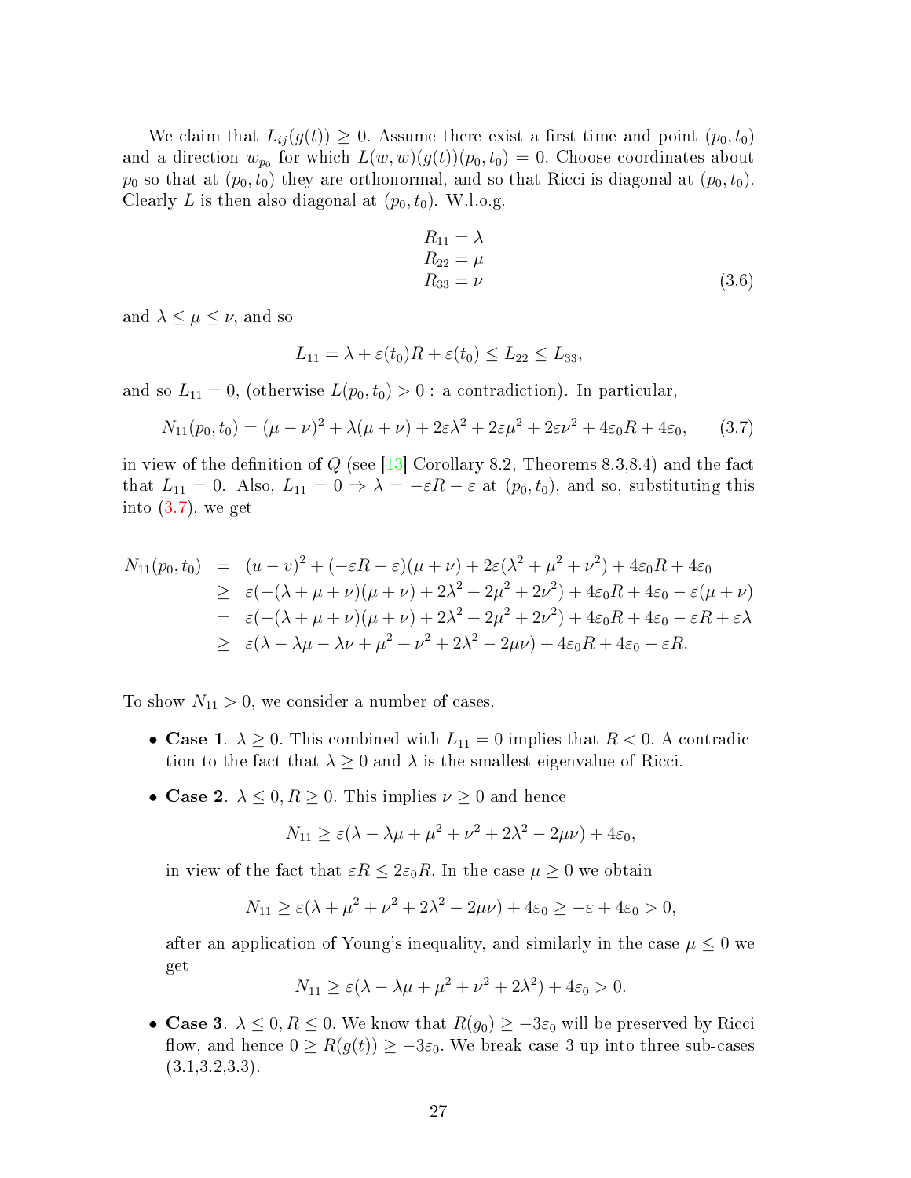We claim that $L_{ij}(g(t)) \geq 0$. Assume there exist a first time and point $(p_0, t_0)$ and a direction $w_{p_0}$ for which $L(w, w)(g(t))(p_0, t_0) = 0$. Choose coordinates about $p_0$ so that at $(p_0, t_0)$ they are orthonormal, and so that Ricci is diagonal at $(p_0, t_0)$. Clearly $L$ is then also diagonal at $(p_0, t_0)$. W.l.o.g.

$$
\begin{aligned}
R_{11} &= \lambda \\
R_{22} &= \mu \\
R_{33} &= \nu
\end{aligned} \tag{3.6}
$$

and $\lambda \leq \mu \leq \nu$, and so

$$
L_{11} = \lambda + \varepsilon(t_0)R + \varepsilon(t_0) \leq L_{22} \leq L_{33},
$$

and so $L_{11} = 0$, (otherwise $L(p_0, t_0) > 0$ : a contradiction). In particular,

$$
N_{11}(p_0, t_0) = (\mu - \nu)^2 + \lambda(\mu + \nu) + 2\varepsilon\lambda^2 + 2\varepsilon\mu^2 + 2\varepsilon\nu^2 + 4\varepsilon_0 R + 4\varepsilon_0, \tag{3.7}
$$

in view of the definition of $Q$ (see [13] Corollary 8.2, Theorems 8.3,8.4) and the fact that $L_{11} = 0$. Also, $L_{11} = 0 \Rightarrow \lambda = -\varepsilon R - \varepsilon$ at $(p_0, t_0)$, and so, substituting this into (3.7), we get

$$
\begin{aligned}
N_{11}(p_0, t_0) &= (u - v)^2 + (-\varepsilon R - \varepsilon)(\mu + \nu) + 2\varepsilon(\lambda^2 + \mu^2 + \nu^2) + 4\varepsilon_0 R + 4\varepsilon_0 \\
&\geq \varepsilon(-(\lambda + \mu + \nu)(\mu + \nu) + 2\lambda^2 + 2\mu^2 + 2\nu^2) + 4\varepsilon_0 R + 4\varepsilon_0 - \varepsilon(\mu + \nu) \\
&= \varepsilon(-(\lambda + \mu + \nu)(\mu + \nu) + 2\lambda^2 + 2\mu^2 + 2\nu^2) + 4\varepsilon_0 R + 4\varepsilon_0 - \varepsilon R + \varepsilon\lambda \\
&\geq \varepsilon(\lambda - \lambda\mu - \lambda\nu + \mu^2 + \nu^2 + 2\lambda^2 - 2\mu\nu) + 4\varepsilon_0 R + 4\varepsilon_0 - \varepsilon R.
\end{aligned}
$$

To show $N_{11} > 0$, we consider a number of cases.

- **Case 1**. $\lambda \geq 0$. This combined with $L_{11} = 0$ implies that $R < 0$. A contradiction to the fact that $\lambda \geq 0$ and $\lambda$ is the smallest eigenvalue of Ricci.

- **Case 2**. $\lambda \leq 0, R \geq 0$. This implies $\nu \geq 0$ and hence

  $$
  N_{11} \geq \varepsilon(\lambda - \lambda\mu + \mu^2 + \nu^2 + 2\lambda^2 - 2\mu\nu) + 4\varepsilon_0,
  $$

  in view of the fact that $\varepsilon R \leq 2\varepsilon_0 R$. In the case $\mu \geq 0$ we obtain

  $$
  N_{11} \geq \varepsilon(\lambda + \mu^2 + \nu^2 + 2\lambda^2 - 2\mu\nu) + 4\varepsilon_0 \geq -\varepsilon + 4\varepsilon_0 > 0,
  $$

  after an application of Young's inequality, and similarly in the case $\mu \leq 0$ we get

  $$
  N_{11} \geq \varepsilon(\lambda - \lambda\mu + \mu^2 + \nu^2 + 2\lambda^2) + 4\varepsilon_0 > 0.
  $$

- **Case 3**. $\lambda \leq 0, R \leq 0$. We know that $R(g_0) \geq -3\varepsilon_0$ will be preserved by Ricci flow, and hence $0 \geq R(g(t)) \geq -3\varepsilon_0$. We break case 3 up into three sub-cases (3.1,3.2,3.3).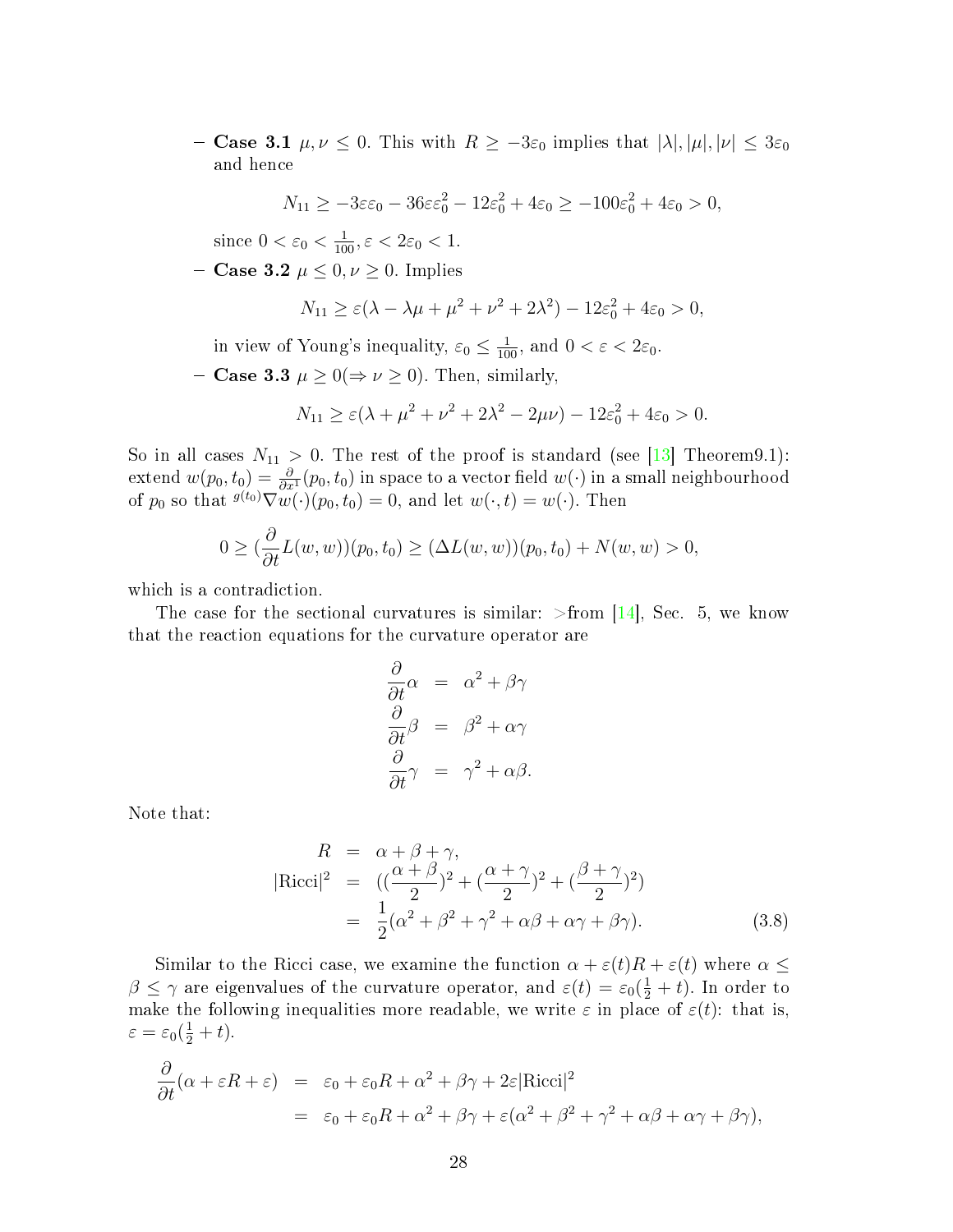- **Case 3.1** $\mu, \nu \leq 0$. This with $R \geq -3\varepsilon_0$ implies that $|\lambda|, |\mu|, |\nu| \leq 3\varepsilon_0$ and hence

$$N_{11} \geq -3\varepsilon\varepsilon_0 - 36\varepsilon\varepsilon_0^2 - 12\varepsilon_0^2 + 4\varepsilon_0 \geq -100\varepsilon_0^2 + 4\varepsilon_0 > 0,$$

since $0 < \varepsilon_0 < \frac{1}{100}, \varepsilon < 2\varepsilon_0 < 1$.

- **Case 3.2** $\mu \leq 0, \nu \geq 0$. Implies

$$N_{11} \geq \varepsilon(\lambda - \lambda\mu + \mu^2 + \nu^2 + 2\lambda^2) - 12\varepsilon_0^2 + 4\varepsilon_0 > 0,$$

in view of Young's inequality, $\varepsilon_0 \leq \frac{1}{100}$, and $0 < \varepsilon < 2\varepsilon_0$.

- **Case 3.3** $\mu \geq 0 (\Rightarrow \nu \geq 0)$. Then, similarly,

$$N_{11} \geq \varepsilon(\lambda + \mu^2 + \nu^2 + 2\lambda^2 - 2\mu\nu) - 12\varepsilon_0^2 + 4\varepsilon_0 > 0.$$

So in all cases $N_{11} > 0$. The rest of the proof is standard (see [13] Theorem9.1): extend $w(p_0, t_0) = \frac{\partial}{\partial x^1}(p_0, t_0)$ in space to a vector field $w(\cdot)$ in a small neighbourhood of $p_0$ so that ${}^{g(t_0)}\nabla w(\cdot)(p_0, t_0) = 0$, and let $w(\cdot, t) = w(\cdot)$. Then

$$0 \geq (\frac{\partial}{\partial t} L(w, w))(p_0, t_0) \geq (\Delta L(w, w))(p_0, t_0) + N(w, w) > 0,$$

which is a contradiction.

The case for the sectional curvatures is similar: >from [14], Sec. 5, we know that the reaction equations for the curvature operator are

$$\begin{aligned}
\frac{\partial}{\partial t}\alpha &= \alpha^2 + \beta\gamma \\
\frac{\partial}{\partial t}\beta &= \beta^2 + \alpha\gamma \\
\frac{\partial}{\partial t}\gamma &= \gamma^2 + \alpha\beta.
\end{aligned}$$

Note that:

$$\begin{aligned}
R &= \alpha + \beta + \gamma, \\
|\text{Ricci}|^2 &= ((\frac{\alpha + \beta}{2})^2 + (\frac{\alpha + \gamma}{2})^2 + (\frac{\beta + \gamma}{2})^2) \\
&= \frac{1}{2}(\alpha^2 + \beta^2 + \gamma^2 + \alpha\beta + \alpha\gamma + \beta\gamma).
\end{aligned} \tag{3.8}$$

Similar to the Ricci case, we examine the function $\alpha + \varepsilon(t)R + \varepsilon(t)$ where $\alpha \leq \beta \leq \gamma$ are eigenvalues of the curvature operator, and $\varepsilon(t) = \varepsilon_0(\frac{1}{2} + t)$. In order to make the following inequalities more readable, we write $\varepsilon$ in place of $\varepsilon(t)$: that is, $\varepsilon = \varepsilon_0(\frac{1}{2} + t)$.

$$\begin{aligned}
\frac{\partial}{\partial t}(\alpha + \varepsilon R + \varepsilon) &= \varepsilon_0 + \varepsilon_0 R + \alpha^2 + \beta\gamma + 2\varepsilon|\text{Ricci}|^2 \\
&= \varepsilon_0 + \varepsilon_0 R + \alpha^2 + \beta\gamma + \varepsilon(\alpha^2 + \beta^2 + \gamma^2 + \alpha\beta + \alpha\gamma + \beta\gamma),
\end{aligned}$$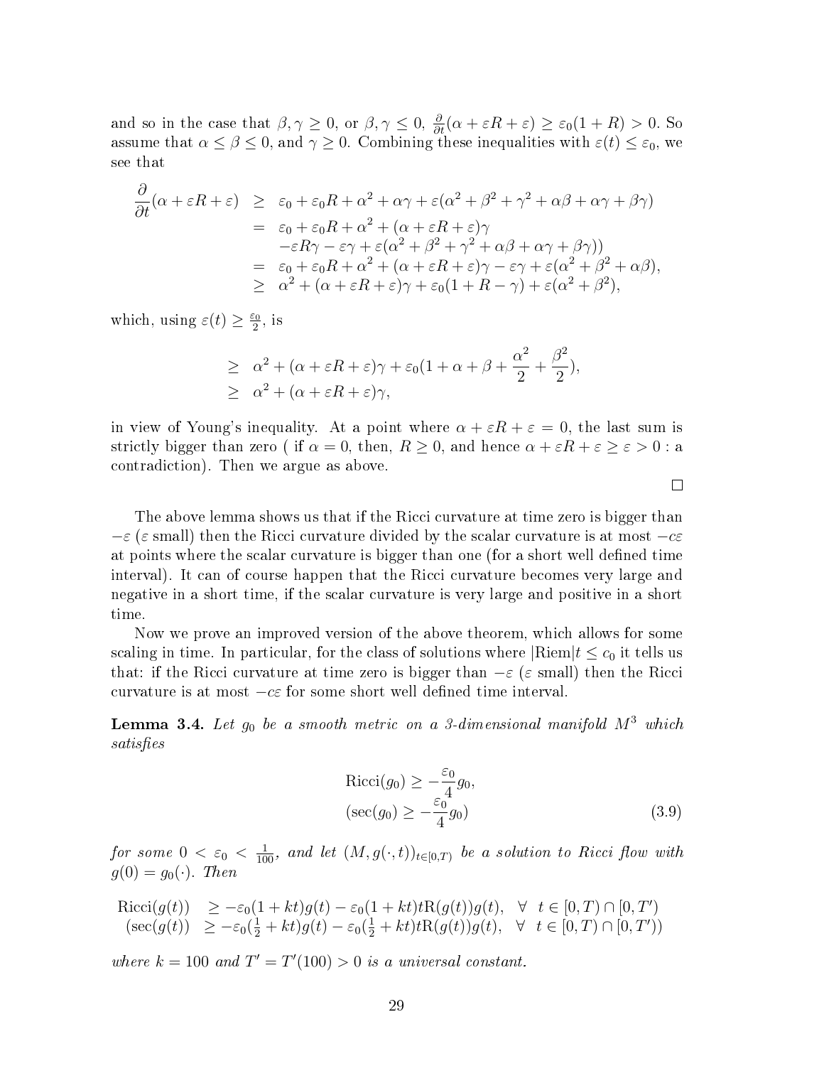and so in the case that $\beta, \gamma \geq 0$, or $\beta, \gamma \leq 0$, $\frac{\partial}{\partial t}(\alpha + \varepsilon R + \varepsilon) \geq \varepsilon_0(1 + R) > 0$. So assume that $\alpha \leq \beta \leq 0$, and $\gamma \geq 0$. Combining these inequalities with $\varepsilon(t) \leq \varepsilon_0$, we see that

$$
\begin{aligned}
\frac{\partial}{\partial t}(\alpha + \varepsilon R + \varepsilon) &\geq \varepsilon_0 + \varepsilon_0 R + \alpha^2 + \alpha\gamma + \varepsilon(\alpha^2 + \beta^2 + \gamma^2 + \alpha\beta + \alpha\gamma + \beta\gamma) \\
&= \varepsilon_0 + \varepsilon_0 R + \alpha^2 + (\alpha + \varepsilon R + \varepsilon)\gamma \\
&\quad -\varepsilon R\gamma - \varepsilon\gamma + \varepsilon(\alpha^2 + \beta^2 + \gamma^2 + \alpha\beta + \alpha\gamma + \beta\gamma)) \\
&= \varepsilon_0 + \varepsilon_0 R + \alpha^2 + (\alpha + \varepsilon R + \varepsilon)\gamma - \varepsilon\gamma + \varepsilon(\alpha^2 + \beta^2 + \alpha\beta), \\
&\geq \alpha^2 + (\alpha + \varepsilon R + \varepsilon)\gamma + \varepsilon_0(1 + R - \gamma) + \varepsilon(\alpha^2 + \beta^2),
\end{aligned}
$$

which, using $\varepsilon(t) \geq \frac{\varepsilon_0}{2}$, is

$$
\begin{aligned}
&\geq \alpha^2 + (\alpha + \varepsilon R + \varepsilon)\gamma + \varepsilon_0(1 + \alpha + \beta + \frac{\alpha^2}{2} + \frac{\beta^2}{2}), \\
&\geq \alpha^2 + (\alpha + \varepsilon R + \varepsilon)\gamma,
\end{aligned}
$$

in view of Young's inequality. At a point where $\alpha + \varepsilon R + \varepsilon = 0$, the last sum is strictly bigger than zero ( if $\alpha = 0$, then, $R \geq 0$, and hence $\alpha + \varepsilon R + \varepsilon \geq \varepsilon > 0$ : a contradiction). Then we argue as above.

□

The above lemma shows us that if the Ricci curvature at time zero is bigger than $-\varepsilon$ ($\varepsilon$ small) then the Ricci curvature divided by the scalar curvature is at most $-c\varepsilon$ at points where the scalar curvature is bigger than one (for a short well defined time interval). It can of course happen that the Ricci curvature becomes very large and negative in a short time, if the scalar curvature is very large and positive in a short time.

Now we prove an improved version of the above theorem, which allows for some scaling in time. In particular, for the class of solutions where $|\mathrm{Riem}|t \leq c_0$ it tells us that: if the Ricci curvature at time zero is bigger than $-\varepsilon$ ($\varepsilon$ small) then the Ricci curvature is at most $-c\varepsilon$ for some short well defined time interval.

**Lemma 3.4.** *Let $g_0$ be a smooth metric on a 3-dimensional manifold $M^3$ which satisfies*

$$
\begin{aligned}
\mathrm{Ricci}(g_0) &\geq -\frac{\varepsilon_0}{4} g_0, \\
(\sec(g_0) &\geq -\frac{\varepsilon_0}{4} g_0)
\end{aligned} \tag{3.9}
$$

*for some $0 < \varepsilon_0 < \frac{1}{100}$, and let $(M, g(\cdot,t))_{t \in [0,T)}$ be a solution to Ricci flow with $g(0) = g_0(\cdot)$. Then*

$$
\begin{aligned}
\mathrm{Ricci}(g(t)) &\geq -\varepsilon_0(1 + kt)g(t) - \varepsilon_0(1 + kt)t\mathrm{R}(g(t))g(t), \quad \forall \ \ t \in [0,T) \cap [0,T') \\
(\sec(g(t)) &\geq -\varepsilon_0(\tfrac{1}{2} + kt)g(t) - \varepsilon_0(\tfrac{1}{2} + kt)t\mathrm{R}(g(t))g(t), \quad \forall \ \ t \in [0,T) \cap [0,T'))
\end{aligned}
$$

*where $k = 100$ and $T' = T'(100) > 0$ is a universal constant.*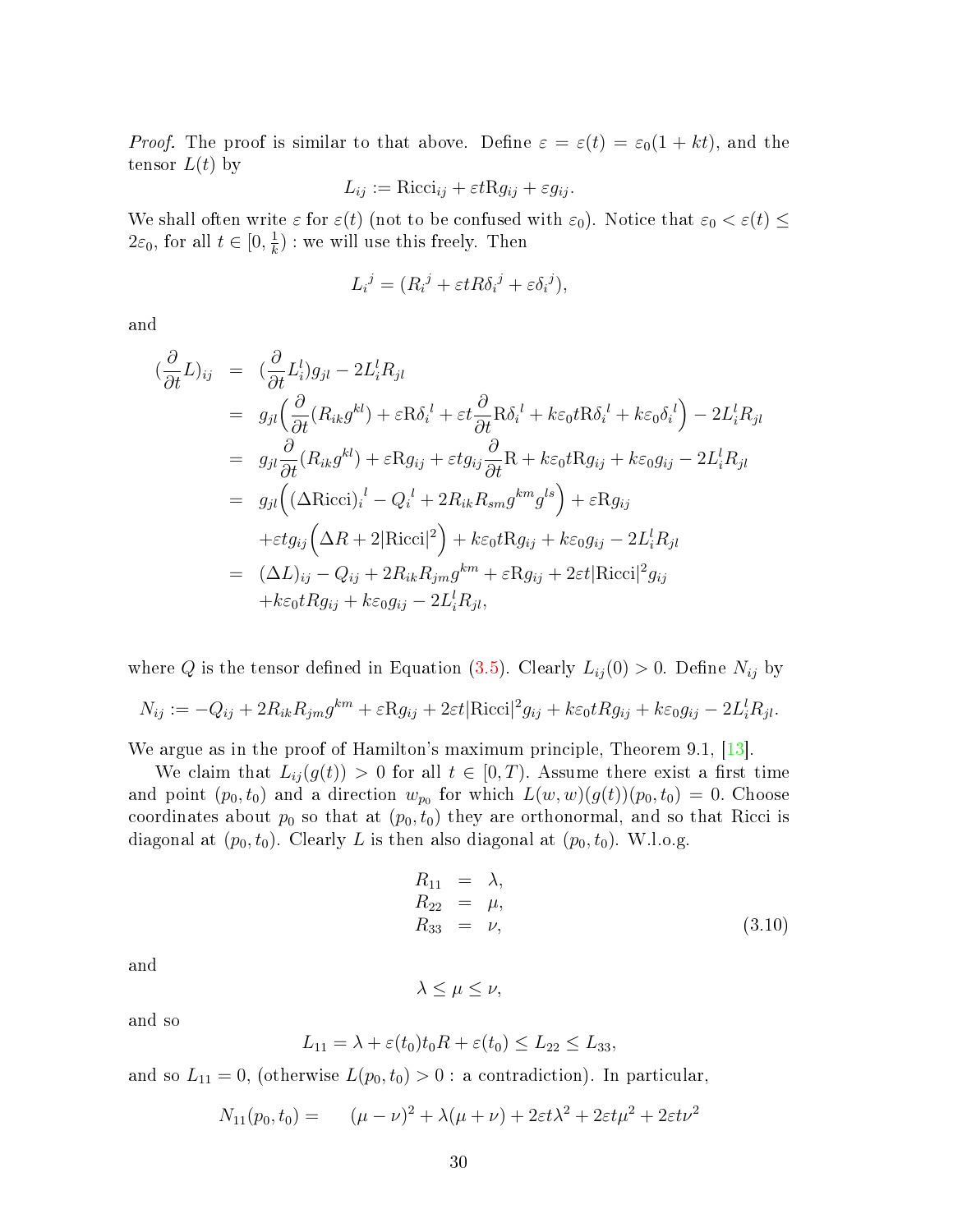*Proof.* The proof is similar to that above. Define $\varepsilon = \varepsilon(t) = \varepsilon_0(1 + kt)$, and the tensor $L(t)$ by

$$L_{ij} := \mathrm{Ricci}_{ij} + \varepsilon t \mathrm{R} g_{ij} + \varepsilon g_{ij}.$$

We shall often write $\varepsilon$ for $\varepsilon(t)$ (not to be confused with $\varepsilon_0$). Notice that $\varepsilon_0 < \varepsilon(t) \leq 2\varepsilon_0$, for all $t \in [0, \frac{1}{k})$ : we will use this freely. Then

$$L_i^{\ j} = (R_i^{\ j} + \varepsilon t R \delta_i^{\ j} + \varepsilon \delta_i^{\ j}),$$

and

$$
\begin{aligned}
(\frac{\partial}{\partial t} L)_{ij} &= (\frac{\partial}{\partial t} L_i^l) g_{jl} - 2 L_i^l R_{jl} \\
&= g_{jl}\Big(\frac{\partial}{\partial t}(R_{ik} g^{kl}) + \varepsilon \mathrm{R} \delta_i^{\ l} + \varepsilon t \frac{\partial}{\partial t} \mathrm{R} \delta_i^{\ l} + k\varepsilon_0 t \mathrm{R} \delta_i^{\ l} + k \varepsilon_0 \delta_i^{\ l}\Big) - 2 L_i^l R_{jl} \\
&= g_{jl} \frac{\partial}{\partial t}(R_{ik} g^{kl}) + \varepsilon \mathrm{R} g_{ij} + \varepsilon t g_{ij} \frac{\partial}{\partial t} \mathrm{R} + k\varepsilon_0 t \mathrm{R} g_{ij} + k\varepsilon_0 g_{ij} - 2 L_i^l R_{jl} \\
&= g_{jl}\Big((\Delta \mathrm{Ricci})_i^{\ l} - Q_i^{\ l} + 2 R_{ik} R_{sm} g^{km} g^{ls}\Big) + \varepsilon \mathrm{R} g_{ij} \\
&\quad + \varepsilon t g_{ij}\Big(\Delta R + 2|\mathrm{Ricci}|^2\Big) + k\varepsilon_0 t \mathrm{R} g_{ij} + k\varepsilon_0 g_{ij} - 2 L_i^l R_{jl} \\
&= (\Delta L)_{ij} - Q_{ij} + 2 R_{ik} R_{jm} g^{km} + \varepsilon \mathrm{R} g_{ij} + 2\varepsilon t |\mathrm{Ricci}|^2 g_{ij} \\
&\quad + k\varepsilon_0 t R g_{ij} + k\varepsilon_0 g_{ij} - 2 L_i^l R_{jl},
\end{aligned}
$$

where $Q$ is the tensor defined in Equation (3.5). Clearly $L_{ij}(0) > 0$. Define $N_{ij}$ by

$$N_{ij} := -Q_{ij} + 2 R_{ik} R_{jm} g^{km} + \varepsilon \mathrm{R} g_{ij} + 2\varepsilon t |\mathrm{Ricci}|^2 g_{ij} + k\varepsilon_0 t R g_{ij} + k\varepsilon_0 g_{ij} - 2 L_i^l R_{jl}.$$

We argue as in the proof of Hamilton's maximum principle, Theorem 9.1, [13].

We claim that $L_{ij}(g(t)) > 0$ for all $t \in [0, T)$. Assume there exist a first time and point $(p_0, t_0)$ and a direction $w_{p_0}$ for which $L(w, w)(g(t))(p_0, t_0) = 0$. Choose coordinates about $p_0$ so that at $(p_0, t_0)$ they are orthonormal, and so that Ricci is diagonal at $(p_0, t_0)$. Clearly $L$ is then also diagonal at $(p_0, t_0)$. W.l.o.g.

$$
\begin{aligned}
R_{11} &= \lambda, \\
R_{22} &= \mu, \\
R_{33} &= \nu,
\end{aligned}
\tag{3.10}
$$

and

$$\lambda \leq \mu \leq \nu,$$

and so

$$L_{11} = \lambda + \varepsilon(t_0) t_0 R + \varepsilon(t_0) \leq L_{22} \leq L_{33},$$

and so $L_{11} = 0$, (otherwise $L(p_0, t_0) > 0$ : a contradiction). In particular,

$$N_{11}(p_0, t_0) = \quad (\mu - \nu)^2 + \lambda(\mu + \nu) + 2\varepsilon t \lambda^2 + 2\varepsilon t \mu^2 + 2\varepsilon t \nu^2$$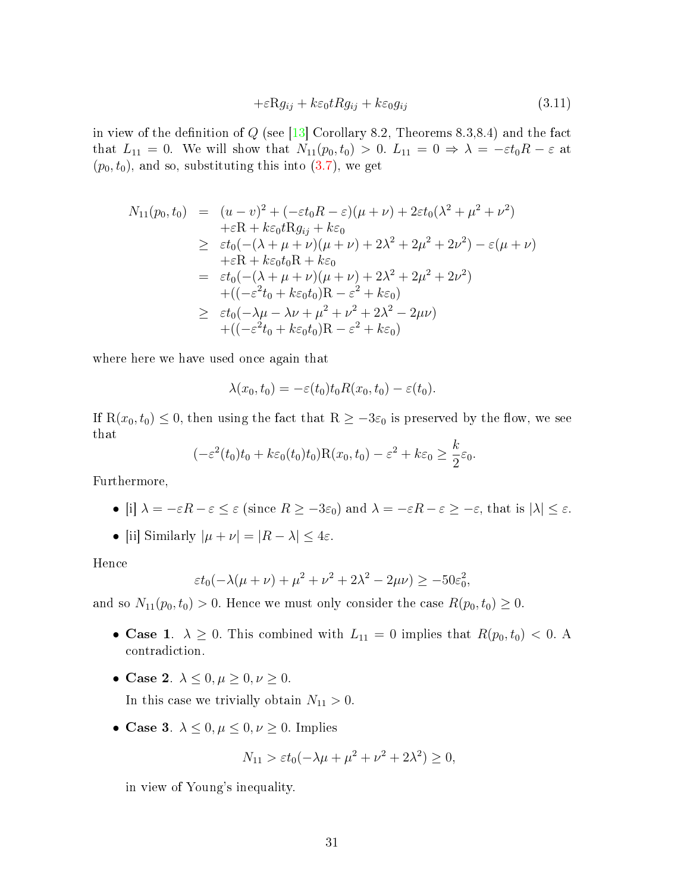$$+\varepsilon \mathrm{R} g_{ij} + k\varepsilon_0 t R g_{ij} + k\varepsilon_0 g_{ij} \tag{3.11}$$

in view of the definition of $Q$ (see [13] Corollary 8.2, Theorems 8.3,8.4) and the fact that $L_{11} = 0$. We will show that $N_{11}(p_0, t_0) > 0$. $L_{11} = 0 \Rightarrow \lambda = -\varepsilon t_0 R - \varepsilon$ at $(p_0, t_0)$, and so, substituting this into (3.7), we get

$$\begin{aligned}
N_{11}(p_0, t_0) &= (u-v)^2 + (-\varepsilon t_0 R - \varepsilon)(\mu + \nu) + 2\varepsilon t_0(\lambda^2 + \mu^2 + \nu^2) \\
&\quad + \varepsilon \mathrm{R} + k\varepsilon_0 t \mathrm{R} g_{ij} + k\varepsilon_0 \\
&\geq \varepsilon t_0(-(\lambda + \mu + \nu)(\mu + \nu) + 2\lambda^2 + 2\mu^2 + 2\nu^2) - \varepsilon(\mu + \nu) \\
&\quad + \varepsilon \mathrm{R} + k\varepsilon_0 t_0 \mathrm{R} + k\varepsilon_0 \\
&= \varepsilon t_0(-(\lambda + \mu + \nu)(\mu + \nu) + 2\lambda^2 + 2\mu^2 + 2\nu^2) \\
&\quad + ((-\varepsilon^2 t_0 + k\varepsilon_0 t_0)\mathrm{R} - \varepsilon^2 + k\varepsilon_0) \\
&\geq \varepsilon t_0(-\lambda\mu - \lambda\nu + \mu^2 + \nu^2 + 2\lambda^2 - 2\mu\nu) \\
&\quad + ((-\varepsilon^2 t_0 + k\varepsilon_0 t_0)\mathrm{R} - \varepsilon^2 + k\varepsilon_0)
\end{aligned}$$

where here we have used once again that

$$\lambda(x_0, t_0) = -\varepsilon(t_0) t_0 R(x_0, t_0) - \varepsilon(t_0).$$

If $\mathrm{R}(x_0, t_0) \leq 0$, then using the fact that $\mathrm{R} \geq -3\varepsilon_0$ is preserved by the flow, we see that

$$(-\varepsilon^2(t_0) t_0 + k\varepsilon_0(t_0) t_0)\mathrm{R}(x_0, t_0) - \varepsilon^2 + k\varepsilon_0 \geq \frac{k}{2}\varepsilon_0.$$

Furthermore,

- [i] $\lambda = -\varepsilon R - \varepsilon \leq \varepsilon$ (since $R \geq -3\varepsilon_0$) and $\lambda = -\varepsilon R - \varepsilon \geq -\varepsilon$, that is $|\lambda| \leq \varepsilon$.
- [ii] Similarly $|\mu + \nu| = |R - \lambda| \leq 4\varepsilon$.

Hence

$$\varepsilon t_0(-\lambda(\mu + \nu) + \mu^2 + \nu^2 + 2\lambda^2 - 2\mu\nu) \geq -50\varepsilon_0^2,$$

and so $N_{11}(p_0, t_0) > 0$. Hence we must only consider the case $R(p_0, t_0) \geq 0$.

- **Case 1**. $\lambda \geq 0$. This combined with $L_{11} = 0$ implies that $R(p_0, t_0) < 0$. A contradiction.
- **Case 2**. $\lambda \leq 0, \mu \geq 0, \nu \geq 0$.

  In this case we trivially obtain $N_{11} > 0$.
- **Case 3**. $\lambda \leq 0, \mu \leq 0, \nu \geq 0$. Implies

  $$N_{11} > \varepsilon t_0(-\lambda\mu + \mu^2 + \nu^2 + 2\lambda^2) \geq 0,$$

  in view of Young's inequality.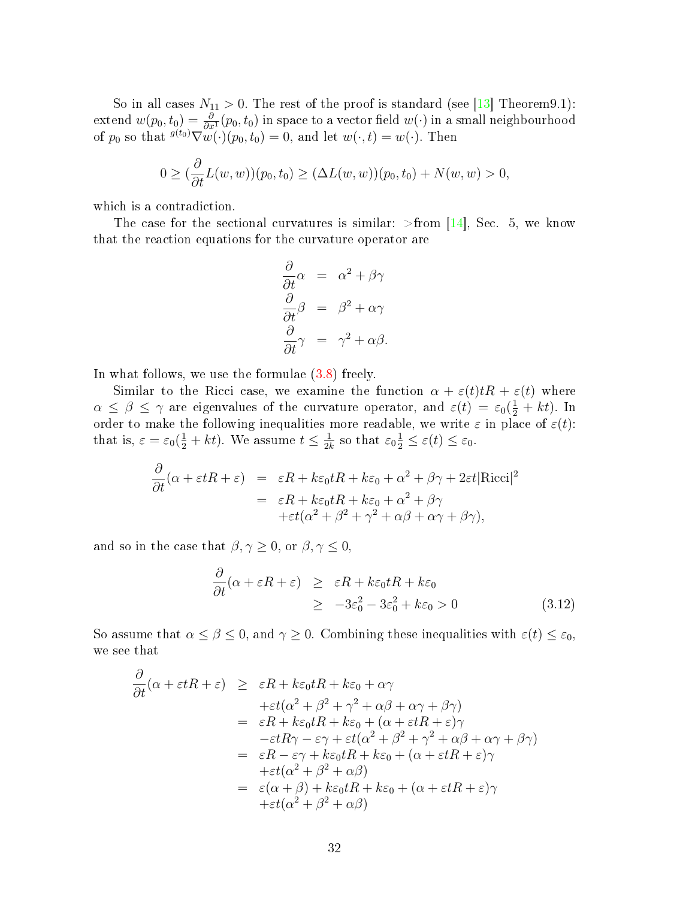So in all cases $N_{11} > 0$. The rest of the proof is standard (see [13] Theorem9.1): extend $w(p_0, t_0) = \frac{\partial}{\partial x^1}(p_0, t_0)$ in space to a vector field $w(\cdot)$ in a small neighbourhood of $p_0$ so that ${}^{g(t_0)}\nabla w(\cdot)(p_0, t_0) = 0$, and let $w(\cdot, t) = w(\cdot)$. Then

$$0 \geq (\frac{\partial}{\partial t} L(w, w))(p_0, t_0) \geq (\Delta L(w, w))(p_0, t_0) + N(w, w) > 0,$$

which is a contradiction.

The case for the sectional curvatures is similar: >from [14], Sec. 5, we know that the reaction equations for the curvature operator are

$$\begin{aligned}
\frac{\partial}{\partial t}\alpha &= \alpha^2 + \beta\gamma \\
\frac{\partial}{\partial t}\beta &= \beta^2 + \alpha\gamma \\
\frac{\partial}{\partial t}\gamma &= \gamma^2 + \alpha\beta.
\end{aligned}$$

In what follows, we use the formulae (3.8) freely.

Similar to the Ricci case, we examine the function $\alpha + \varepsilon(t)tR + \varepsilon(t)$ where $\alpha \leq \beta \leq \gamma$ are eigenvalues of the curvature operator, and $\varepsilon(t) = \varepsilon_0(\frac{1}{2} + kt)$. In order to make the following inequalities more readable, we write $\varepsilon$ in place of $\varepsilon(t)$: that is, $\varepsilon = \varepsilon_0(\frac{1}{2} + kt)$. We assume $t \leq \frac{1}{2k}$ so that $\varepsilon_0\frac{1}{2} \leq \varepsilon(t) \leq \varepsilon_0$.

$$\begin{aligned}
\frac{\partial}{\partial t}(\alpha + \varepsilon tR + \varepsilon) &= \varepsilon R + k\varepsilon_0 tR + k\varepsilon_0 + \alpha^2 + \beta\gamma + 2\varepsilon t|\text{Ricci}|^2 \\
&= \varepsilon R + k\varepsilon_0 tR + k\varepsilon_0 + \alpha^2 + \beta\gamma \\
&\quad + \varepsilon t(\alpha^2 + \beta^2 + \gamma^2 + \alpha\beta + \alpha\gamma + \beta\gamma),
\end{aligned}$$

and so in the case that $\beta, \gamma \geq 0$, or $\beta, \gamma \leq 0$,

$$\begin{aligned}
\frac{\partial}{\partial t}(\alpha + \varepsilon R + \varepsilon) &\geq \varepsilon R + k\varepsilon_0 tR + k\varepsilon_0 \\
&\geq -3\varepsilon_0^2 - 3\varepsilon_0^2 + k\varepsilon_0 > 0 \qquad (3.12)
\end{aligned}$$

So assume that $\alpha \leq \beta \leq 0$, and $\gamma \geq 0$. Combining these inequalities with $\varepsilon(t) \leq \varepsilon_0$, we see that

$$\begin{aligned}
\frac{\partial}{\partial t}(\alpha + \varepsilon tR + \varepsilon) &\geq \varepsilon R + k\varepsilon_0 tR + k\varepsilon_0 + \alpha\gamma \\
&\quad + \varepsilon t(\alpha^2 + \beta^2 + \gamma^2 + \alpha\beta + \alpha\gamma + \beta\gamma) \\
&= \varepsilon R + k\varepsilon_0 tR + k\varepsilon_0 + (\alpha + \varepsilon tR + \varepsilon)\gamma \\
&\quad - \varepsilon tR\gamma - \varepsilon\gamma + \varepsilon t(\alpha^2 + \beta^2 + \gamma^2 + \alpha\beta + \alpha\gamma + \beta\gamma) \\
&= \varepsilon R - \varepsilon\gamma + k\varepsilon_0 tR + k\varepsilon_0 + (\alpha + \varepsilon tR + \varepsilon)\gamma \\
&\quad + \varepsilon t(\alpha^2 + \beta^2 + \alpha\beta) \\
&= \varepsilon(\alpha + \beta) + k\varepsilon_0 tR + k\varepsilon_0 + (\alpha + \varepsilon tR + \varepsilon)\gamma \\
&\quad + \varepsilon t(\alpha^2 + \beta^2 + \alpha\beta)
\end{aligned}$$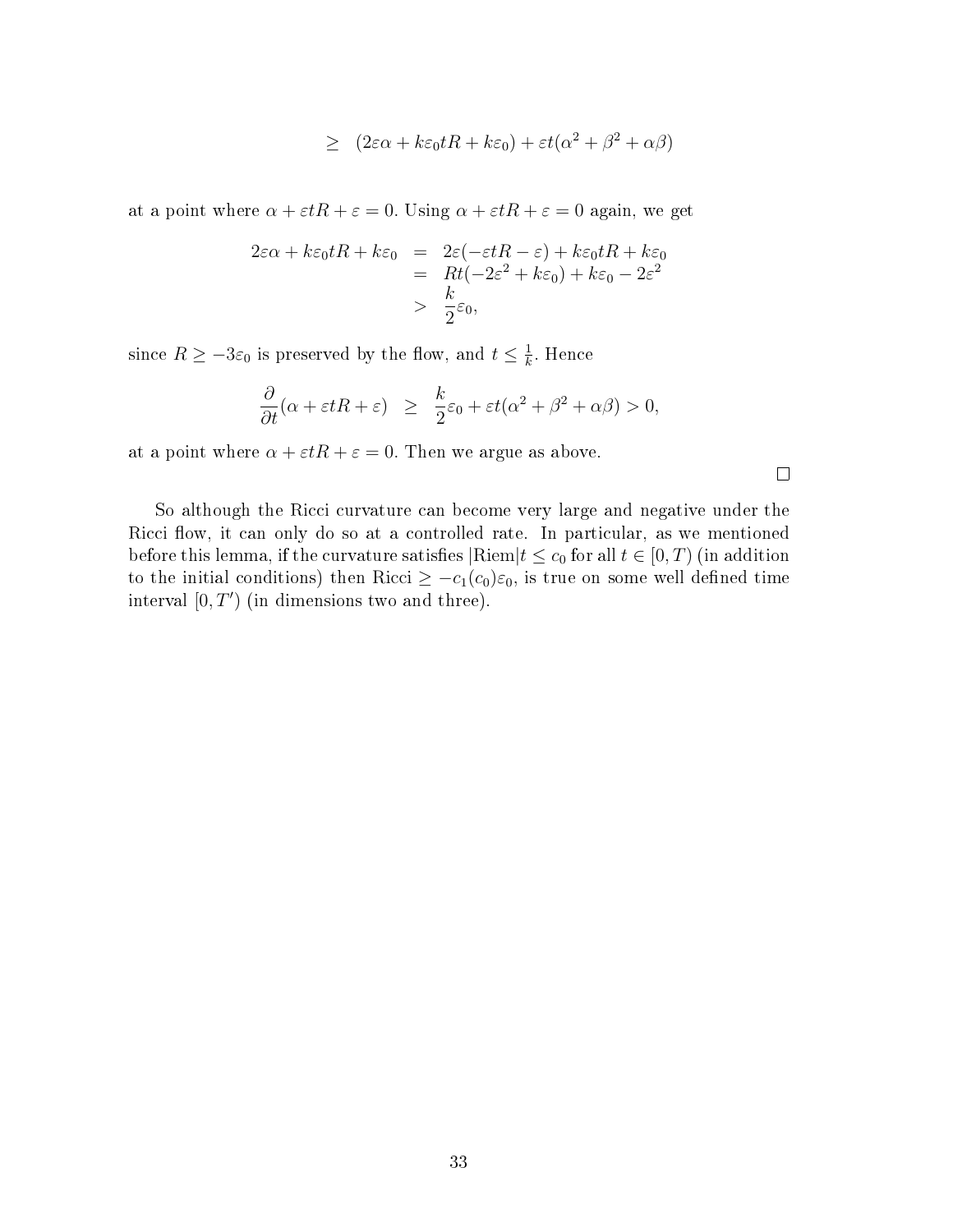$$\geq \quad (2\varepsilon\alpha + k\varepsilon_0 tR + k\varepsilon_0) + \varepsilon t(\alpha^2 + \beta^2 + \alpha\beta)$$

at a point where $\alpha + \varepsilon tR + \varepsilon = 0$. Using $\alpha + \varepsilon tR + \varepsilon = 0$ again, we get

$$\begin{aligned} 2\varepsilon\alpha + k\varepsilon_0 tR + k\varepsilon_0 &= 2\varepsilon(-\varepsilon tR - \varepsilon) + k\varepsilon_0 tR + k\varepsilon_0 \\ &= Rt(-2\varepsilon^2 + k\varepsilon_0) + k\varepsilon_0 - 2\varepsilon^2 \\ &> \frac{k}{2}\varepsilon_0, \end{aligned}$$

since $R \geq -3\varepsilon_0$ is preserved by the flow, and $t \leq \frac{1}{k}$. Hence

$$\frac{\partial}{\partial t}(\alpha + \varepsilon tR + \varepsilon) \quad \geq \quad \frac{k}{2}\varepsilon_0 + \varepsilon t(\alpha^2 + \beta^2 + \alpha\beta) > 0,$$

at a point where $\alpha + \varepsilon tR + \varepsilon = 0$. Then we argue as above.

□

So although the Ricci curvature can become very large and negative under the Ricci flow, it can only do so at a controlled rate. In particular, as we mentioned before this lemma, if the curvature satisfies $|\mathrm{Riem}|t \leq c_0$ for all $t \in [0, T)$ (in addition to the initial conditions) then $\mathrm{Ricci} \geq -c_1(c_0)\varepsilon_0$, is true on some well defined time interval $[0, T')$ (in dimensions two and three).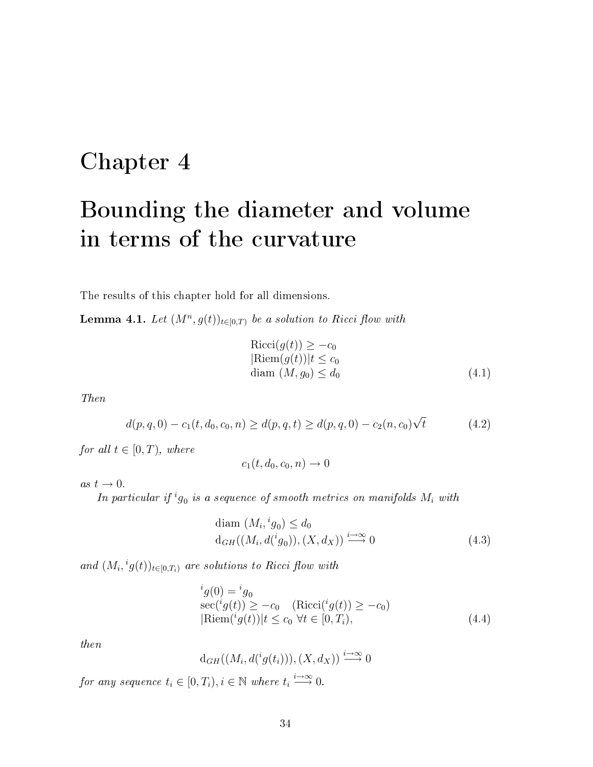# Chapter 4

# Bounding the diameter and volume in terms of the curvature

The results of this chapter hold for all dimensions.

**Lemma 4.1.** *Let $(M^n, g(t))_{t\in[0,T)}$ be a solution to Ricci flow with*

$$
\begin{aligned}
&\text{Ricci}(g(t)) \geq -c_0 \\
&|\text{Riem}(g(t))| t \leq c_0 \\
&\text{diam } (M, g_0) \leq d_0
\end{aligned}
\tag{4.1}
$$

*Then*

$$
d(p,q,0) - c_1(t, d_0, c_0, n) \geq d(p,q,t) \geq d(p,q,0) - c_2(n, c_0)\sqrt{t} \tag{4.2}
$$

*for all $t \in [0, T)$, where*

$$
c_1(t, d_0, c_0, n) \to 0
$$

*as $t \to 0$.*

*In particular if ${}^i g_0$ is a sequence of smooth metrics on manifolds $M_i$ with*

$$
\begin{aligned}
&\text{diam } (M_i, {}^i g_0) \leq d_0 \\
&\mathrm{d}_{GH}((M_i, d({}^i g_0)), (X, d_X)) \overset{i\to\infty}{\longrightarrow} 0
\end{aligned}
\tag{4.3}
$$

*and $(M_i, {}^i g(t))_{t\in[0,T_i)}$ are solutions to Ricci flow with*

$$
\begin{aligned}
&{}^i g(0) = {}^i g_0 \\
&\sec({}^i g(t)) \geq -c_0 \quad (\text{Ricci}({}^i g(t)) \geq -c_0) \\
&|\text{Riem}({}^i g(t))| t \leq c_0 \ \forall t \in [0, T_i),
\end{aligned}
\tag{4.4}
$$

*then*

$$
\mathrm{d}_{GH}((M_i, d({}^i g(t_i))), (X, d_X)) \overset{i\to\infty}{\longrightarrow} 0
$$

*for any sequence $t_i \in [0, T_i), i \in \mathbb{N}$ where $t_i \overset{i\to\infty}{\longrightarrow} 0$.*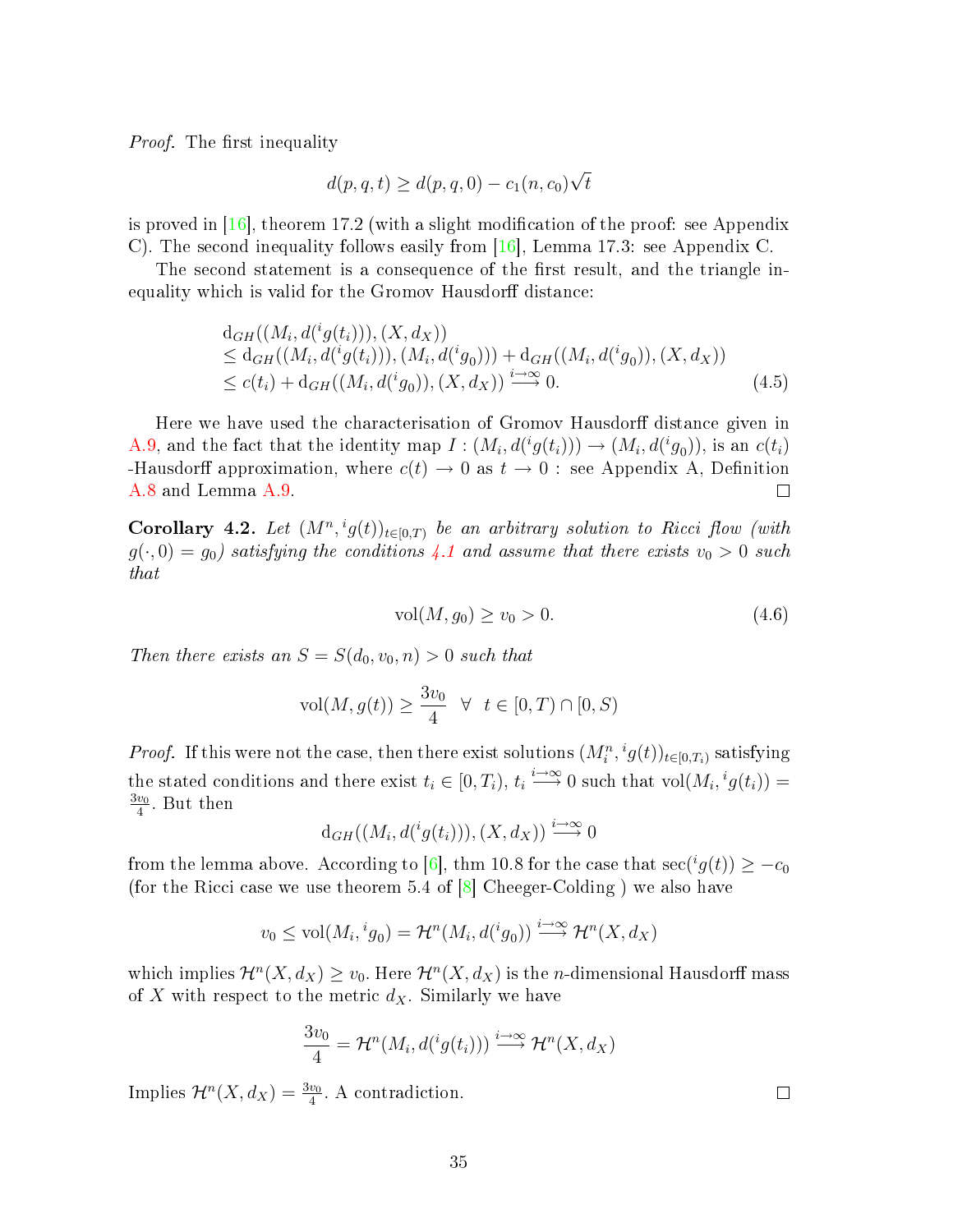*Proof.* The first inequality

$$d(p,q,t) \geq d(p,q,0) - c_1(n,c_0)\sqrt{t}$$

is proved in [16], theorem 17.2 (with a slight modification of the proof: see Appendix C). The second inequality follows easily from [16], Lemma 17.3: see Appendix C.

The second statement is a consequence of the first result, and the triangle inequality which is valid for the Gromov Hausdorff distance:

$$\begin{aligned}
&\mathrm{d}_{GH}((M_i, d({}^i g(t_i))), (X, d_X)) \\
&\leq \mathrm{d}_{GH}((M_i, d({}^i g(t_i))), (M_i, d({}^i g_0))) + \mathrm{d}_{GH}((M_i, d({}^i g_0)), (X, d_X)) \\
&\leq c(t_i) + \mathrm{d}_{GH}((M_i, d({}^i g_0)), (X, d_X)) \stackrel{i\to\infty}{\longrightarrow} 0.
\end{aligned} \tag{4.5}$$

Here we have used the characterisation of Gromov Hausdorff distance given in A.9, and the fact that the identity map $I : (M_i, d({}^i g(t_i))) \to (M_i, d({}^i g_0))$, is an $c(t_i)$ -Hausdorff approximation, where $c(t) \to 0$ as $t \to 0$ : see Appendix A, Definition A.8 and Lemma A.9. ∎

**Corollary 4.2.** *Let $(M^n, {}^i g(t))_{t\in[0,T)}$ be an arbitrary solution to Ricci flow (with $g(\cdot, 0) = g_0$) satisfying the conditions 4.1 and assume that there exists $v_0 > 0$ such that*

$$\mathrm{vol}(M, g_0) \geq v_0 > 0. \tag{4.6}$$

*Then there exists an $S = S(d_0, v_0, n) > 0$ such that*

$$\mathrm{vol}(M, g(t)) \geq \frac{3v_0}{4} \quad \forall \quad t \in [0,T) \cap [0,S)$$

*Proof.* If this were not the case, then there exist solutions $(M_i^n, {}^i g(t))_{t\in[0,T_i)}$ satisfying the stated conditions and there exist $t_i \in [0, T_i)$, $t_i \stackrel{i\to\infty}{\longrightarrow} 0$ such that $\mathrm{vol}(M_i, {}^i g(t_i)) = \frac{3v_0}{4}$. But then

$$\mathrm{d}_{GH}((M_i, d({}^i g(t_i))), (X, d_X)) \stackrel{i\to\infty}{\longrightarrow} 0$$

from the lemma above. According to [6], thm 10.8 for the case that $\sec({}^i g(t)) \geq -c_0$ (for the Ricci case we use theorem 5.4 of [8] Cheeger-Colding ) we also have

$$v_0 \leq \mathrm{vol}(M_i, {}^i g_0) = \mathcal{H}^n(M_i, d({}^i g_0)) \stackrel{i\to\infty}{\longrightarrow} \mathcal{H}^n(X, d_X)$$

which implies $\mathcal{H}^n(X, d_X) \geq v_0$. Here $\mathcal{H}^n(X, d_X)$ is the $n$-dimensional Hausdorff mass of $X$ with respect to the metric $d_X$. Similarly we have

$$\frac{3v_0}{4} = \mathcal{H}^n(M_i, d({}^i g(t_i))) \stackrel{i\to\infty}{\longrightarrow} \mathcal{H}^n(X, d_X)$$

Implies $\mathcal{H}^n(X, d_X) = \frac{3v_0}{4}$. A contradiction. ∎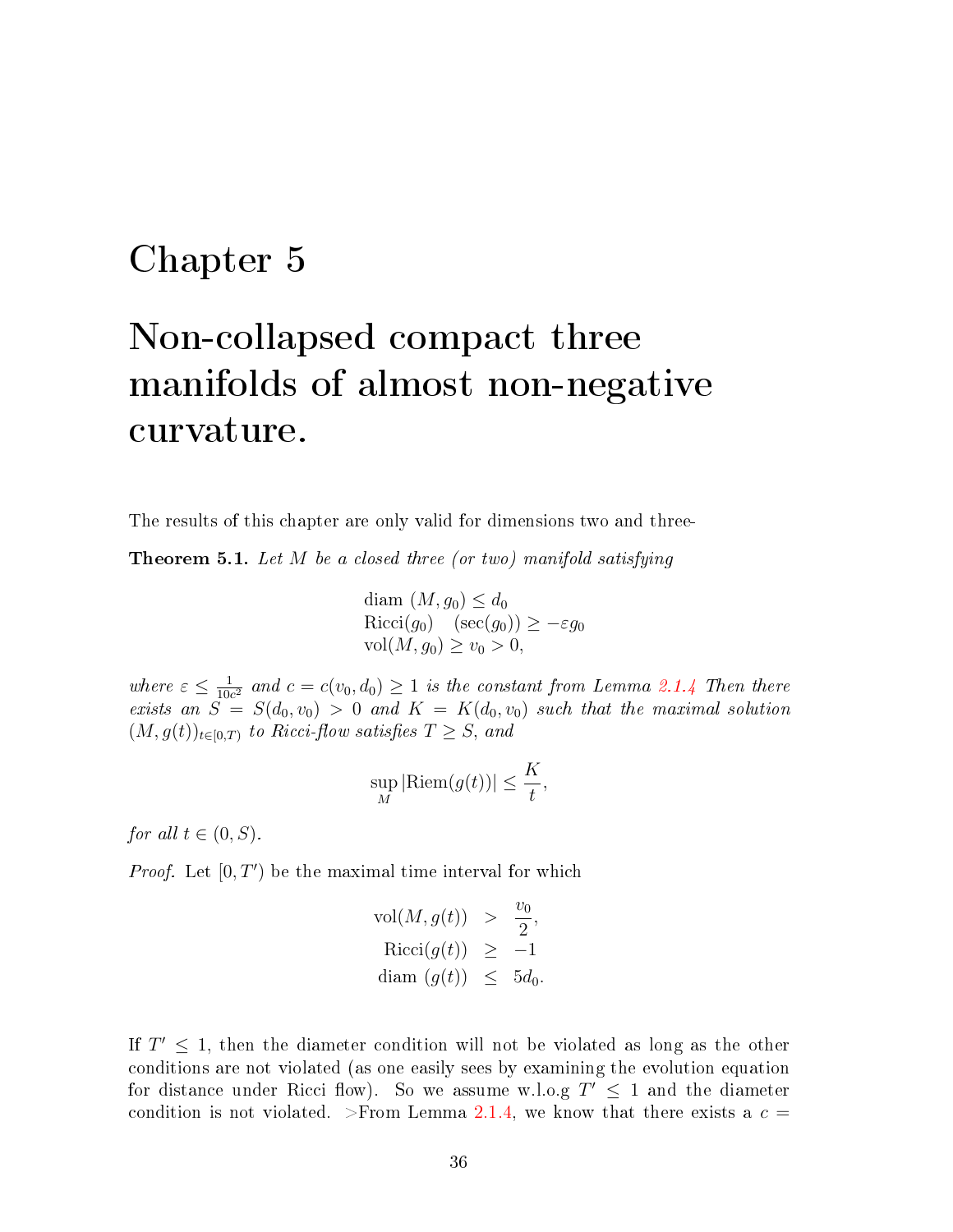# Chapter 5

# Non-collapsed compact three manifolds of almost non-negative curvature.

The results of this chapter are only valid for dimensions two and three-

**Theorem 5.1.** *Let $M$ be a closed three (or two) manifold satisfying*

$$\begin{aligned}
&\text{diam } (M, g_0) \leq d_0 \\
&\text{Ricci}(g_0) \quad (\sec(g_0)) \geq -\varepsilon g_0 \\
&\text{vol}(M, g_0) \geq v_0 > 0,
\end{aligned}$$

*where $\varepsilon \leq \frac{1}{10c^2}$ and $c = c(v_0, d_0) \geq 1$ is the constant from Lemma 2.1.4 Then there exists an $S = S(d_0, v_0) > 0$ and $K = K(d_0, v_0)$ such that the maximal solution $(M, g(t))_{t \in [0,T)}$ to Ricci-flow satisfies $T \geq S$, and*

$$\sup_M |\text{Riem}(g(t))| \leq \frac{K}{t},$$

*for all $t \in (0, S)$.*

*Proof.* Let $[0, T')$ be the maximal time interval for which

$$\begin{aligned}
\text{vol}(M, g(t)) &> \frac{v_0}{2}, \\
\text{Ricci}(g(t)) &\geq -1 \\
\text{diam } (g(t)) &\leq 5d_0.
\end{aligned}$$

If $T' \leq 1$, then the diameter condition will not be violated as long as the other conditions are not violated (as one easily sees by examining the evolution equation for distance under Ricci flow). So we assume w.l.o.g $T' \leq 1$ and the diameter condition is not violated. >From Lemma 2.1.4, we know that there exists a $c =$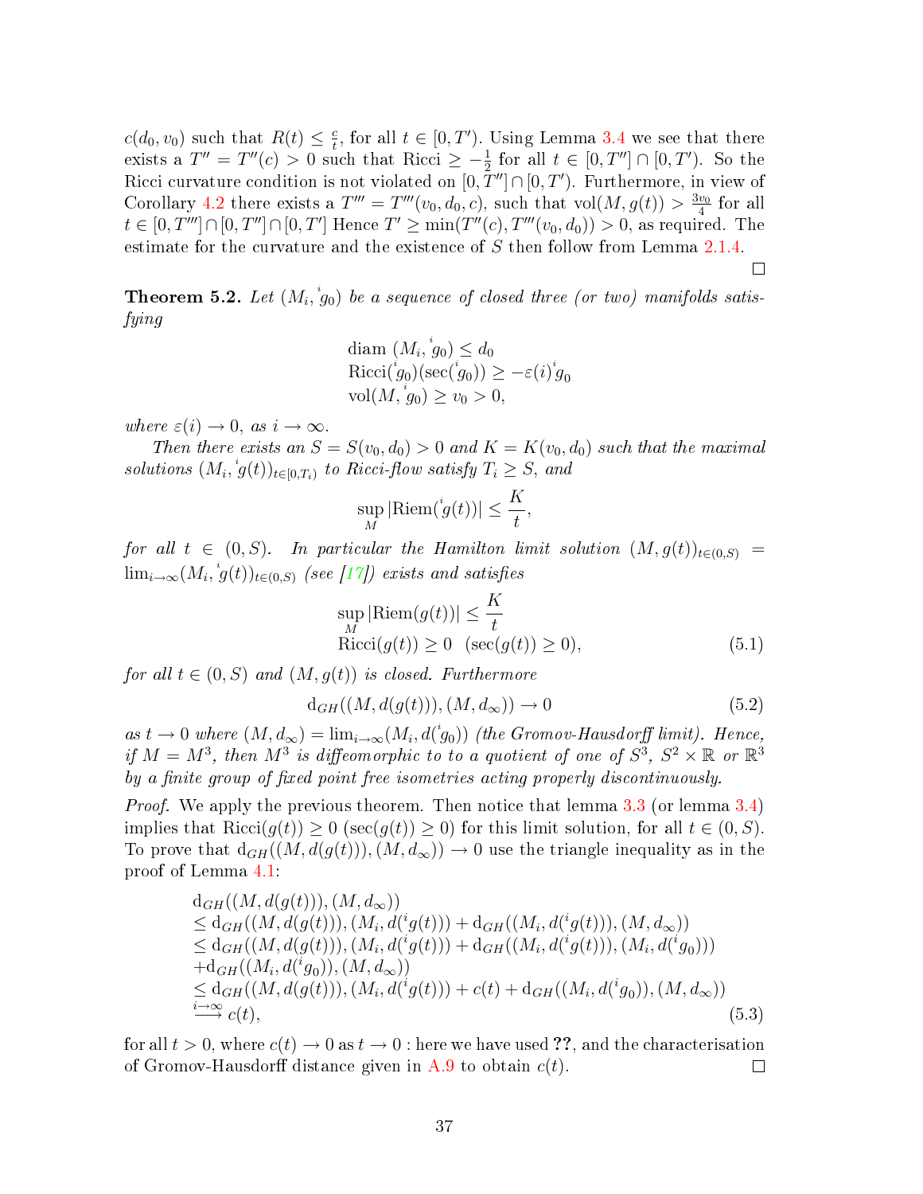$c(d_0, v_0)$ such that $R(t) \leq \frac{c}{t}$, for all $t \in [0, T')$. Using Lemma 3.4 we see that there exists a $T'' = T''(c) > 0$ such that Ricci $\geq -\frac{1}{2}$ for all $t \in [0, T''] \cap [0, T')$. So the Ricci curvature condition is not violated on $[0, T''] \cap [0, T')$. Furthermore, in view of Corollary 4.2 there exists a $T''' = T'''(v_0, d_0, c)$, such that $\text{vol}(M, g(t)) > \frac{3v_0}{4}$ for all $t \in [0, T'''] \cap [0, T''] \cap [0, T']$ Hence $T' \geq \min(T''(c), T'''(v_0, d_0)) > 0$, as required. The estimate for the curvature and the existence of $S$ then follow from Lemma 2.1.4.

∎

**Theorem 5.2.** *Let $(M_i, {}^i g_0)$ be a sequence of closed three (or two) manifolds satisfying*

$$\begin{aligned}
&\text{diam } (M_i, {}^i g_0) \leq d_0 \\
&\text{Ricci}({}^i g_0)(\sec({}^i g_0)) \geq -\varepsilon(i) {}^i g_0 \\
&\text{vol}(M, {}^i g_0) \geq v_0 > 0,
\end{aligned}$$

*where $\varepsilon(i) \to 0$, as $i \to \infty$.*

*Then there exists an $S = S(v_0, d_0) > 0$ and $K = K(v_0, d_0)$ such that the maximal solutions $(M_i, {}^i g(t))_{t \in [0, T_i)}$ to Ricci-flow satisfy $T_i \geq S$, and*

$$\sup_M |\text{Riem}({}^i g(t))| \leq \frac{K}{t},$$

*for all $t \in (0, S)$. In particular the Hamilton limit solution $(M, g(t))_{t \in (0,S)} = \lim_{i \to \infty} (M_i, {}^i g(t))_{t \in (0,S)}$ (see [17]) exists and satisfies*

$$\begin{aligned}
&\sup_M |\text{Riem}(g(t))| \leq \frac{K}{t} \\
&\text{Ricci}(g(t)) \geq 0 \quad (\sec(g(t)) \geq 0),
\end{aligned} \tag{5.1}$$

*for all $t \in (0, S)$ and $(M, g(t))$ is closed. Furthermore*

$$\text{d}_{GH}((M, d(g(t))), (M, d_\infty)) \to 0 \tag{5.2}$$

*as $t \to 0$ where $(M, d_\infty) = \lim_{i \to \infty} (M_i, d({}^i g_0))$ (the Gromov-Hausdorff limit). Hence, if $M = M^3$, then $M^3$ is diffeomorphic to to a quotient of one of $S^3$, $S^2 \times \mathbb{R}$ or $\mathbb{R}^3$ by a finite group of fixed point free isometries acting properly discontinuously.*

*Proof.* We apply the previous theorem. Then notice that lemma 3.3 (or lemma 3.4) implies that $\text{Ricci}(g(t)) \geq 0$ ($\sec(g(t)) \geq 0$) for this limit solution, for all $t \in (0, S)$. To prove that $\text{d}_{GH}((M, d(g(t))), (M, d_\infty)) \to 0$ use the triangle inequality as in the proof of Lemma 4.1:

$$\begin{aligned}
&\text{d}_{GH}((M, d(g(t))), (M, d_\infty)) \\
&\leq \text{d}_{GH}((M, d(g(t))), (M_i, d({}^i g(t))) + \text{d}_{GH}((M_i, d({}^i g(t))), (M, d_\infty)) \\
&\leq \text{d}_{GH}((M, d(g(t))), (M_i, d({}^i g(t))) + \text{d}_{GH}((M_i, d({}^i g(t))), (M_i, d({}^i g_0))) \\
&+\text{d}_{GH}((M_i, d({}^i g_0)), (M, d_\infty)) \\
&\leq \text{d}_{GH}((M, d(g(t))), (M_i, d({}^i g(t))) + c(t) + \text{d}_{GH}((M_i, d({}^i g_0)), (M, d_\infty)) \\
&\overset{i \to \infty}{\longrightarrow} c(t),
\end{aligned} \tag{5.3}$$

for all $t > 0$, where $c(t) \to 0$ as $t \to 0$ : here we have used **??**, and the characterisation of Gromov-Hausdorff distance given in A.9 to obtain $c(t)$.

∎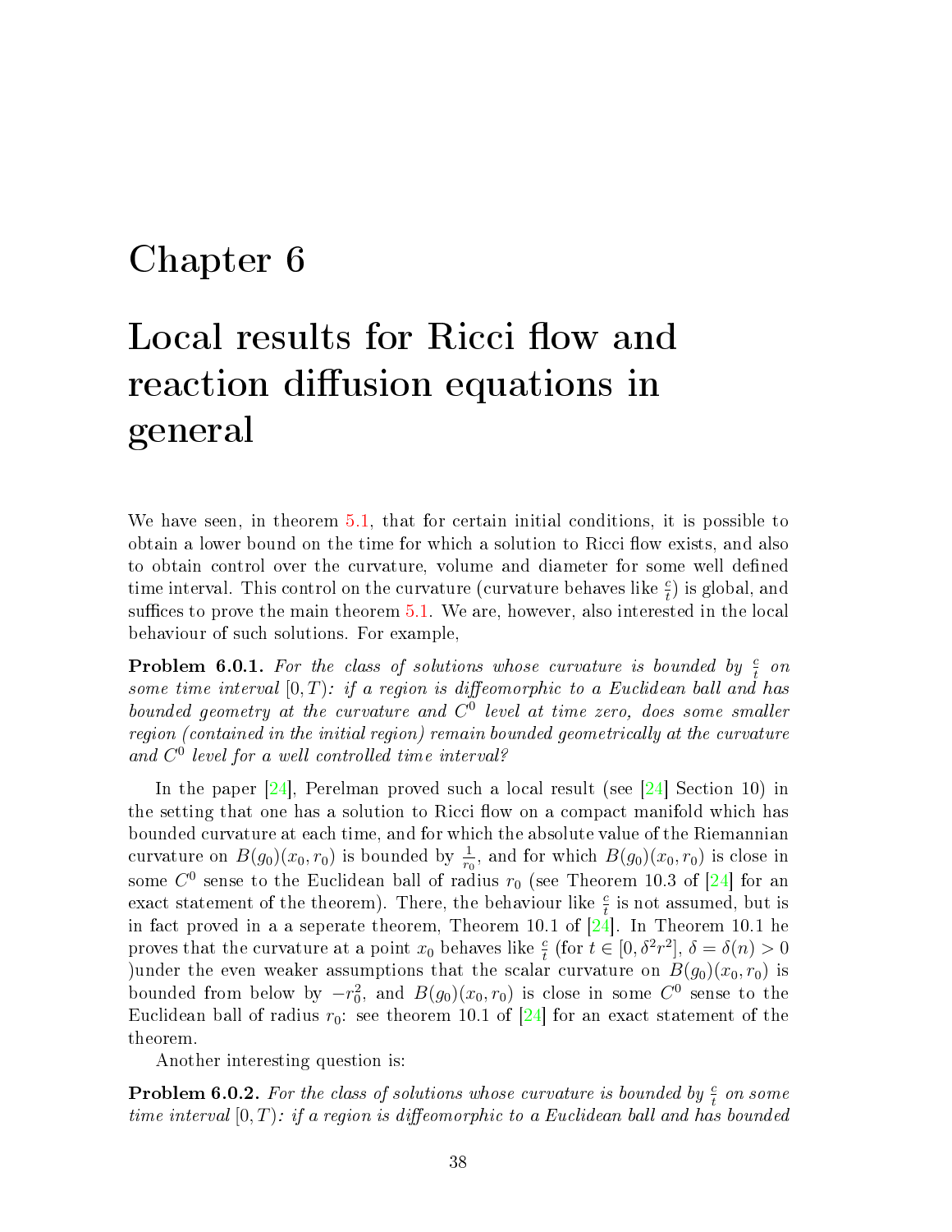# Chapter 6

# Local results for Ricci flow and reaction diffusion equations in general

We have seen, in theorem 5.1, that for certain initial conditions, it is possible to obtain a lower bound on the time for which a solution to Ricci flow exists, and also to obtain control over the curvature, volume and diameter for some well defined time interval. This control on the curvature (curvature behaves like $\frac{c}{t}$) is global, and suffices to prove the main theorem 5.1. We are, however, also interested in the local behaviour of such solutions. For example,

**Problem 6.0.1.** *For the class of solutions whose curvature is bounded by $\frac{c}{t}$ on some time interval $[0, T)$: if a region is diffeomorphic to a Euclidean ball and has bounded geometry at the curvature and $C^0$ level at time zero, does some smaller region (contained in the initial region) remain bounded geometrically at the curvature and $C^0$ level for a well controlled time interval?*

In the paper [24], Perelman proved such a local result (see [24] Section 10) in the setting that one has a solution to Ricci flow on a compact manifold which has bounded curvature at each time, and for which the absolute value of the Riemannian curvature on $B(g_0)(x_0, r_0)$ is bounded by $\frac{1}{r_0}$, and for which $B(g_0)(x_0, r_0)$ is close in some $C^0$ sense to the Euclidean ball of radius $r_0$ (see Theorem 10.3 of [24] for an exact statement of the theorem). There, the behaviour like $\frac{c}{t}$ is not assumed, but is in fact proved in a a seperate theorem, Theorem 10.1 of [24]. In Theorem 10.1 he proves that the curvature at a point $x_0$ behaves like $\frac{c}{t}$ (for $t \in [0, \delta^2 r^2]$, $\delta = \delta(n) > 0$ )under the even weaker assumptions that the scalar curvature on $B(g_0)(x_0, r_0)$ is bounded from below by $-r_0^2$, and $B(g_0)(x_0, r_0)$ is close in some $C^0$ sense to the Euclidean ball of radius $r_0$: see theorem 10.1 of [24] for an exact statement of the theorem.

Another interesting question is:

**Problem 6.0.2.** *For the class of solutions whose curvature is bounded by $\frac{c}{t}$ on some time interval $[0, T)$: if a region is diffeomorphic to a Euclidean ball and has bounded*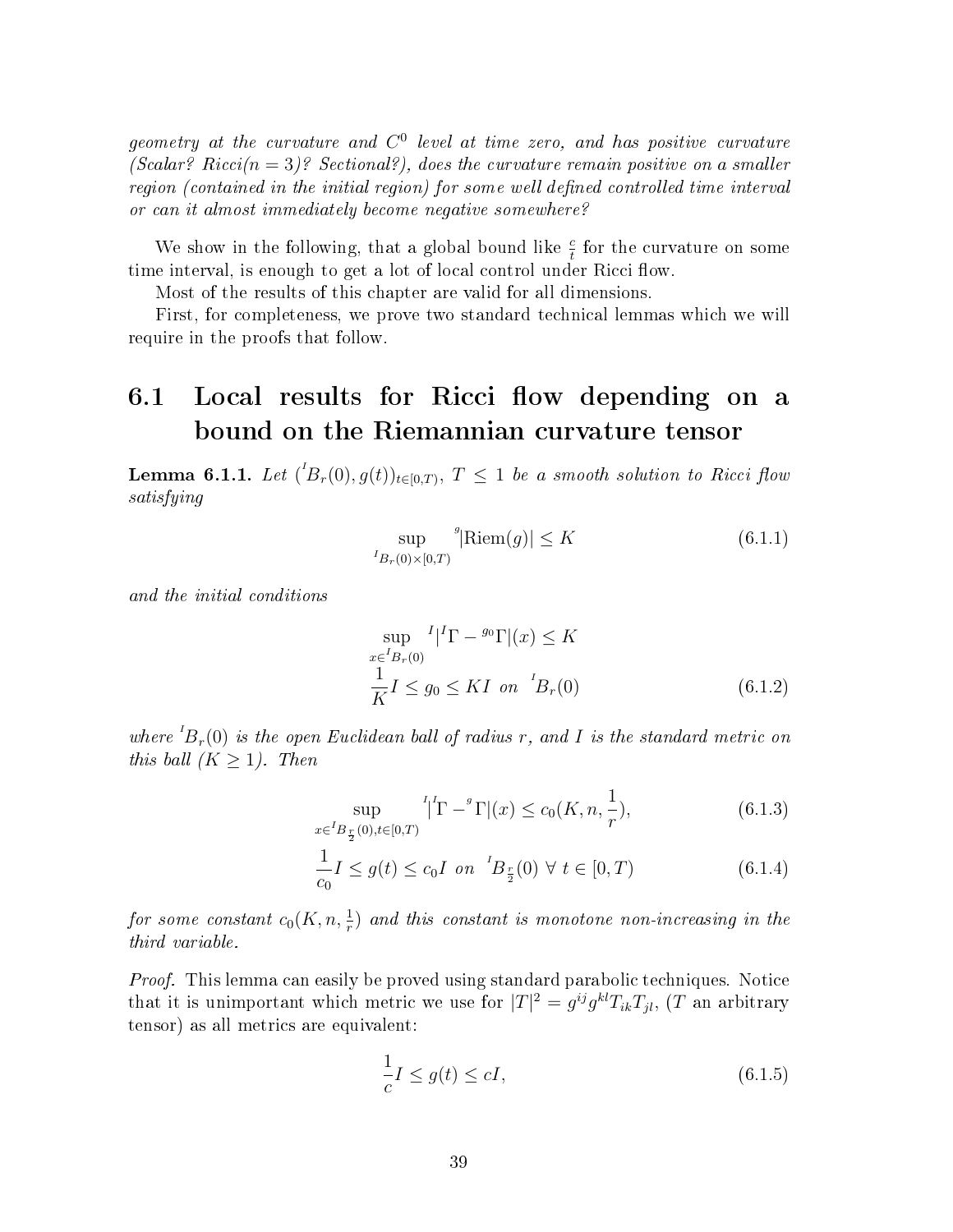*geometry at the curvature and $C^0$ level at time zero, and has positive curvature (Scalar? Ricci($n=3$)? Sectional?), does the curvature remain positive on a smaller region (contained in the initial region) for some well defined controlled time interval or can it almost immediately become negative somewhere?*

We show in the following, that a global bound like $\frac{c}{t}$ for the curvature on some time interval, is enough to get a lot of local control under Ricci flow.

Most of the results of this chapter are valid for all dimensions.

First, for completeness, we prove two standard technical lemmas which we will require in the proofs that follow.

## 6.1 Local results for Ricci flow depending on a bound on the Riemannian curvature tensor

**Lemma 6.1.1.** *Let $({}^{I}B_r(0), g(t))_{t\in[0,T)}$, $T \leq 1$ be a smooth solution to Ricci flow satisfying*

$$\sup_{{}^{I}B_r(0)\times[0,T)} {}^{g}|\mathrm{Riem}(g)| \leq K \tag{6.1.1}$$

*and the initial conditions*

$$\begin{aligned} &\sup_{x\in {}^{I}B_r(0)} {}^{I}|{}^{I}\Gamma - {}^{g_0}\Gamma|(x) \leq K \\ &\frac{1}{K}I \leq g_0 \leq KI \ \text{ on } \ {}^{I}B_r(0) \end{aligned} \tag{6.1.2}$$

*where ${}^{I}B_r(0)$ is the open Euclidean ball of radius $r$, and $I$ is the standard metric on this ball ($K \geq 1$). Then*

$$\sup_{x\in {}^{I}B_{\frac{r}{2}}(0), t\in[0,T)} {}^{I}|{}^{I}\Gamma - {}^{g}\Gamma|(x) \leq c_0(K, n, \frac{1}{r}), \tag{6.1.3}$$

$$\frac{1}{c_0}I \leq g(t) \leq c_0 I \ \text{ on } \ {}^{I}B_{\frac{r}{2}}(0) \ \forall\, t \in [0,T) \tag{6.1.4}$$

*for some constant $c_0(K, n, \frac{1}{r})$ and this constant is monotone non-increasing in the third variable.*

*Proof.* This lemma can easily be proved using standard parabolic techniques. Notice that it is unimportant which metric we use for $|T|^2 = g^{ij}g^{kl}T_{ik}T_{jl}$, ($T$ an arbitrary tensor) as all metrics are equivalent:

$$\frac{1}{c}I \leq g(t) \leq cI, \tag{6.1.5}$$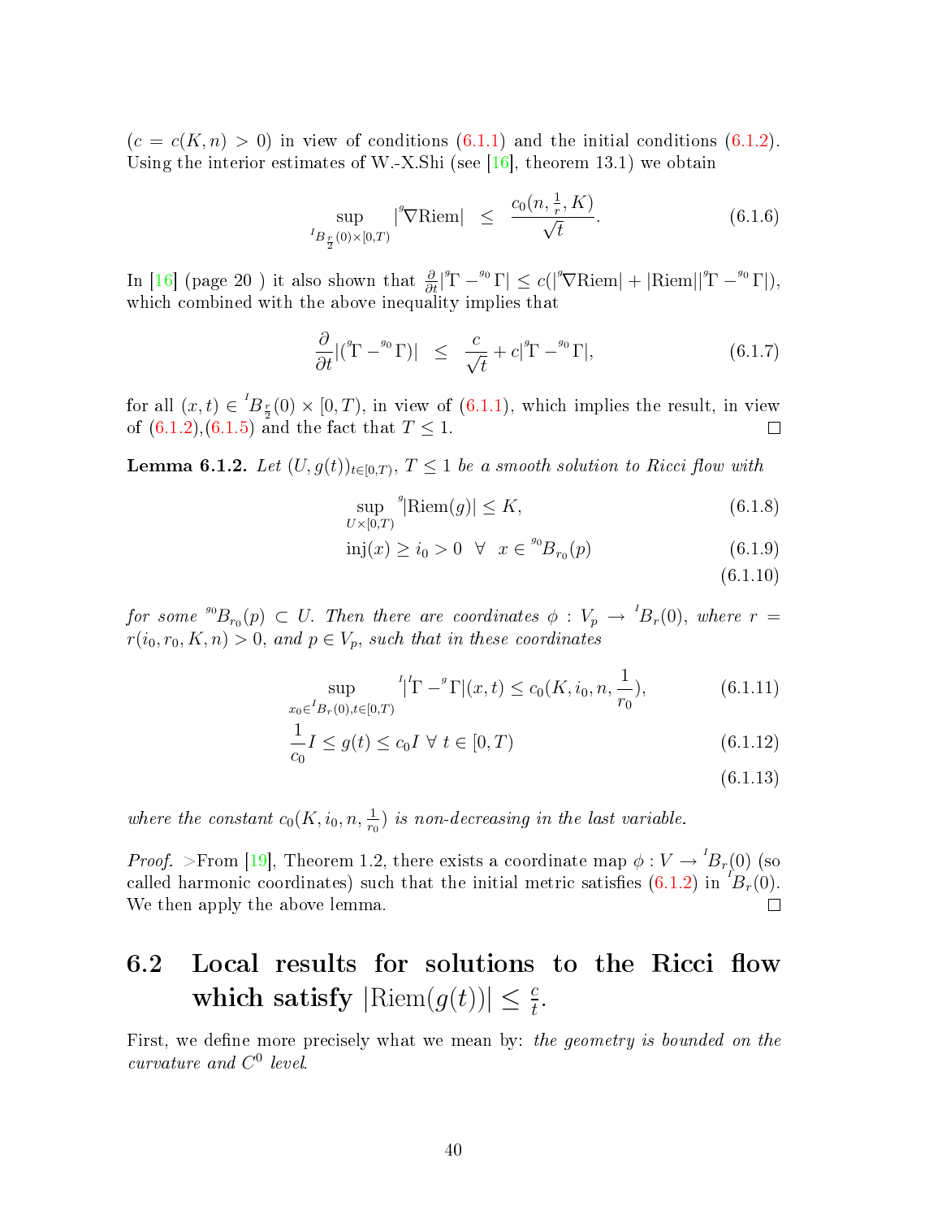($c = c(K,n) > 0$) in view of conditions (6.1.1) and the initial conditions (6.1.2). Using the interior estimates of W.-X.Shi (see [16], theorem 13.1) we obtain

$$\sup_{{}^I B_{\frac{r}{2}}(0)\times[0,T)} |{}^g\nabla \mathrm{Riem}| \;\leq\; \frac{c_0(n,\frac{1}{r},K)}{\sqrt{t}}. \tag{6.1.6}$$

In [16] (page 20 ) it also shown that $\frac{\partial}{\partial t}|{}^g\Gamma - {}^{g_0}\Gamma| \leq c(|{}^g\nabla \mathrm{Riem}| + |\mathrm{Riem}||{}^g\Gamma - {}^{g_0}\Gamma|)$, which combined with the above inequality implies that

$$\frac{\partial}{\partial t}|({}^g\Gamma - {}^{g_0}\Gamma)| \;\leq\; \frac{c}{\sqrt{t}} + c|{}^g\Gamma - {}^{g_0}\Gamma|, \tag{6.1.7}$$

for all $(x,t) \in {}^I B_{\frac{r}{2}}(0) \times [0,T)$, in view of (6.1.1), which implies the result, in view of (6.1.2),(6.1.5) and the fact that $T \leq 1$. □

**Lemma 6.1.2.** *Let $(U, g(t))_{t\in[0,T)}$, $T \leq 1$ be a smooth solution to Ricci flow with*

$$\sup_{U\times[0,T)} {}^g|\mathrm{Riem}(g)| \leq K, \tag{6.1.8}$$

$$\mathrm{inj}(x) \geq i_0 > 0 \;\;\forall\;\; x \in {}^{g_0}B_{r_0}(p) \tag{6.1.9}$$

$$\tag{6.1.10}$$

*for some ${}^{g_0}B_{r_0}(p) \subset U$. Then there are coordinates $\phi : V_p \to {}^I B_r(0)$, where $r = r(i_0, r_0, K, n) > 0$, and $p \in V_p$, such that in these coordinates*

$$\sup_{x_0\in {}^I B_r(0), t\in[0,T)} {}^I|{}^I\Gamma - {}^g\Gamma|(x,t) \leq c_0(K, i_0, n, \frac{1}{r_0}), \tag{6.1.11}$$

$$\frac{1}{c_0} I \leq g(t) \leq c_0 I \;\forall\; t \in [0,T) \tag{6.1.12}$$

$$\tag{6.1.13}$$

*where the constant $c_0(K, i_0, n, \frac{1}{r_0})$ is non-decreasing in the last variable.*

*Proof.* >From [19], Theorem 1.2, there exists a coordinate map $\phi : V \to {}^I B_r(0)$ (so called harmonic coordinates) such that the initial metric satisfies (6.1.2) in ${}^I B_r(0)$. We then apply the above lemma. □

## 6.2 Local results for solutions to the Ricci flow which satisfy $|\mathrm{Riem}(g(t))| \leq \frac{c}{t}$.

First, we define more precisely what we mean by: *the geometry is bounded on the curvature and $C^0$ level*.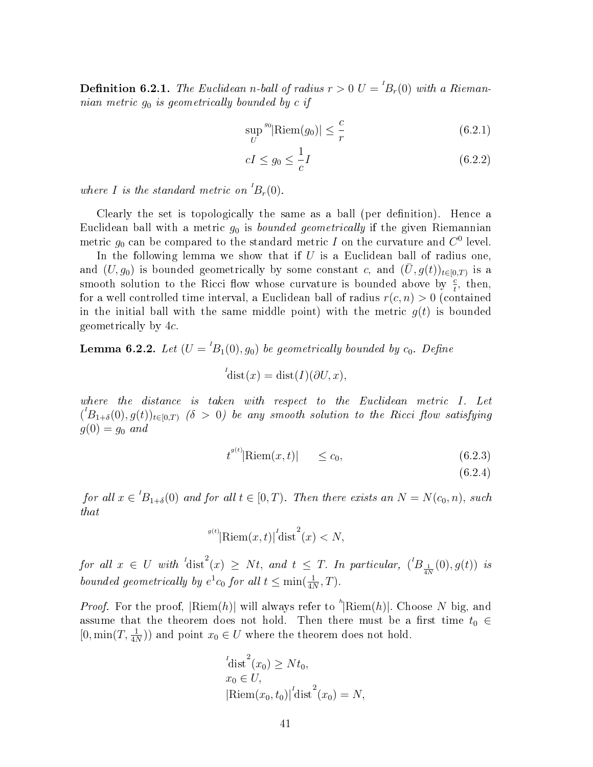**Definition 6.2.1.** *The Euclidean $n$-ball of radius $r > 0$ $U = {}^{I}B_r(0)$ with a Riemannian metric $g_0$ is geometrically bounded by $c$ if*

$$\sup_U {}^{g_0}|\mathrm{Riem}(g_0)| \leq \frac{c}{r} \tag{6.2.1}$$

$$cI \leq g_0 \leq \frac{1}{c} I \tag{6.2.2}$$

*where $I$ is the standard metric on ${}^{I}B_r(0)$.*

Clearly the set is topologically the same as a ball (per definition). Hence a Euclidean ball with a metric $g_0$ is *bounded geometrically* if the given Riemannian metric $g_0$ can be compared to the standard metric $I$ on the curvature and $C^0$ level.

In the following lemma we show that if $U$ is a Euclidean ball of radius one, and $(U, g_0)$ is bounded geometrically by some constant $c$, and $(\bar{U}, g(t))_{t \in [0,T)}$ is a smooth solution to the Ricci flow whose curvature is bounded above by $\frac{c}{t}$, then, for a well controlled time interval, a Euclidean ball of radius $r(c, n) > 0$ (contained in the initial ball with the same middle point) with the metric $g(t)$ is bounded geometrically by $4c$.

**Lemma 6.2.2.** *Let $(U = {}^{I}B_1(0), g_0)$ be geometrically bounded by $c_0$. Define*

$${}^{I}\mathrm{dist}(x) = \mathrm{dist}(I)(\partial U, x),$$

*where the distance is taken with respect to the Euclidean metric $I$. Let $({}^{I}B_{1+\delta}(0), g(t))_{t \in [0,T)}$ ($\delta > 0$) be any smooth solution to the Ricci flow satisfying $g(0) = g_0$ and*

$$t\,{}^{g(t)}|\mathrm{Riem}(x,t)| \quad \leq c_0, \tag{6.2.3}$$

$$\tag{6.2.4}$$

*for all $x \in {}^{I}B_{1+\delta}(0)$ and for all $t \in [0, T)$. Then there exists an $N = N(c_0, n)$, such that*

$${}^{g(t)}|\mathrm{Riem}(x,t)|\,{}^{I}\mathrm{dist}^2(x) < N,$$

*for all $x \in U$ with ${}^{I}\mathrm{dist}^2(x) \geq Nt$, and $t \leq T$. In particular, $({}^{I}B_{\frac{1}{4N}}(0), g(t))$ is bounded geometrically by $e^1 c_0$ for all $t \leq \min(\frac{1}{4N}, T)$.*

*Proof.* For the proof, $|\mathrm{Riem}(h)|$ will always refer to ${}^{h}|\mathrm{Riem}(h)|$. Choose $N$ big, and assume that the theorem does not hold. Then there must be a first time $t_0 \in [0, \min(T, \frac{1}{4N}))$ and point $x_0 \in U$ where the theorem does not hold.

$$\begin{aligned}
&{}^{I}\mathrm{dist}^2(x_0) \geq Nt_0, \\
&x_0 \in U, \\
&|\mathrm{Riem}(x_0, t_0)|\,{}^{I}\mathrm{dist}^2(x_0) = N,
\end{aligned}$$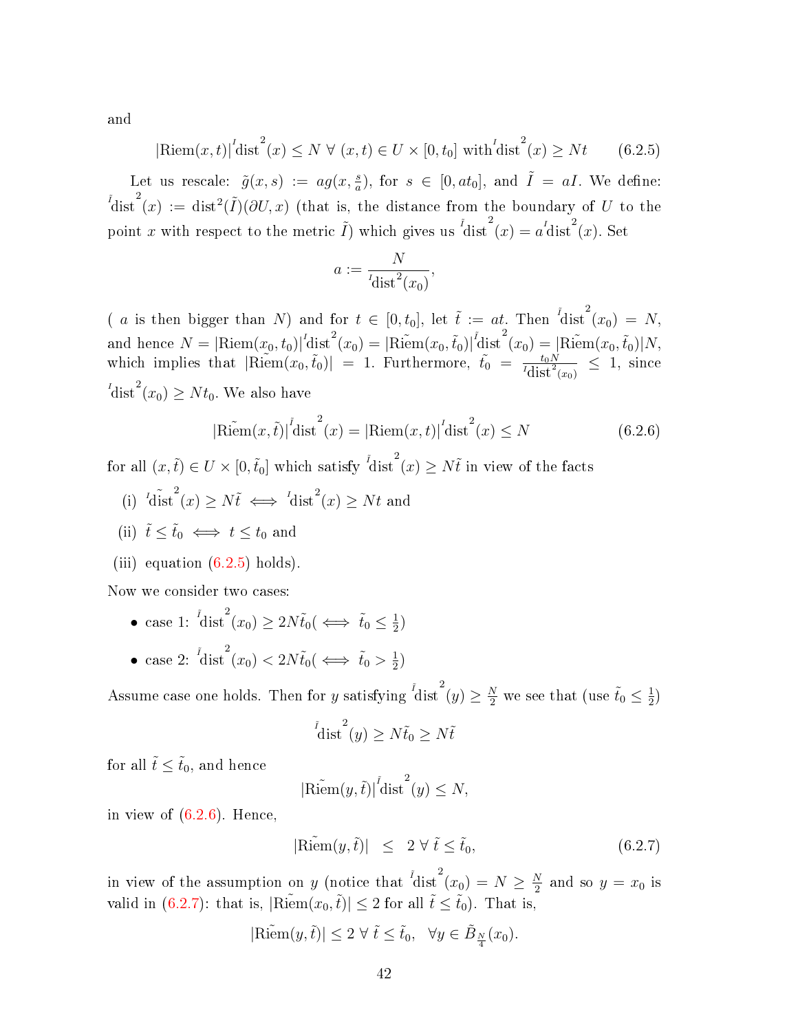and

$$|\text{Riem}(x,t)|{}^{I}\text{dist}^{2}(x) \leq N \;\forall\; (x,t) \in U \times [0,t_0] \text{ with}{}^{I}\text{dist}^{2}(x) \geq Nt \tag{6.2.5}$$

Let us rescale: $\tilde{g}(x,s) := ag(x, \frac{s}{a})$, for $s \in [0, at_0]$, and $\tilde{I} = aI$. We define: ${}^{\tilde{I}}\text{dist}^{2}(x) := \text{dist}^2(\tilde{I})(\partial U, x)$ (that is, the distance from the boundary of $U$ to the point $x$ with respect to the metric $\tilde{I}$) which gives us ${}^{\tilde{I}}\text{dist}^{2}(x) = a{}^{I}\text{dist}^{2}(x)$. Set

$$a := \frac{N}{{}^{I}\text{dist}^{2}(x_0)},$$

( $a$ is then bigger than $N$) and for $t \in [0, t_0]$, let $\tilde{t} := at$. Then ${}^{\tilde{I}}\text{dist}^{2}(x_0) = N$, and hence $N = |\text{Riem}(x_0,t_0)|{}^{I}\text{dist}^{2}(x_0) = |\tilde{\text{Riem}}(x_0,\tilde{t}_0)|{}^{\tilde{I}}\text{dist}^{2}(x_0) = |\tilde{\text{Riem}}(x_0,\tilde{t}_0)|N$, which implies that $|\tilde{\text{Riem}}(x_0,\tilde{t}_0)| = 1$. Furthermore, $\tilde{t_0} = \frac{t_0 N}{{}^{I}\text{dist}^{2}(x_0)} \leq 1$, since ${}^{I}\text{dist}^{2}(x_0) \geq Nt_0$. We also have

$$|\tilde{\text{Riem}}(x,\tilde{t})|{}^{\tilde{I}}\text{dist}^{2}(x) = |\text{Riem}(x,t)|{}^{I}\text{dist}^{2}(x) \leq N \tag{6.2.6}$$

for all $(x,\tilde{t}) \in U \times [0,\tilde{t}_0]$ which satisfy ${}^{\tilde{I}}\text{dist}^{2}(x) \geq N\tilde{t}$ in view of the facts

(i) ${}^{\tilde{I}}\text{dist}^{2}(x) \geq N\tilde{t} \iff {}^{I}\text{dist}^{2}(x) \geq Nt$ and

(ii) $\tilde{t} \leq \tilde{t}_0 \iff t \leq t_0$ and

(iii) equation (6.2.5) holds).

Now we consider two cases:

- case 1: ${}^{\tilde{I}}\text{dist}^{2}(x_0) \geq 2N\tilde{t}_0 (\iff \tilde{t}_0 \leq \frac{1}{2})$
- case 2: ${}^{\tilde{I}}\text{dist}^{2}(x_0) < 2N\tilde{t}_0 (\iff \tilde{t}_0 > \frac{1}{2})$

Assume case one holds. Then for $y$ satisfying ${}^{\tilde{I}}\text{dist}^{2}(y) \geq \frac{N}{2}$ we see that (use $\tilde{t}_0 \leq \frac{1}{2}$)

$${}^{\tilde{I}}\text{dist}^{2}(y) \geq N\tilde{t}_0 \geq N\tilde{t}$$

for all $\tilde{t} \leq \tilde{t}_0$, and hence

$$|\tilde{\text{Riem}}(y,\tilde{t})|{}^{\tilde{I}}\text{dist}^{2}(y) \leq N,$$

in view of (6.2.6). Hence,

$$|\tilde{\text{Riem}}(y,\tilde{t})| \;\;\leq\;\; 2 \;\forall\; \tilde{t} \leq \tilde{t}_0, \tag{6.2.7}$$

in view of the assumption on $y$ (notice that ${}^{\tilde{I}}\text{dist}^{2}(x_0) = N \geq \frac{N}{2}$ and so $y = x_0$ is valid in (6.2.7): that is, $|\tilde{\text{Riem}}(x_0,\tilde{t})| \leq 2$ for all $\tilde{t} \leq \tilde{t}_0$). That is,

$$|\tilde{\text{Riem}}(y,\tilde{t})| \leq 2 \;\forall\; \tilde{t} \leq \tilde{t}_0, \;\; \forall y \in \tilde{B}_{\frac{N}{4}}(x_0).$$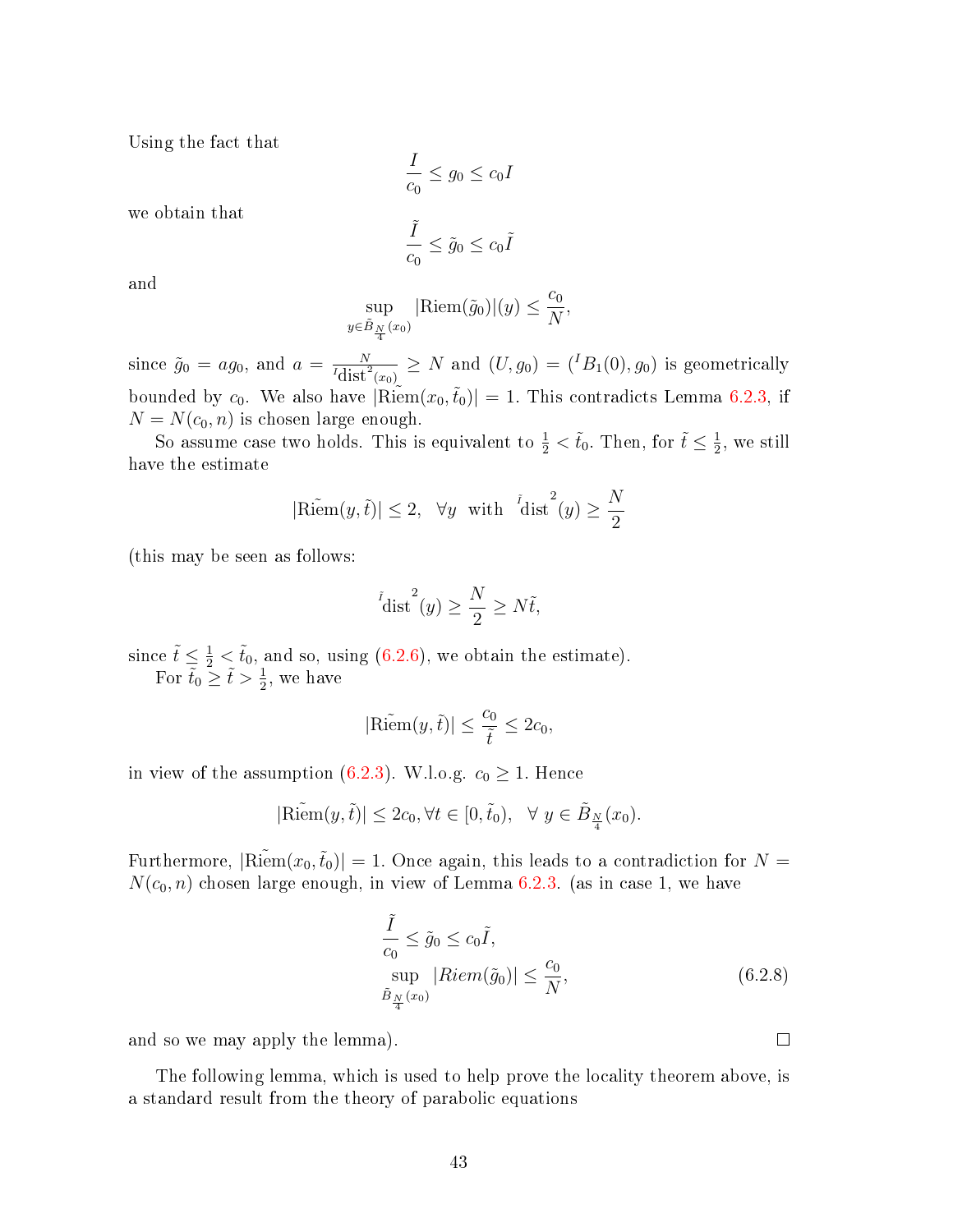Using the fact that

$$\frac{I}{c_0} \leq g_0 \leq c_0 I$$

we obtain that

$$\frac{\tilde{I}}{c_0} \leq \tilde{g}_0 \leq c_0 \tilde{I}$$

and

$$\sup_{y \in \tilde{B}_{\frac{N}{4}}(x_0)} |\mathrm{Riem}(\tilde{g}_0)|(y) \leq \frac{c_0}{N},$$

since $\tilde{g}_0 = a g_0$, and $a = \frac{N}{{}^I\mathrm{dist}^2(x_0)} \geq N$ and $(U, g_0) = ({}^I B_1(0), g_0)$ is geometrically bounded by $c_0$. We also have $|\tilde{\mathrm{Riem}}(x_0, \tilde{t}_0)| = 1$. This contradicts Lemma 6.2.3, if $N = N(c_0, n)$ is chosen large enough.

So assume case two holds. This is equivalent to $\frac{1}{2} < \tilde{t}_0$. Then, for $\tilde{t} \leq \frac{1}{2}$, we still have the estimate

$$|\tilde{\mathrm{Riem}}(y, \tilde{t})| \leq 2, \quad \forall y \text{ with } {}^{\tilde{I}}\mathrm{dist}^2(y) \geq \frac{N}{2}$$

(this may be seen as follows:

$${}^{\tilde{I}}\mathrm{dist}^2(y) \geq \frac{N}{2} \geq N\tilde{t},$$

since $\tilde{t} \leq \frac{1}{2} < \tilde{t}_0$, and so, using (6.2.6), we obtain the estimate).

For $\tilde{t}_0 \geq \tilde{t} > \frac{1}{2}$, we have

$$|\tilde{\mathrm{Riem}}(y, \tilde{t})| \leq \frac{c_0}{\tilde{t}} \leq 2c_0,$$

in view of the assumption (6.2.3). W.l.o.g. $c_0 \geq 1$. Hence

$$|\tilde{\mathrm{Riem}}(y, \tilde{t})| \leq 2c_0, \forall t \in [0, \tilde{t}_0), \quad \forall\, y \in \tilde{B}_{\frac{N}{4}}(x_0).$$

Furthermore, $|\tilde{\mathrm{Riem}}(x_0, \tilde{t}_0)| = 1$. Once again, this leads to a contradiction for $N = N(c_0, n)$ chosen large enough, in view of Lemma 6.2.3. (as in case 1, we have

$$\frac{\tilde{I}}{c_0} \leq \tilde{g}_0 \leq c_0 \tilde{I},$$
$$\sup_{\tilde{B}_{\frac{N}{4}}(x_0)} |Riem(\tilde{g}_0)| \leq \frac{c_0}{N}, \tag{6.2.8}$$

and so we may apply the lemma). ∎

The following lemma, which is used to help prove the locality theorem above, is a standard result from the theory of parabolic equations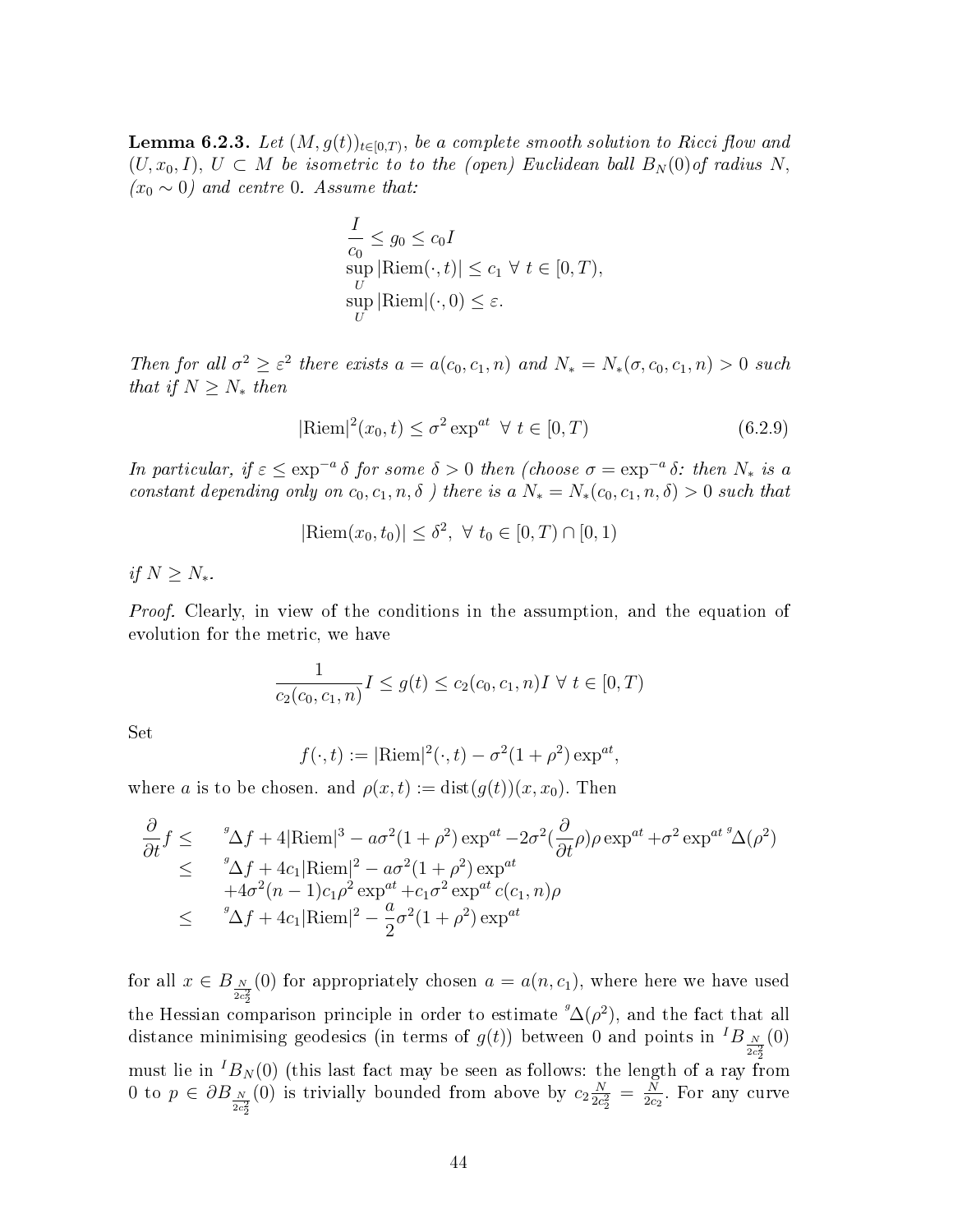**Lemma 6.2.3.** *Let $(M, g(t))_{t\in[0,T)}$, be a complete smooth solution to Ricci flow and $(U, x_0, I)$, $U \subset M$ be isometric to to the (open) Euclidean ball $B_N(0)$of radius $N$, $(x_0 \sim 0)$ and centre $0$. Assume that:*

$$\frac{I}{c_0} \leq g_0 \leq c_0 I$$
$$\sup_U |\mathrm{Riem}(\cdot, t)| \leq c_1 \ \forall \ t \in [0, T),$$
$$\sup_U |\mathrm{Riem}|(\cdot, 0) \leq \varepsilon.$$

*Then for all $\sigma^2 \geq \varepsilon^2$ there exists $a = a(c_0, c_1, n)$ and $N_* = N_*(\sigma, c_0, c_1, n) > 0$ such that if $N \geq N_*$ then*

$$|\mathrm{Riem}|^2(x_0, t) \leq \sigma^2 \exp^{at} \ \forall \ t \in [0, T) \tag{6.2.9}$$

*In particular, if $\varepsilon \leq \exp^{-a} \delta$ for some $\delta > 0$ then (choose $\sigma = \exp^{-a} \delta$: then $N_*$ is a constant depending only on $c_0, c_1, n, \delta$ ) there is a $N_* = N_*(c_0, c_1, n, \delta) > 0$ such that*

$$|\mathrm{Riem}(x_0, t_0)| \leq \delta^2, \ \forall \ t_0 \in [0, T) \cap [0, 1)$$

*if $N \geq N_*$.*

*Proof.* Clearly, in view of the conditions in the assumption, and the equation of evolution for the metric, we have

$$\frac{1}{c_2(c_0, c_1, n)} I \leq g(t) \leq c_2(c_0, c_1, n) I \ \forall \ t \in [0, T)$$

Set

$$f(\cdot, t) := |\mathrm{Riem}|^2(\cdot, t) - \sigma^2(1 + \rho^2) \exp^{at},$$

where $a$ is to be chosen. and $\rho(x, t) := \mathrm{dist}(g(t))(x, x_0)$. Then

$$\begin{aligned}
\frac{\partial}{\partial t} f \leq & \quad {}^{g}\Delta f + 4|\mathrm{Riem}|^3 - a\sigma^2(1 + \rho^2) \exp^{at} - 2\sigma^2 (\frac{\partial}{\partial t}\rho)\rho \exp^{at} + \sigma^2 \exp^{at} {}^{g}\Delta(\rho^2) \\
\leq & \quad {}^{g}\Delta f + 4c_1|\mathrm{Riem}|^2 - a\sigma^2(1 + \rho^2) \exp^{at} \\
& \quad + 4\sigma^2(n-1)c_1\rho^2 \exp^{at} + c_1\sigma^2 \exp^{at} c(c_1, n)\rho \\
\leq & \quad {}^{g}\Delta f + 4c_1|\mathrm{Riem}|^2 - \frac{a}{2}\sigma^2(1 + \rho^2) \exp^{at}
\end{aligned}$$

for all $x \in B_{\frac{N}{2c_2^2}}(0)$ for appropriately chosen $a = a(n, c_1)$, where here we have used the Hessian comparison principle in order to estimate ${}^{g}\Delta(\rho^2)$, and the fact that all distance minimising geodesics (in terms of $g(t)$) between $0$ and points in ${}^{I}B_{\frac{N}{2c_2^2}}(0)$ must lie in ${}^{I}B_N(0)$ (this last fact may be seen as follows: the length of a ray from $0$ to $p \in \partial B_{\frac{N}{2c_2^2}}(0)$ is trivially bounded from above by $c_2 \frac{N}{2c_2^2} = \frac{N}{2c_2}$. For any curve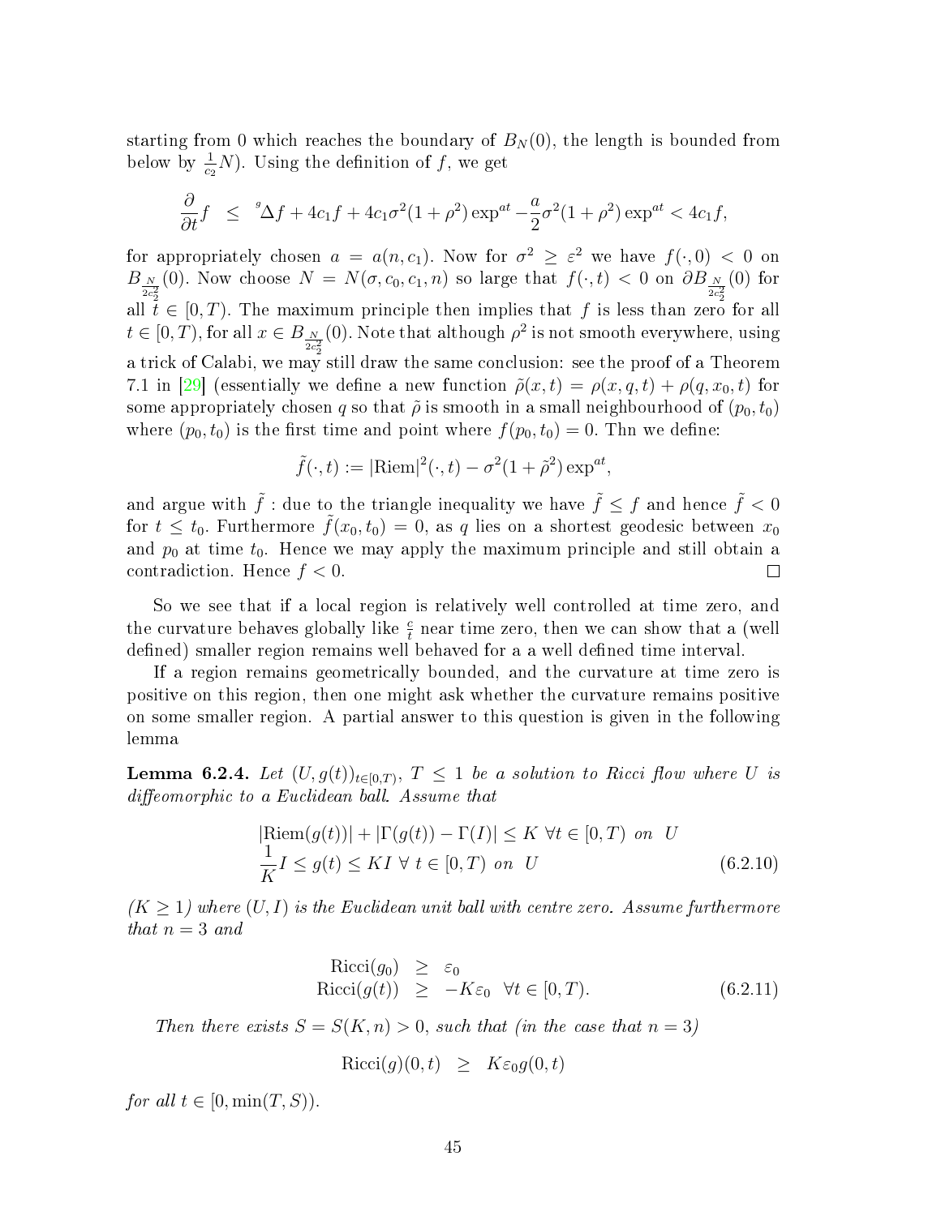starting from 0 which reaches the boundary of $B_N(0)$, the length is bounded from below by $\frac{1}{c_2}N$). Using the definition of $f$, we get

$$\frac{\partial}{\partial t} f \leq {}^{g}\Delta f + 4c_1 f + 4c_1\sigma^2(1+\rho^2)\exp^{at} - \frac{a}{2}\sigma^2(1+\rho^2)\exp^{at} < 4c_1 f,$$

for appropriately chosen $a = a(n, c_1)$. Now for $\sigma^2 \geq \varepsilon^2$ we have $f(\cdot, 0) < 0$ on $B_{\frac{N}{2c_2^2}}(0)$. Now choose $N = N(\sigma, c_0, c_1, n)$ so large that $f(\cdot, t) < 0$ on $\partial B_{\frac{N}{2c_2^2}}(0)$ for all $t \in [0, T)$. The maximum principle then implies that $f$ is less than zero for all $t \in [0, T)$, for all $x \in B_{\frac{N}{2c_2^2}}(0)$. Note that although $\rho^2$ is not smooth everywhere, using a trick of Calabi, we may still draw the same conclusion: see the proof of a Theorem 7.1 in [29] (essentially we define a new function $\tilde{\rho}(x, t) = \rho(x, q, t) + \rho(q, x_0, t)$ for some appropriately chosen $q$ so that $\tilde{\rho}$ is smooth in a small neighbourhood of $(p_0, t_0)$ where $(p_0, t_0)$ is the first time and point where $f(p_0, t_0) = 0$. Thn we define:

$$\tilde{f}(\cdot, t) := |\mathrm{Riem}|^2(\cdot, t) - \sigma^2(1 + \tilde{\rho}^2)\exp^{at},$$

and argue with $\tilde{f}$ : due to the triangle inequality we have $\tilde{f} \leq f$ and hence $\tilde{f} < 0$ for $t \leq t_0$. Furthermore $\tilde{f}(x_0, t_0) = 0$, as $q$ lies on a shortest geodesic between $x_0$ and $p_0$ at time $t_0$. Hence we may apply the maximum principle and still obtain a contradiction. Hence $f < 0$. □

So we see that if a local region is relatively well controlled at time zero, and the curvature behaves globally like $\frac{c}{t}$ near time zero, then we can show that a (well defined) smaller region remains well behaved for a a well defined time interval.

If a region remains geometrically bounded, and the curvature at time zero is positive on this region, then one might ask whether the curvature remains positive on some smaller region. A partial answer to this question is given in the following lemma

**Lemma 6.2.4.** *Let $(U, g(t))_{t\in[0,T)}$, $T \leq 1$ be a solution to Ricci flow where $U$ is diffeomorphic to a Euclidean ball. Assume that*

$$\begin{aligned} &|\mathrm{Riem}(g(t))| + |\Gamma(g(t)) - \Gamma(I)| \leq K \ \forall t \in [0, T) \ \text{on} \ U \\ &\frac{1}{K} I \leq g(t) \leq KI \ \forall \ t \in [0, T) \ \text{on} \ U \end{aligned} \tag{6.2.10}$$

*($K \geq 1$) where $(U, I)$ is the Euclidean unit ball with centre zero. Assume furthermore that $n = 3$ and*

$$\begin{aligned} \mathrm{Ricci}(g_0) &\geq \varepsilon_0 \\ \mathrm{Ricci}(g(t)) &\geq -K\varepsilon_0 \ \ \forall t \in [0, T). \end{aligned} \tag{6.2.11}$$

*Then there exists $S = S(K, n) > 0$, such that (in the case that $n = 3$)*

$$\mathrm{Ricci}(g)(0, t) \geq K\varepsilon_0 g(0, t)$$

*for all $t \in [0, \min(T, S))$.*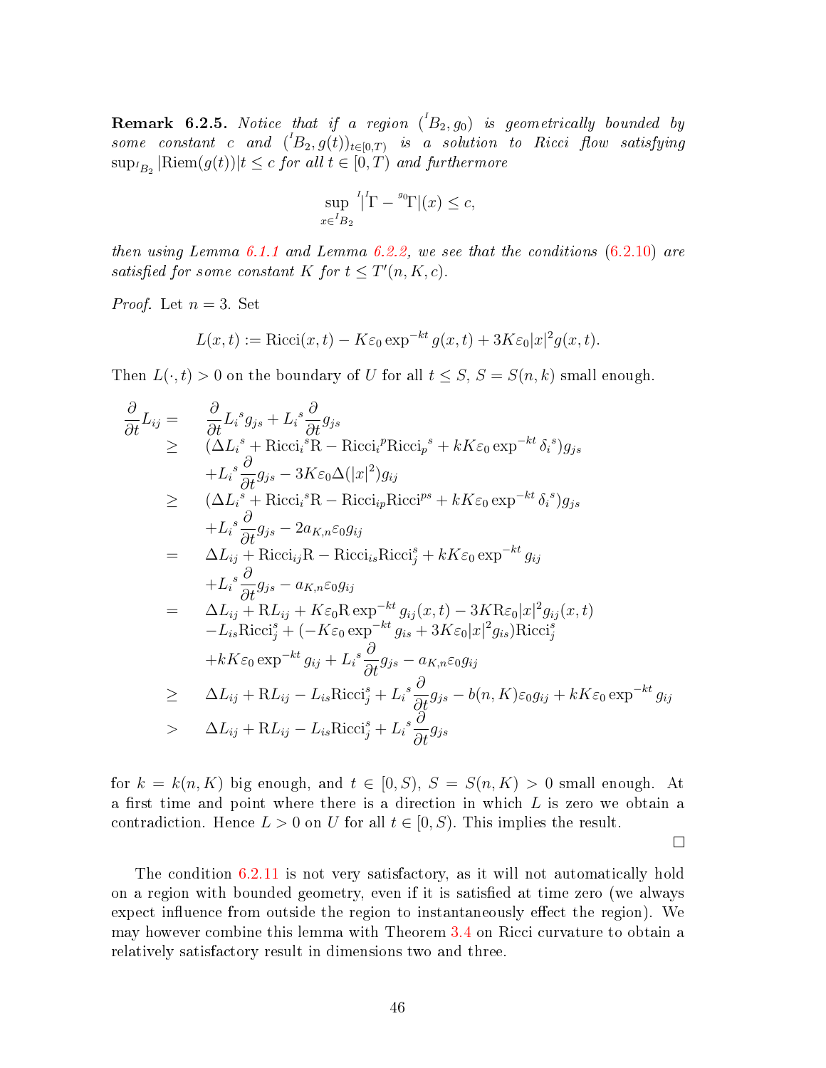**Remark 6.2.5.** *Notice that if a region $({}^{I}B_2, g_0)$ is geometrically bounded by some constant $c$ and $({}^{I}B_2, g(t))_{t\in[0,T)}$ is a solution to Ricci flow satisfying $\sup_{{}^{I}B_2} |\mathrm{Riem}(g(t))|t \leq c$ for all $t \in [0,T)$ and furthermore*

$$\sup_{x\in {}^{I}B_2} |{}^{I}\Gamma - {}^{g_0}\Gamma|(x) \leq c,$$

*then using Lemma 6.1.1 and Lemma 6.2.2, we see that the conditions (6.2.10) are satisfied for some constant $K$ for $t \leq T'(n, K, c)$.*

*Proof.* Let $n = 3$. Set

$$L(x,t) := \mathrm{Ricci}(x,t) - K\varepsilon_0 \exp^{-kt} g(x,t) + 3K\varepsilon_0 |x|^2 g(x,t).$$

Then $L(\cdot, t) > 0$ on the boundary of $U$ for all $t \leq S$, $S = S(n,k)$ small enough.

$$\begin{aligned}
\frac{\partial}{\partial t} L_{ij} = \quad & \frac{\partial}{\partial t} {L_i}^s g_{js} + {L_i}^s \frac{\partial}{\partial t} g_{js} \\
\geq \quad & (\Delta {L_i}^s + {\mathrm{Ricci}_i}^s \mathrm{R} - {\mathrm{Ricci}_i}^p {\mathrm{Ricci}_p}^s + kK\varepsilon_0 \exp^{-kt} {\delta_i}^s) g_{js} \\
& + {L_i}^s \frac{\partial}{\partial t} g_{js} - 3K\varepsilon_0 \Delta(|x|^2) g_{ij} \\
\geq \quad & (\Delta {L_i}^s + {\mathrm{Ricci}_i}^s \mathrm{R} - \mathrm{Ricci}_{ip} \mathrm{Ricci}^{ps} + kK\varepsilon_0 \exp^{-kt} {\delta_i}^s) g_{js} \\
& + {L_i}^s \frac{\partial}{\partial t} g_{js} - 2a_{K,n}\varepsilon_0 g_{ij} \\
= \quad & \Delta L_{ij} + \mathrm{Ricci}_{ij} \mathrm{R} - \mathrm{Ricci}_{is} \mathrm{Ricci}_j^s + kK\varepsilon_0 \exp^{-kt} g_{ij} \\
& + {L_i}^s \frac{\partial}{\partial t} g_{js} - a_{K,n}\varepsilon_0 g_{ij} \\
= \quad & \Delta L_{ij} + \mathrm{R} L_{ij} + K\varepsilon_0 \mathrm{R} \exp^{-kt} g_{ij}(x,t) - 3K\mathrm{R}\varepsilon_0 |x|^2 g_{ij}(x,t) \\
& - L_{is} \mathrm{Ricci}_j^s + (-K\varepsilon_0 \exp^{-kt} g_{is} + 3K\varepsilon_0 |x|^2 g_{is}) \mathrm{Ricci}_j^s \\
& + kK\varepsilon_0 \exp^{-kt} g_{ij} + {L_i}^s \frac{\partial}{\partial t} g_{js} - a_{K,n}\varepsilon_0 g_{ij} \\
\geq \quad & \Delta L_{ij} + \mathrm{R} L_{ij} - L_{is} \mathrm{Ricci}_j^s + {L_i}^s \frac{\partial}{\partial t} g_{js} - b(n,K)\varepsilon_0 g_{ij} + kK\varepsilon_0 \exp^{-kt} g_{ij} \\
> \quad & \Delta L_{ij} + \mathrm{R} L_{ij} - L_{is} \mathrm{Ricci}_j^s + {L_i}^s \frac{\partial}{\partial t} g_{js}
\end{aligned}$$

for $k = k(n,K)$ big enough, and $t \in [0, S)$, $S = S(n,K) > 0$ small enough. At a first time and point where there is a direction in which $L$ is zero we obtain a contradiction. Hence $L > 0$ on $U$ for all $t \in [0, S)$. This implies the result.

∎

The condition 6.2.11 is not very satisfactory, as it will not automatically hold on a region with bounded geometry, even if it is satisfied at time zero (we always expect influence from outside the region to instantaneously effect the region). We may however combine this lemma with Theorem 3.4 on Ricci curvature to obtain a relatively satisfactory result in dimensions two and three.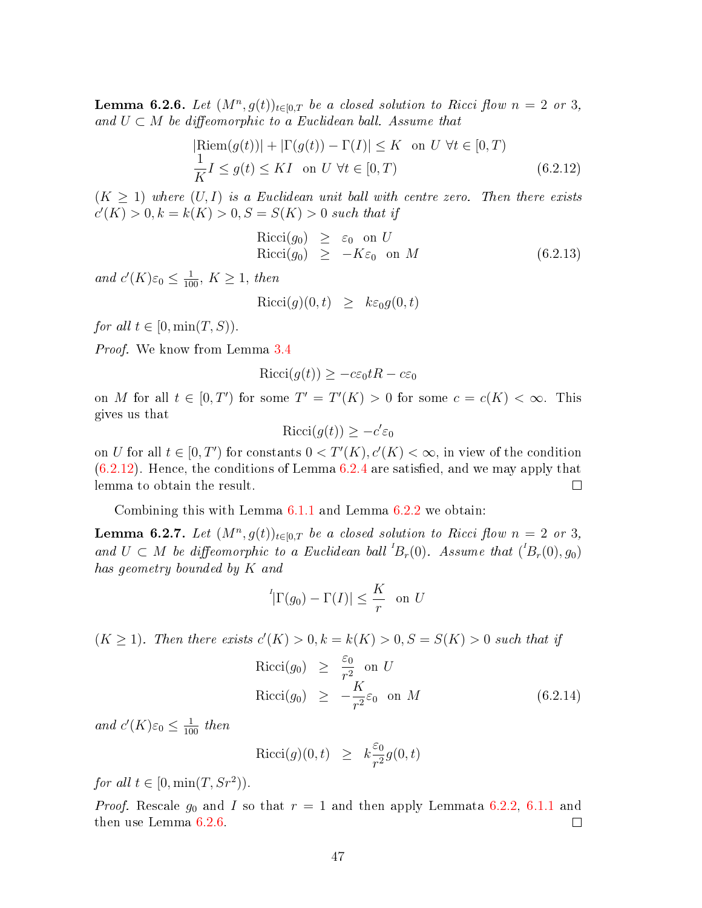**Lemma 6.2.6.** *Let $(M^n, g(t))_{t\in[0,T}$ be a closed solution to Ricci flow $n = 2$ or $3$, and $U \subset M$ be diffeomorphic to a Euclidean ball. Assume that*

$$\begin{aligned} |\mathrm{Riem}(g(t))| + |\Gamma(g(t)) - \Gamma(I)| &\leq K \quad \text{on } U \ \forall t \in [0,T) \\ \frac{1}{K} I \leq g(t) \leq KI &\quad \text{on } U \ \forall t \in [0,T) \end{aligned} \tag{6.2.12}$$

*$(K \geq 1)$ where $(U, I)$ is a Euclidean unit ball with centre zero. Then there exists $c'(K) > 0, k = k(K) > 0, S = S(K) > 0$ such that if*

$$\begin{aligned} \mathrm{Ricci}(g_0) &\geq \varepsilon_0 \quad \text{on } U \\ \mathrm{Ricci}(g_0) &\geq -K\varepsilon_0 \quad \text{on } M \end{aligned} \tag{6.2.13}$$

*and $c'(K)\varepsilon_0 \leq \frac{1}{100}$, $K \geq 1$, then*

$$\mathrm{Ricci}(g)(0,t) \geq k\varepsilon_0 g(0,t)$$

*for all $t \in [0, \min(T, S))$.*

*Proof.* We know from Lemma 3.4

$$\mathrm{Ricci}(g(t)) \geq -c\varepsilon_0 tR - c\varepsilon_0$$

on $M$ for all $t \in [0, T')$ for some $T' = T'(K) > 0$ for some $c = c(K) < \infty$. This gives us that

$$\mathrm{Ricci}(g(t)) \geq -c'\varepsilon_0$$

on $U$ for all $t \in [0, T')$ for constants $0 < T'(K), c'(K) < \infty$, in view of the condition (6.2.12). Hence, the conditions of Lemma 6.2.4 are satisfied, and we may apply that lemma to obtain the result. □

Combining this with Lemma 6.1.1 and Lemma 6.2.2 we obtain:

**Lemma 6.2.7.** *Let $(M^n, g(t))_{t\in[0,T}$ be a closed solution to Ricci flow $n = 2$ or $3$, and $U \subset M$ be diffeomorphic to a Euclidean ball ${}^I B_r(0)$. Assume that $({}^I B_r(0), g_0)$ has geometry bounded by $K$ and*

$${}^I|\Gamma(g_0) - \Gamma(I)| \leq \frac{K}{r} \quad \text{on } U$$

*$(K \geq 1)$. Then there exists $c'(K) > 0, k = k(K) > 0, S = S(K) > 0$ such that if*

$$\begin{aligned} \mathrm{Ricci}(g_0) &\geq \frac{\varepsilon_0}{r^2} \quad \text{on } U \\ \mathrm{Ricci}(g_0) &\geq -\frac{K}{r^2}\varepsilon_0 \quad \text{on } M \end{aligned} \tag{6.2.14}$$

*and $c'(K)\varepsilon_0 \leq \frac{1}{100}$ then*

$$\mathrm{Ricci}(g)(0,t) \geq k\frac{\varepsilon_0}{r^2} g(0,t)$$

*for all $t \in [0, \min(T, Sr^2))$.*

*Proof.* Rescale $g_0$ and $I$ so that $r = 1$ and then apply Lemmata 6.2.2, 6.1.1 and then use Lemma 6.2.6. □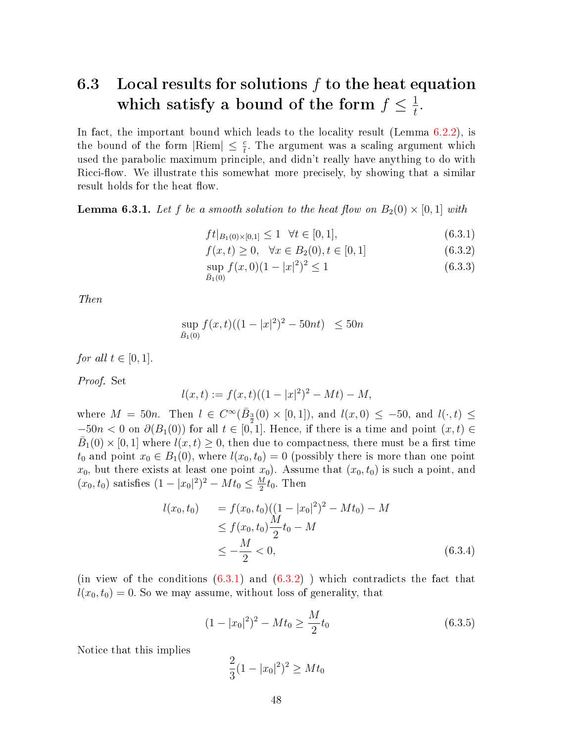## 6.3 Local results for solutions $f$ to the heat equation which satisfy a bound of the form $f \le \frac{1}{t}$.

In fact, the important bound which leads to the locality result (Lemma 6.2.2), is the bound of the form $|\mathrm{Riem}| \le \frac{c}{t}$. The argument was a scaling argument which used the parabolic maximum principle, and didn't really have anything to do with Ricci-flow. We illustrate this somewhat more precisely, by showing that a similar result holds for the heat flow.

**Lemma 6.3.1.** *Let $f$ be a smooth solution to the heat flow on $B_2(0) \times [0,1]$ with*

$$ft|_{B_1(0)\times[0,1]} \le 1 \quad \forall t \in [0,1], \tag{6.3.1}$$

$$f(x,t) \ge 0, \quad \forall x \in B_2(0), t \in [0,1] \tag{6.3.2}$$

$$\sup_{\bar{B}_1(0)} f(x,0)(1-|x|^2)^2 \le 1 \tag{6.3.3}$$

*Then*

$$\sup_{\bar{B}_1(0)} f(x,t)((1-|x|^2)^2 - 50nt) \ \ \le 50n$$

*for all $t \in [0,1]$.*

*Proof.* Set

$$l(x,t) := f(x,t)((1-|x|^2)^2 - Mt) - M,$$

where $M = 50n$. Then $l \in C^\infty(\bar{B}_{\frac{3}{2}}(0) \times [0,1])$, and $l(x,0) \le -50$, and $l(\cdot,t) \le -50n < 0$ on $\partial(B_1(0))$ for all $t \in [0,1]$. Hence, if there is a time and point $(x,t) \in \bar{B}_1(0) \times [0,1]$ where $l(x,t) \ge 0$, then due to compactness, there must be a first time $t_0$ and point $x_0 \in B_1(0)$, where $l(x_0,t_0) = 0$ (possibly there is more than one point $x_0$, but there exists at least one point $x_0$). Assume that $(x_0,t_0)$ is such a point, and $(x_0,t_0)$ satisfies $(1-|x_0|^2)^2 - Mt_0 \le \frac{M}{2}t_0$. Then

$$\begin{aligned} l(x_0,t_0) \quad &= f(x_0,t_0)((1-|x_0|^2)^2 - Mt_0) - M \\ &\le f(x_0,t_0)\frac{M}{2}t_0 - M \\ &\le -\frac{M}{2} < 0, \end{aligned} \tag{6.3.4}$$

(in view of the conditions (6.3.1) and (6.3.2) ) which contradicts the fact that $l(x_0,t_0) = 0$. So we may assume, without loss of generality, that

$$(1-|x_0|^2)^2 - Mt_0 \ge \frac{M}{2}t_0 \tag{6.3.5}$$

Notice that this implies

$$\frac{2}{3}(1-|x_0|^2)^2 \ge Mt_0$$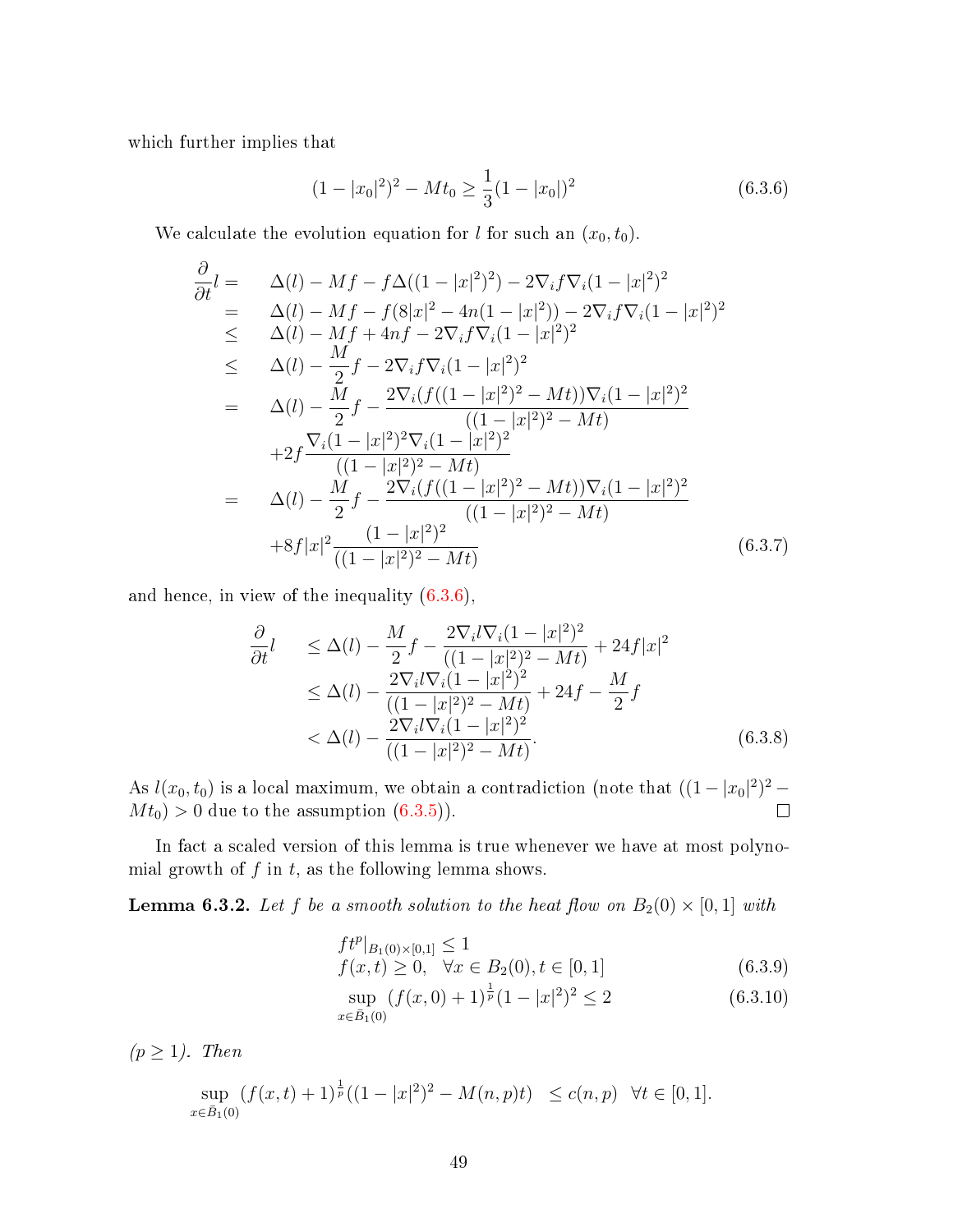which further implies that

$$(1-|x_0|^2)^2 - Mt_0 \geq \frac{1}{3}(1-|x_0|)^2 \tag{6.3.6}$$

We calculate the evolution equation for $l$ for such an $(x_0, t_0)$.

$$\begin{aligned}
\frac{\partial}{\partial t} l = \quad & \Delta(l) - Mf - f\Delta((1-|x|^2)^2) - 2\nabla_i f \nabla_i (1-|x|^2)^2 \\
= \quad & \Delta(l) - Mf - f(8|x|^2 - 4n(1-|x|^2)) - 2\nabla_i f \nabla_i (1-|x|^2)^2 \\
\leq \quad & \Delta(l) - Mf + 4nf - 2\nabla_i f \nabla_i (1-|x|^2)^2 \\
\leq \quad & \Delta(l) - \frac{M}{2} f - 2\nabla_i f \nabla_i (1-|x|^2)^2 \\
= \quad & \Delta(l) - \frac{M}{2} f - \frac{2\nabla_i (f((1-|x|^2)^2 - Mt))\nabla_i (1-|x|^2)^2}{((1-|x|^2)^2 - Mt)} \\
& + 2f \frac{\nabla_i (1-|x|^2)^2 \nabla_i (1-|x|^2)^2}{((1-|x|^2)^2 - Mt)} \\
= \quad & \Delta(l) - \frac{M}{2} f - \frac{2\nabla_i (f((1-|x|^2)^2 - Mt))\nabla_i (1-|x|^2)^2}{((1-|x|^2)^2 - Mt)} \\
& + 8f|x|^2 \frac{(1-|x|^2)^2}{((1-|x|^2)^2 - Mt)}
\end{aligned} \tag{6.3.7}$$

and hence, in view of the inequality (6.3.6),

$$\begin{aligned}
\frac{\partial}{\partial t} l \quad & \leq \Delta(l) - \frac{M}{2} f - \frac{2\nabla_i l \nabla_i (1-|x|^2)^2}{((1-|x|^2)^2 - Mt)} + 24f|x|^2 \\
& \leq \Delta(l) - \frac{2\nabla_i l \nabla_i (1-|x|^2)^2}{((1-|x|^2)^2 - Mt)} + 24f - \frac{M}{2} f \\
& < \Delta(l) - \frac{2\nabla_i l \nabla_i (1-|x|^2)^2}{((1-|x|^2)^2 - Mt)}.
\end{aligned} \tag{6.3.8}$$

As $l(x_0, t_0)$ is a local maximum, we obtain a contradiction (note that $((1-|x_0|^2)^2 - Mt_0) > 0$ due to the assumption (6.3.5)). ◻

In fact a scaled version of this lemma is true whenever we have at most polynomial growth of $f$ in $t$, as the following lemma shows.

**Lemma 6.3.2.** *Let $f$ be a smooth solution to the heat flow on $B_2(0) \times [0,1]$ with*

$$\begin{aligned}
& f t^p|_{B_1(0)\times[0,1]} \leq 1 \\
& f(x,t) \geq 0, \quad \forall x \in B_2(0), t \in [0,1] \qquad (6.3.9) \\
& \sup_{x \in \bar{B}_1(0)} (f(x,0)+1)^{\frac{1}{p}} (1-|x|^2)^2 \leq 2 \qquad (6.3.10)
\end{aligned}$$

*($p \geq 1$). Then*

$$\sup_{x \in \bar{B}_1(0)} (f(x,t)+1)^{\frac{1}{p}} ((1-|x|^2)^2 - M(n,p)t) \quad \leq c(n,p) \quad \forall t \in [0,1].$$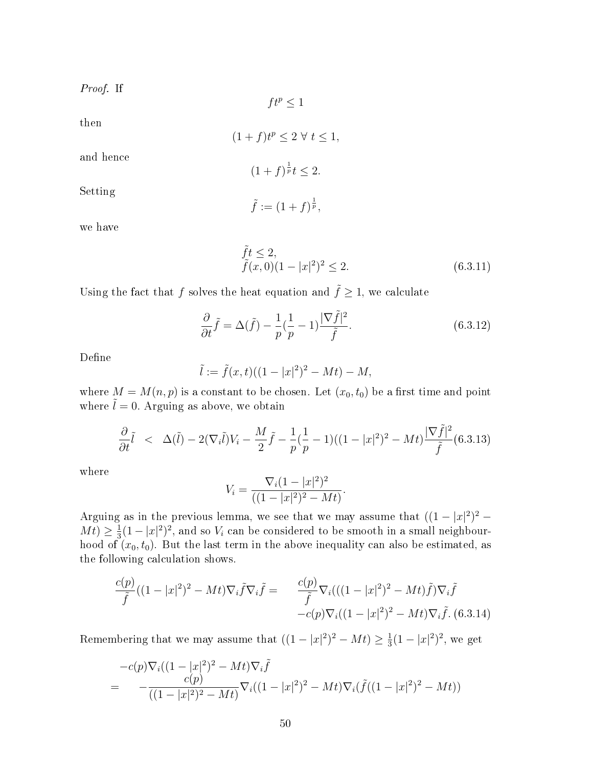*Proof.* If

$$ft^p \leq 1$$

then

$$(1+f)t^p \leq 2 \ \forall \ t \leq 1,$$

and hence

$$(1+f)^{\frac{1}{p}} t \leq 2.$$

Setting

$$\tilde{f} := (1+f)^{\frac{1}{p}},$$

we have

$$\begin{aligned} &\tilde{f} t \leq 2, \\ &\tilde{f}(x,0)(1-|x|^2)^2 \leq 2. \end{aligned} \tag{6.3.11}$$

Using the fact that $f$ solves the heat equation and $\tilde{f} \geq 1$, we calculate

$$\frac{\partial}{\partial t}\tilde{f} = \Delta(\tilde{f}) - \frac{1}{p}(\frac{1}{p}-1)\frac{|\nabla \tilde{f}|^2}{\tilde{f}}. \tag{6.3.12}$$

Define

$$\tilde{l} := \tilde{f}(x,t)((1-|x|^2)^2 - Mt) - M,$$

where $M = M(n,p)$ is a constant to be chosen. Let $(x_0, t_0)$ be a first time and point where $\tilde{l} = 0$. Arguing as above, we obtain

$$\frac{\partial}{\partial t}\tilde{l} \ < \ \Delta(\tilde{l}) - 2(\nabla_i \tilde{l})V_i - \frac{M}{2}\tilde{f} - \frac{1}{p}(\frac{1}{p}-1)((1-|x|^2)^2 - Mt)\frac{|\nabla \tilde{f}|^2}{\tilde{f}} \tag{6.3.13}$$

where

$$V_i = \frac{\nabla_i (1-|x|^2)^2}{((1-|x|^2)^2 - Mt)}.$$

Arguing as in the previous lemma, we see that we may assume that $((1-|x|^2)^2 - Mt) \geq \frac{1}{3}(1-|x|^2)^2$, and so $V_i$ can be considered to be smooth in a small neighbourhood of $(x_0, t_0)$. But the last term in the above inequality can also be estimated, as the following calculation shows.

$$\begin{aligned} \frac{c(p)}{\tilde{f}}((1-|x|^2)^2 - Mt)\nabla_i \tilde{f} \nabla_i \tilde{f} = \quad & \frac{c(p)}{\tilde{f}}\nabla_i(((1-|x|^2)^2 - Mt)\tilde{f})\nabla_i \tilde{f} \\ & - c(p)\nabla_i((1-|x|^2)^2 - Mt)\nabla_i \tilde{f}. \end{aligned} \tag{6.3.14}$$

Remembering that we may assume that $((1-|x|^2)^2 - Mt) \geq \frac{1}{3}(1-|x|^2)^2$, we get

$$\begin{aligned} & -c(p)\nabla_i((1-|x|^2)^2 - Mt)\nabla_i \tilde{f} \\ = \quad & -\frac{c(p)}{((1-|x|^2)^2 - Mt)}\nabla_i((1-|x|^2)^2 - Mt)\nabla_i(\tilde{f}((1-|x|^2)^2 - Mt)) \end{aligned}$$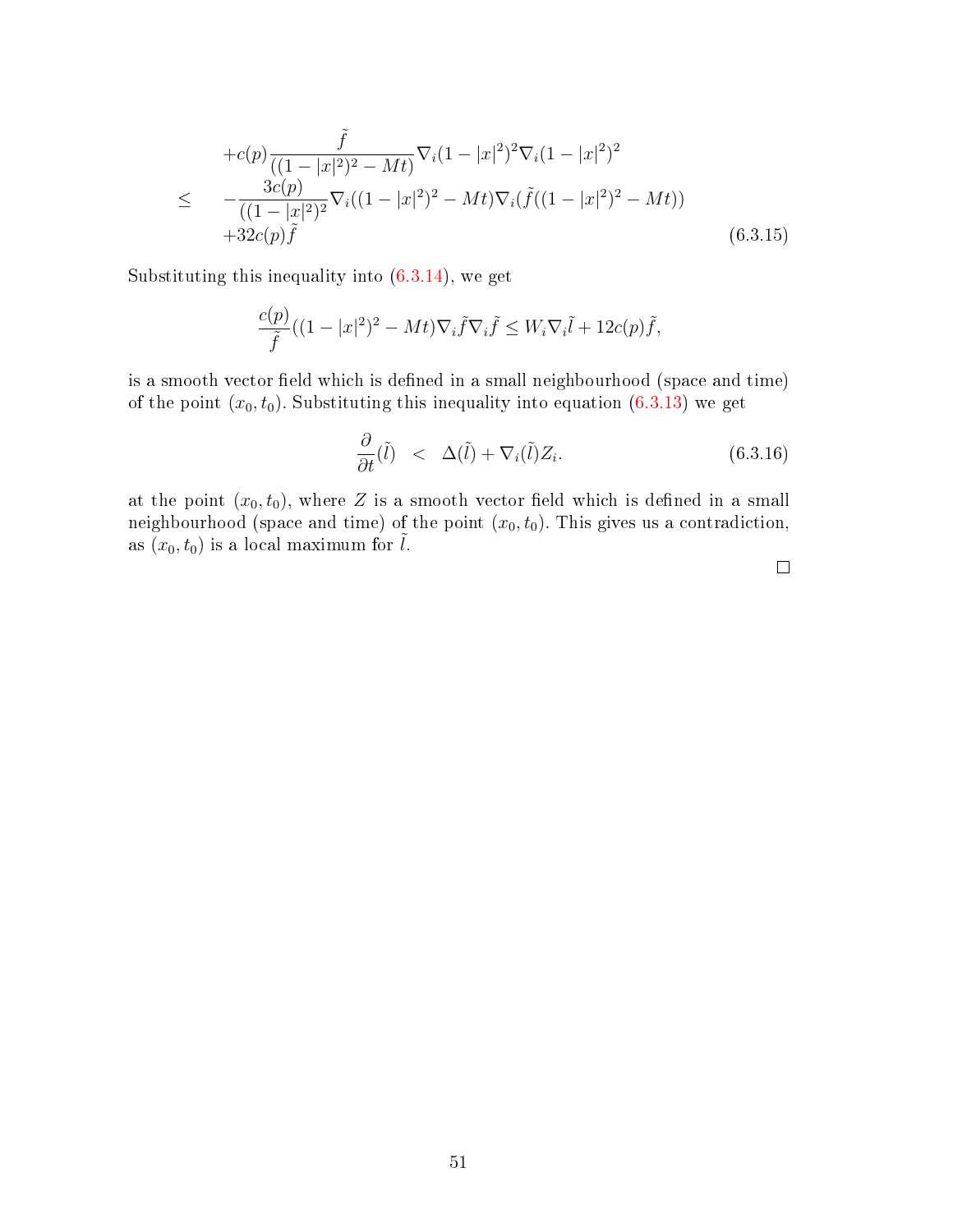$$
\begin{aligned}
& +c(p)\frac{\tilde{f}}{((1-|x|^2)^2-Mt)}\nabla_i(1-|x|^2)^2\nabla_i(1-|x|^2)^2 \\
\leq \quad & -\frac{3c(p)}{((1-|x|^2)^2}\nabla_i((1-|x|^2)^2-Mt)\nabla_i(\tilde{f}((1-|x|^2)^2-Mt)) \\
& +32c(p)\tilde{f}
\end{aligned} \tag{6.3.15}
$$

Substituting this inequality into (6.3.14), we get

$$
\frac{c(p)}{\tilde{f}}((1-|x|^2)^2-Mt)\nabla_i\tilde{f}\nabla_i\tilde{f} \leq W_i\nabla_i\tilde{l} + 12c(p)\tilde{f},
$$

is a smooth vector field which is defined in a small neighbourhood (space and time) of the point $(x_0, t_0)$. Substituting this inequality into equation (6.3.13) we get

$$
\frac{\partial}{\partial t}(\tilde{l}) \quad < \quad \Delta(\tilde{l}) + \nabla_i(\tilde{l})Z_i. \tag{6.3.16}
$$

at the point $(x_0, t_0)$, where $Z$ is a smooth vector field which is defined in a small neighbourhood (space and time) of the point $(x_0, t_0)$. This gives us a contradiction, as $(x_0, t_0)$ is a local maximum for $\tilde{l}$.

□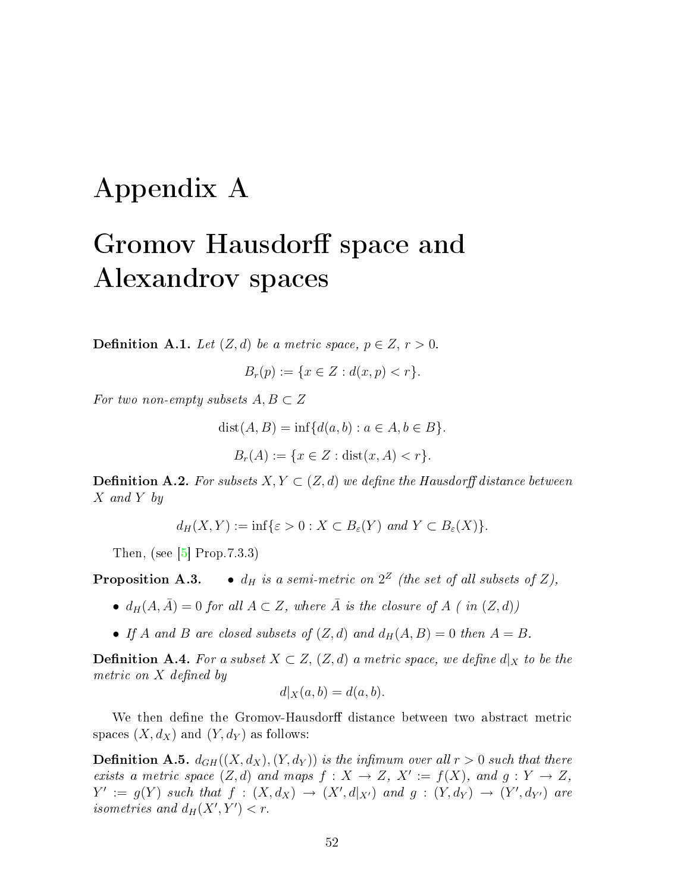# Appendix A

# Gromov Hausdorff space and Alexandrov spaces

**Definition A.1.** *Let $(Z, d)$ be a metric space, $p \in Z$, $r > 0$.*

$$B_r(p) := \{x \in Z : d(x, p) < r\}.$$

*For two non-empty subsets $A, B \subset Z$*

$$\operatorname{dist}(A, B) = \inf\{d(a, b) : a \in A, b \in B\}.$$

$$B_r(A) := \{x \in Z : \operatorname{dist}(x, A) < r\}.$$

**Definition A.2.** *For subsets $X, Y \subset (Z, d)$ we define the Hausdorff distance between $X$ and $Y$ by*

$$d_H(X, Y) := \inf\{\varepsilon > 0 : X \subset B_\varepsilon(Y) \text{ and } Y \subset B_\varepsilon(X)\}.$$

Then, (see [5] Prop.7.3.3)

**Proposition A.3.**

- *$d_H$ is a semi-metric on $2^Z$ (the set of all subsets of $Z$),*
- *$d_H(A, \bar{A}) = 0$ for all $A \subset Z$, where $\bar{A}$ is the closure of $A$ ( in $(Z, d)$)*
- *If $A$ and $B$ are closed subsets of $(Z, d)$ and $d_H(A, B) = 0$ then $A = B$.*

**Definition A.4.** *For a subset $X \subset Z$, $(Z, d)$ a metric space, we define $d|_X$ to be the metric on $X$ defined by*

$$d|_X(a, b) = d(a, b).$$

We then define the Gromov-Hausdorff distance between two abstract metric spaces $(X, d_X)$ and $(Y, d_Y)$ as follows:

**Definition A.5.** *$d_{GH}((X, d_X), (Y, d_Y))$ is the infimum over all $r > 0$ such that there exists a metric space $(Z, d)$ and maps $f : X \to Z$, $X' := f(X)$, and $g : Y \to Z$, $Y' := g(Y)$ such that $f : (X, d_X) \to (X', d|_{X'})$ and $g : (Y, d_Y) \to (Y', d_{Y'})$ are isometries and $d_H(X', Y') < r$.*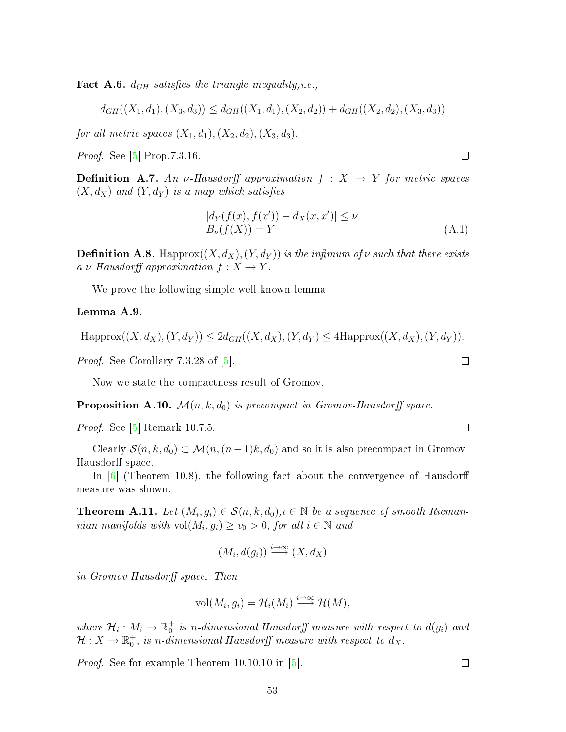**Fact A.6.** *$d_{GH}$ satisfies the triangle inequality,i.e.,*

$$d_{GH}((X_1, d_1), (X_3, d_3)) \leq d_{GH}((X_1, d_1), (X_2, d_2)) + d_{GH}((X_2, d_2), (X_3, d_3))$$

*for all metric spaces $(X_1, d_1), (X_2, d_2), (X_3, d_3)$.*

*Proof.* See [5] Prop.7.3.16. □

**Definition A.7.** *An $\nu$-Hausdorff approximation $f : X \to Y$ for metric spaces $(X, d_X)$ and $(Y, d_Y)$ is a map which satisfies*

$$\begin{aligned} &|d_Y(f(x), f(x')) - d_X(x, x')| \leq \nu \\ &B_\nu(f(X)) = Y \end{aligned} \tag{A.1}$$

**Definition A.8.** Happrox$((X, d_X), (Y, d_Y))$ *is the infimum of $\nu$ such that there exists a $\nu$-Hausdorff approximation $f : X \to Y$.*

We prove the following simple well known lemma

**Lemma A.9.**

$$\text{Happrox}((X, d_X), (Y, d_Y)) \leq 2d_{GH}((X, d_X), (Y, d_Y) \leq 4\text{Happrox}((X, d_X), (Y, d_Y)).$$

*Proof.* See Corollary 7.3.28 of [5]. □

Now we state the compactness result of Gromov.

**Proposition A.10.** *$\mathcal{M}(n, k, d_0)$ is precompact in Gromov-Hausdorff space.*

*Proof.* See [5] Remark 10.7.5. □

Clearly $\mathcal{S}(n, k, d_0) \subset \mathcal{M}(n, (n-1)k, d_0)$ and so it is also precompact in Gromov-Hausdorff space.

In [6] (Theorem 10.8), the following fact about the convergence of Hausdorff measure was shown.

**Theorem A.11.** *Let $(M_i, g_i) \in \mathcal{S}(n, k, d_0), i \in \mathbb{N}$ be a sequence of smooth Riemannian manifolds with $\text{vol}(M_i, g_i) \geq v_0 > 0$, for all $i \in \mathbb{N}$ and*

$$(M_i, d(g_i)) \overset{i \to \infty}{\longrightarrow} (X, d_X)$$

*in Gromov Hausdorff space. Then*

$$\text{vol}(M_i, g_i) = \mathcal{H}_i(M_i) \overset{i \to \infty}{\longrightarrow} \mathcal{H}(M),$$

*where $\mathcal{H}_i : M_i \to \mathbb{R}_0^+$ is $n$-dimensional Hausdorff measure with respect to $d(g_i)$ and $\mathcal{H} : X \to \mathbb{R}_0^+$, is $n$-dimensional Hausdorff measure with respect to $d_X$.*

*Proof.* See for example Theorem 10.10.10 in [5]. □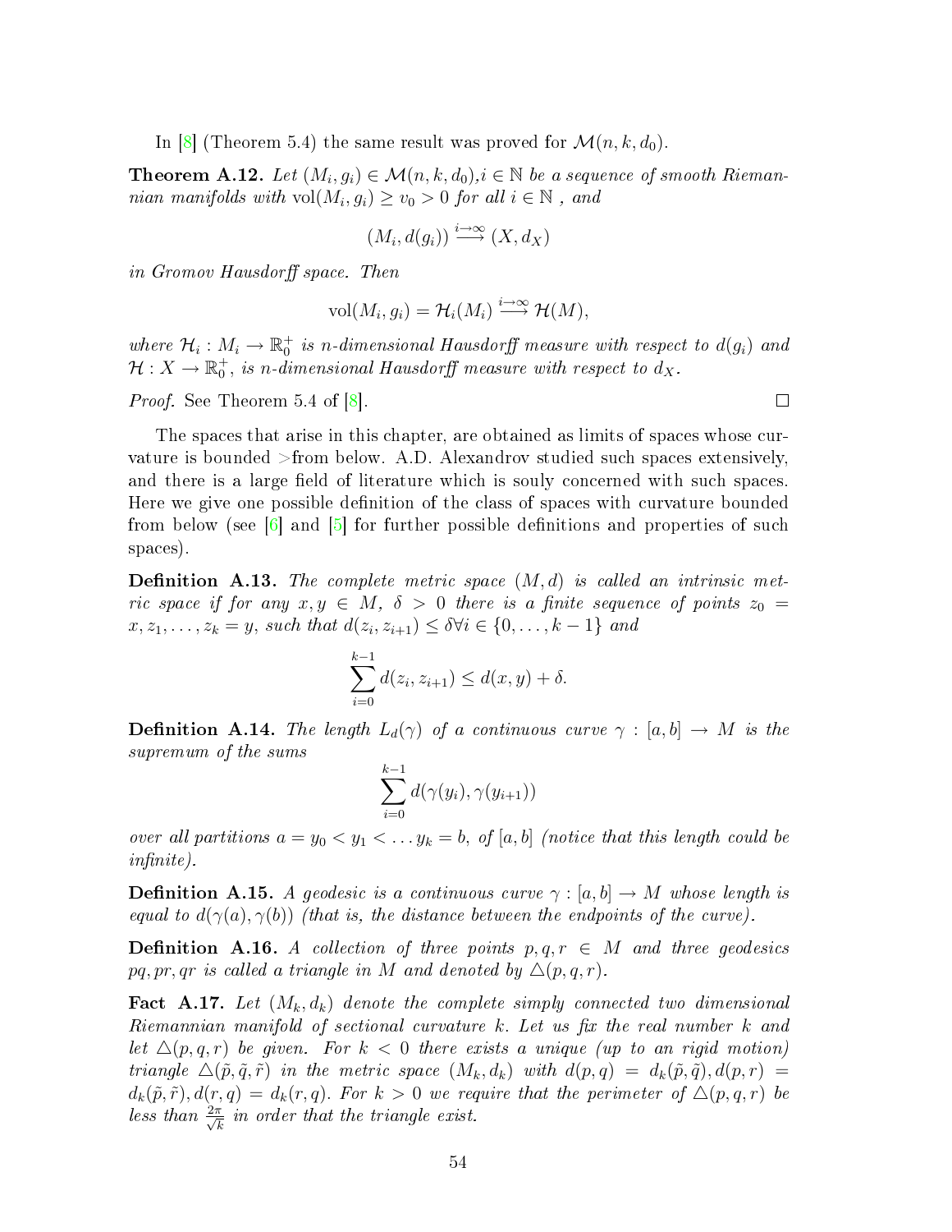In [8] (Theorem 5.4) the same result was proved for $\mathcal{M}(n, k, d_0)$.

**Theorem A.12.** *Let $(M_i, g_i) \in \mathcal{M}(n, k, d_0), i \in \mathbb{N}$ be a sequence of smooth Riemannian manifolds with $\mathrm{vol}(M_i, g_i) \geq v_0 > 0$ for all $i \in \mathbb{N}$ , and*

$$(M_i, d(g_i)) \stackrel{i \to \infty}{\longrightarrow} (X, d_X)$$

*in Gromov Hausdorff space. Then*

$$\mathrm{vol}(M_i, g_i) = \mathcal{H}_i(M_i) \stackrel{i \to \infty}{\longrightarrow} \mathcal{H}(M),$$

*where $\mathcal{H}_i : M_i \to \mathbb{R}_0^+$ is $n$-dimensional Hausdorff measure with respect to $d(g_i)$ and $\mathcal{H} : X \to \mathbb{R}_0^+$, is $n$-dimensional Hausdorff measure with respect to $d_X$.*

*Proof.* See Theorem 5.4 of [8]. $\square$

The spaces that arise in this chapter, are obtained as limits of spaces whose curvature is bounded >from below. A.D. Alexandrov studied such spaces extensively, and there is a large field of literature which is souly concerned with such spaces. Here we give one possible definition of the class of spaces with curvature bounded from below (see [6] and [5] for further possible definitions and properties of such spaces).

**Definition A.13.** *The complete metric space $(M, d)$ is called an intrinsic metric space if for any $x, y \in M$, $\delta > 0$ there is a finite sequence of points $z_0 = x, z_1, \ldots, z_k = y$, such that $d(z_i, z_{i+1}) \leq \delta \forall i \in \{0, \ldots, k-1\}$ and*

$$\sum_{i=0}^{k-1} d(z_i, z_{i+1}) \leq d(x, y) + \delta.$$

**Definition A.14.** *The length $L_d(\gamma)$ of a continuous curve $\gamma : [a, b] \to M$ is the supremum of the sums*

$$\sum_{i=0}^{k-1} d(\gamma(y_i), \gamma(y_{i+1}))$$

*over all partitions $a = y_0 < y_1 < \ldots y_k = b$, of $[a, b]$ (notice that this length could be infinite).*

**Definition A.15.** *A geodesic is a continuous curve $\gamma : [a, b] \to M$ whose length is equal to $d(\gamma(a), \gamma(b))$ (that is, the distance between the endpoints of the curve).*

**Definition A.16.** *A collection of three points $p, q, r \in M$ and three geodesics $pq, pr, qr$ is called a triangle in $M$ and denoted by $\triangle(p, q, r)$.*

**Fact A.17.** *Let $(M_k, d_k)$ denote the complete simply connected two dimensional Riemannian manifold of sectional curvature $k$. Let us fix the real number $k$ and let $\triangle(p, q, r)$ be given. For $k < 0$ there exists a unique (up to an rigid motion) triangle $\triangle(\tilde{p}, \tilde{q}, \tilde{r})$ in the metric space $(M_k, d_k)$ with $d(p, q) = d_k(\tilde{p}, \tilde{q}), d(p, r) = d_k(\tilde{p}, \tilde{r}), d(r, q) = d_k(r, q)$. For $k > 0$ we require that the perimeter of $\triangle(p, q, r)$ be less than $\frac{2\pi}{\sqrt{k}}$ in order that the triangle exist.*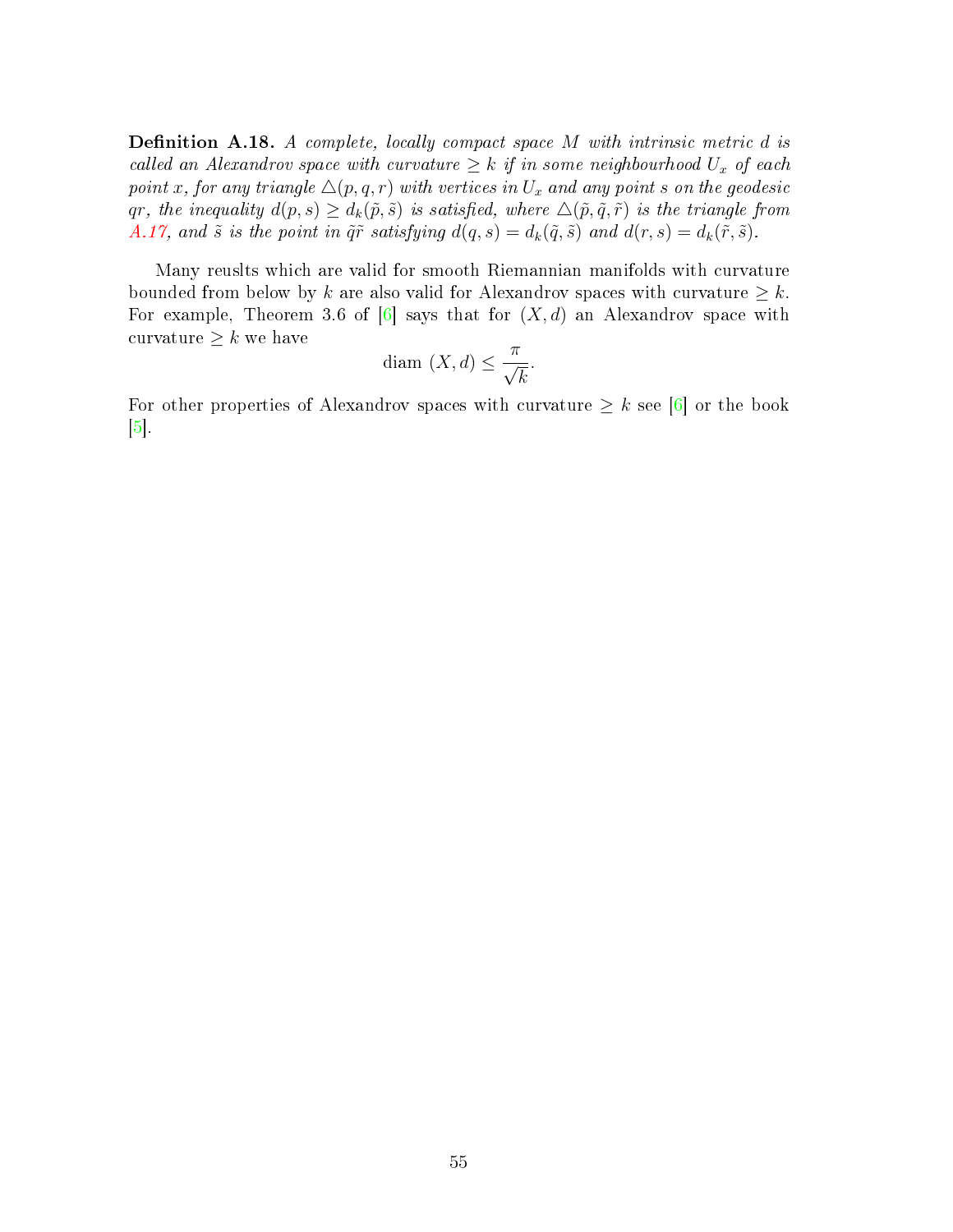**Definition A.18.** *A complete, locally compact space $M$ with intrinsic metric $d$ is called an Alexandrov space with curvature $\geq k$ if in some neighbourhood $U_x$ of each point $x$, for any triangle $\triangle(p, q, r)$ with vertices in $U_x$ and any point $s$ on the geodesic $qr$, the inequality $d(p, s) \geq d_k(\tilde{p}, \tilde{s})$ is satisfied, where $\triangle(\tilde{p}, \tilde{q}, \tilde{r})$ is the triangle from A.17, and $\tilde{s}$ is the point in $\tilde{q}\tilde{r}$ satisfying $d(q, s) = d_k(\tilde{q}, \tilde{s})$ and $d(r, s) = d_k(\tilde{r}, \tilde{s})$.*

Many reuslts which are valid for smooth Riemannian manifolds with curvature bounded from below by $k$ are also valid for Alexandrov spaces with curvature $\geq k$. For example, Theorem 3.6 of [6] says that for $(X, d)$ an Alexandrov space with curvature $\geq k$ we have

$$\text{diam } (X, d) \leq \frac{\pi}{\sqrt{k}}.$$

For other properties of Alexandrov spaces with curvature $\geq k$ see [6] or the book [5].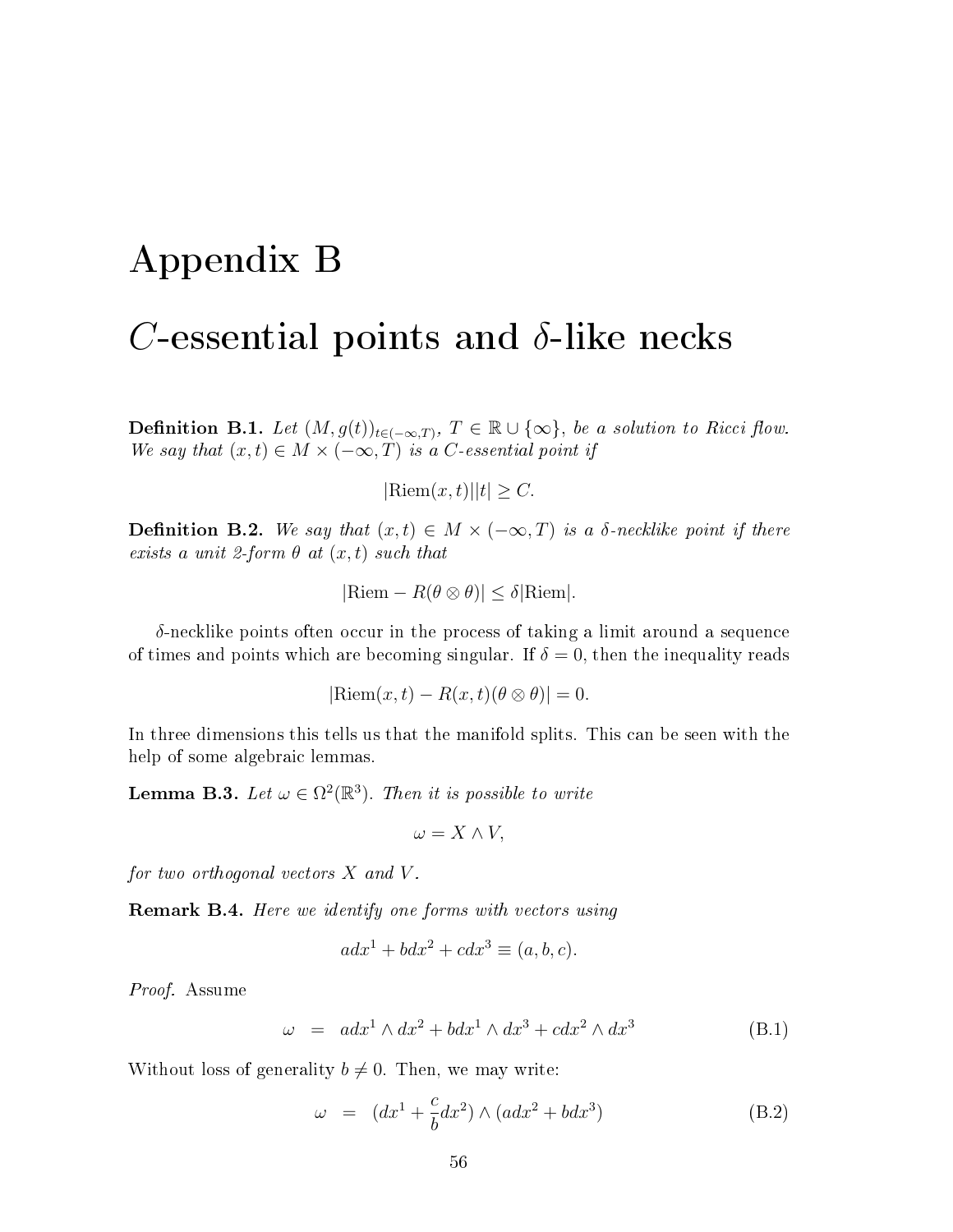# Appendix B

# $C$-essential points and $\delta$-like necks

**Definition B.1.** *Let $(M, g(t))_{t\in(-\infty,T)}$, $T \in \mathbb{R} \cup \{\infty\}$, be a solution to Ricci flow. We say that $(x,t) \in M \times (-\infty, T)$ is a $C$-essential point if*

$$|\mathrm{Riem}(x,t)||t| \geq C.$$

**Definition B.2.** *We say that $(x,t) \in M \times (-\infty, T)$ is a $\delta$-necklike point if there exists a unit 2-form $\theta$ at $(x,t)$ such that*

$$|\mathrm{Riem} - R(\theta \otimes \theta)| \leq \delta |\mathrm{Riem}|.$$

$\delta$-necklike points often occur in the process of taking a limit around a sequence of times and points which are becoming singular. If $\delta = 0$, then the inequality reads

$$|\mathrm{Riem}(x,t) - R(x,t)(\theta \otimes \theta)| = 0.$$

In three dimensions this tells us that the manifold splits. This can be seen with the help of some algebraic lemmas.

**Lemma B.3.** *Let $\omega \in \Omega^2(\mathbb{R}^3)$. Then it is possible to write*

$$\omega = X \wedge V,$$

*for two orthogonal vectors $X$ and $V$.*

**Remark B.4.** *Here we identify one forms with vectors using*

$$adx^1 + bdx^2 + cdx^3 \equiv (a,b,c).$$

*Proof.* Assume

$$\omega = adx^1 \wedge dx^2 + bdx^1 \wedge dx^3 + cdx^2 \wedge dx^3 \tag{B.1}$$

Without loss of generality $b \neq 0$. Then, we may write:

$$\omega = (dx^1 + \frac{c}{b}dx^2) \wedge (adx^2 + bdx^3) \tag{B.2}$$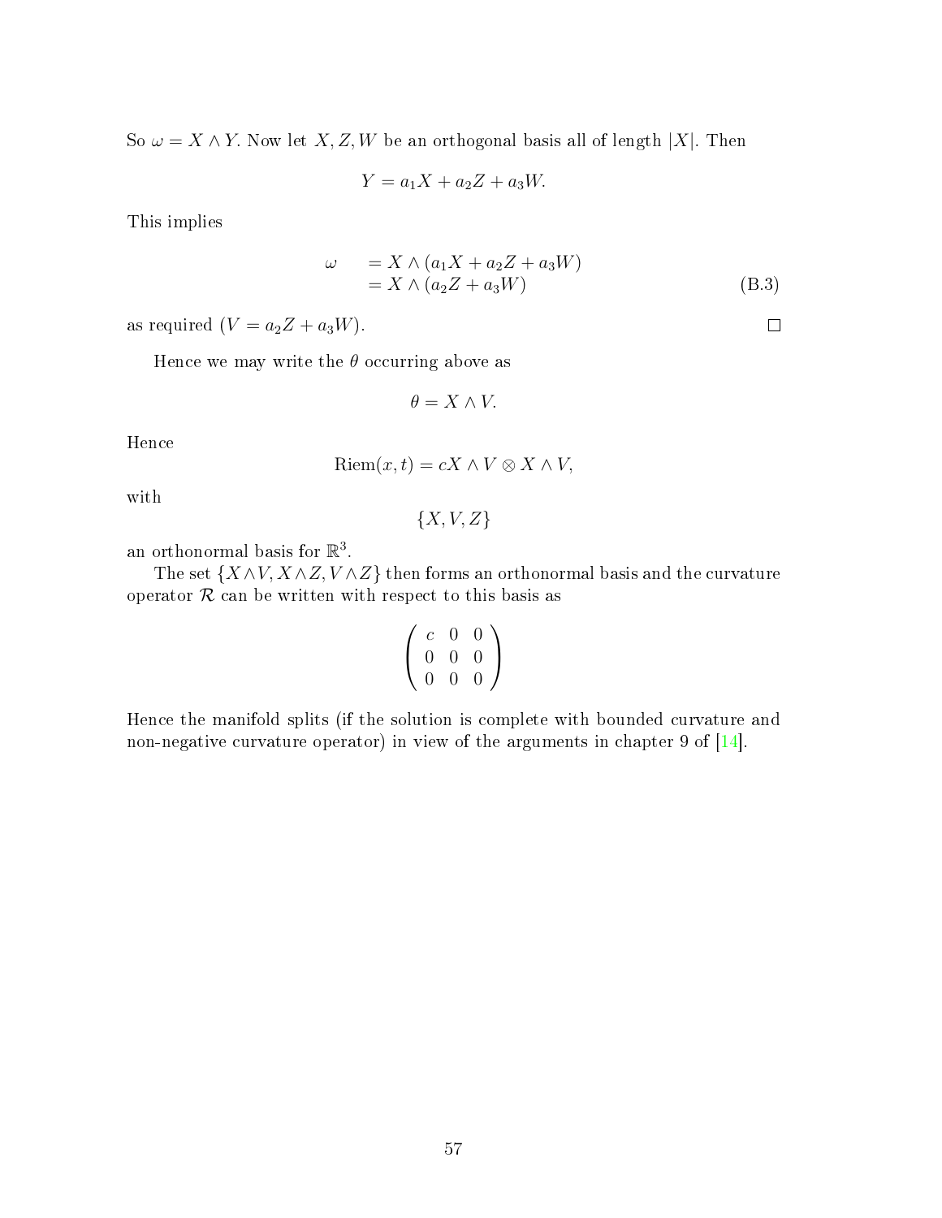So $\omega = X \wedge Y$. Now let $X, Z, W$ be an orthogonal basis all of length $|X|$. Then

$$Y = a_1 X + a_2 Z + a_3 W.$$

This implies

$$\begin{aligned} \omega &= X \wedge (a_1 X + a_2 Z + a_3 W) \\ &= X \wedge (a_2 Z + a_3 W) \end{aligned} \tag{B.3}$$

as required ($V = a_2 Z + a_3 W$). □

Hence we may write the $\theta$ occurring above as

$$\theta = X \wedge V.$$

Hence

$$\text{Riem}(x, t) = cX \wedge V \otimes X \wedge V,$$

with

$$\{X, V, Z\}$$

an orthonormal basis for $\mathbb{R}^3$.

The set $\{X \wedge V, X \wedge Z, V \wedge Z\}$ then forms an orthonormal basis and the curvature operator $\mathcal{R}$ can be written with respect to this basis as

$$\begin{pmatrix} c & 0 & 0 \\ 0 & 0 & 0 \\ 0 & 0 & 0 \end{pmatrix}$$

Hence the manifold splits (if the solution is complete with bounded curvature and non-negative curvature operator) in view of the arguments in chapter 9 of [14].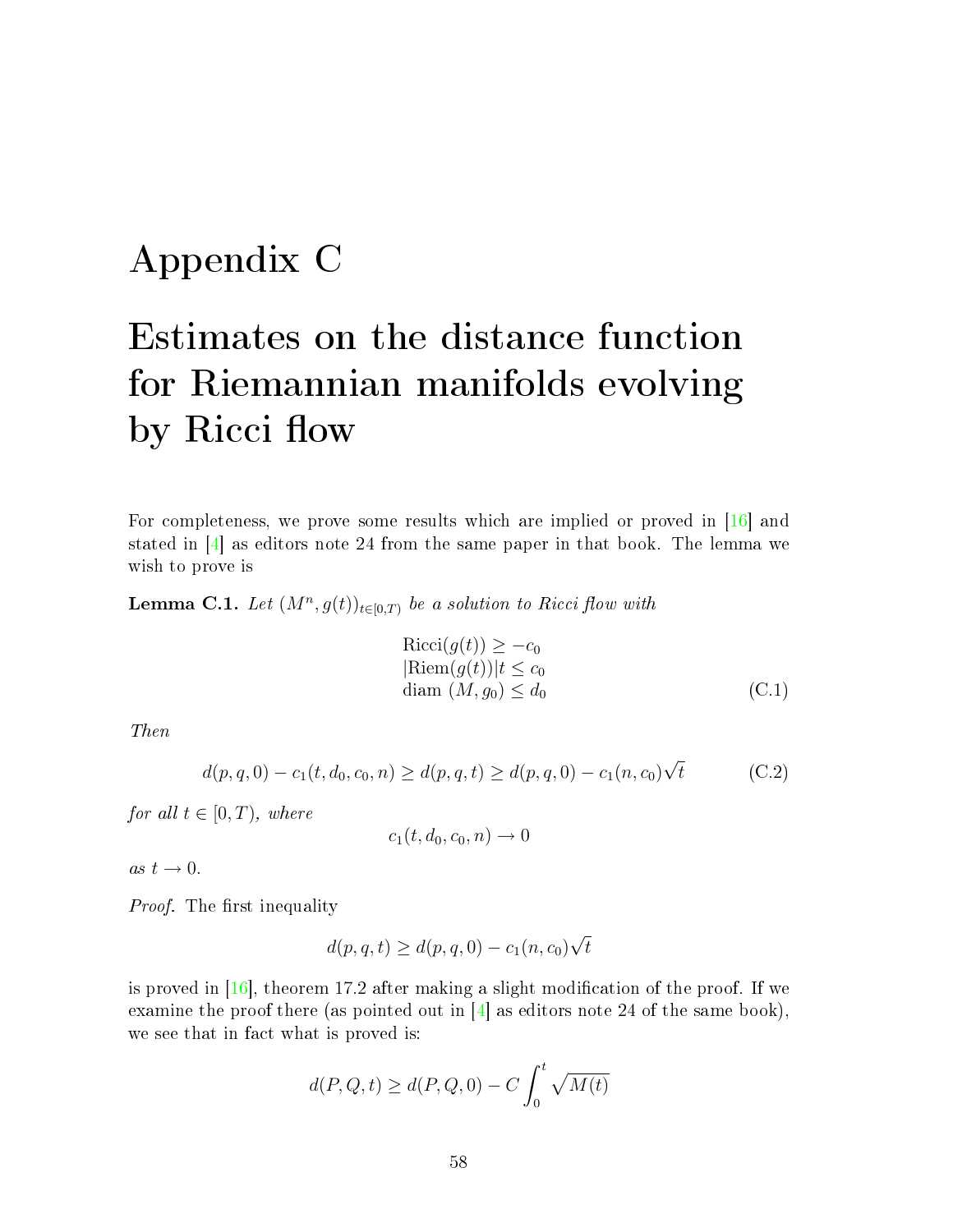# Appendix C

# Estimates on the distance function for Riemannian manifolds evolving by Ricci flow

For completeness, we prove some results which are implied or proved in [16] and stated in [4] as editors note 24 from the same paper in that book. The lemma we wish to prove is

**Lemma C.1.** *Let $(M^n, g(t))_{t \in [0,T)}$ be a solution to Ricci flow with*

$$
\begin{aligned}
&\mathrm{Ricci}(g(t)) \geq -c_0 \\
&|\mathrm{Riem}(g(t))| t \leq c_0 \\
&\mathrm{diam}\ (M, g_0) \leq d_0
\end{aligned}
\tag{C.1}
$$

*Then*

$$
d(p,q,0) - c_1(t, d_0, c_0, n) \geq d(p,q,t) \geq d(p,q,0) - c_1(n, c_0)\sqrt{t} \tag{C.2}
$$

*for all $t \in [0,T)$, where*

$$
c_1(t, d_0, c_0, n) \to 0
$$

*as $t \to 0$.*

*Proof.* The first inequality

$$
d(p,q,t) \geq d(p,q,0) - c_1(n, c_0)\sqrt{t}
$$

is proved in [16], theorem 17.2 after making a slight modification of the proof. If we examine the proof there (as pointed out in [4] as editors note 24 of the same book), we see that in fact what is proved is:

$$
d(P,Q,t) \geq d(P,Q,0) - C\int_0^t \sqrt{M(t)}
$$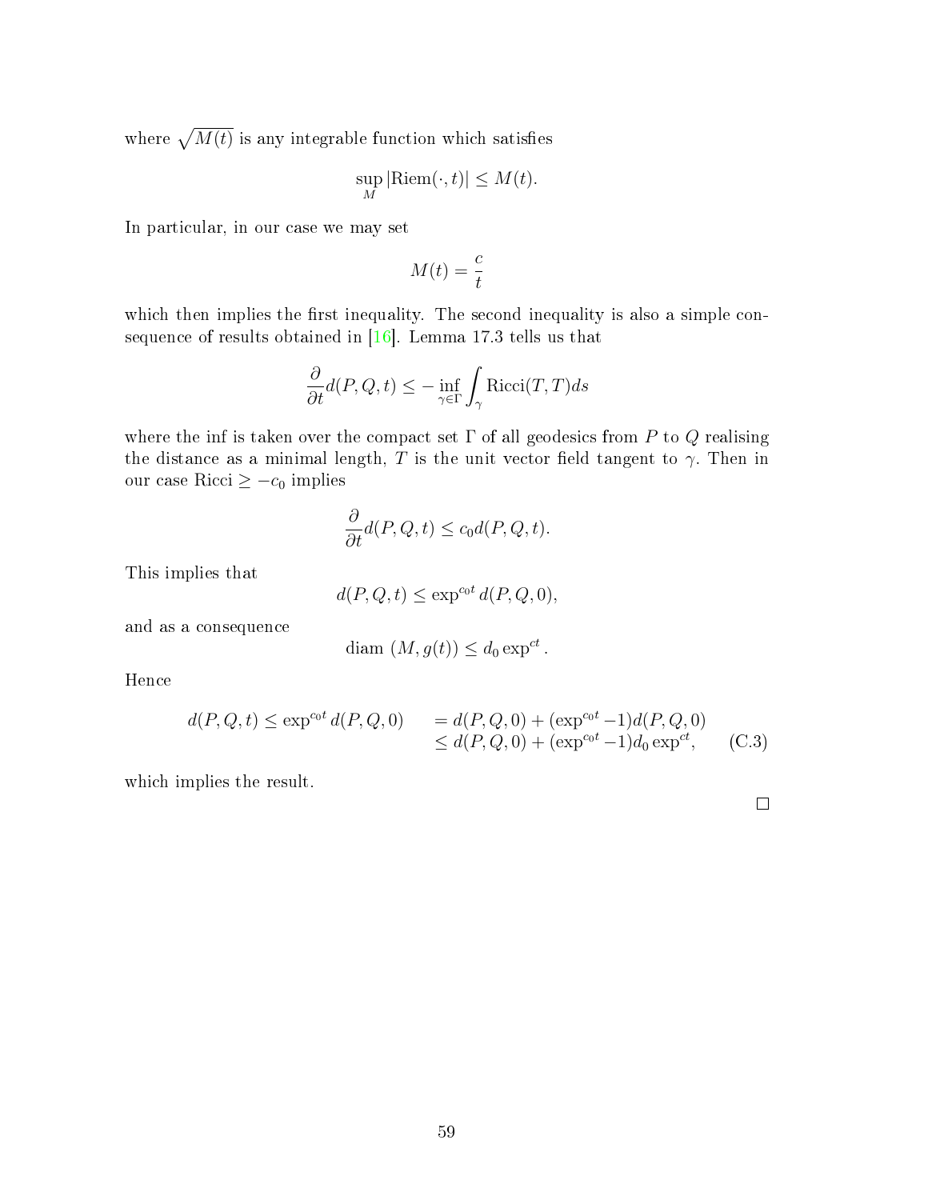where $\sqrt{M(t)}$ is any integrable function which satisfies

$$\sup_M |\mathrm{Riem}(\cdot, t)| \leq M(t).$$

In particular, in our case we may set

$$M(t) = \frac{c}{t}$$

which then implies the first inequality. The second inequality is also a simple consequence of results obtained in [16]. Lemma 17.3 tells us that

$$\frac{\partial}{\partial t} d(P, Q, t) \leq - \inf_{\gamma \in \Gamma} \int_\gamma \mathrm{Ricci}(T, T) ds$$

where the inf is taken over the compact set $\Gamma$ of all geodesics from $P$ to $Q$ realising the distance as a minimal length, $T$ is the unit vector field tangent to $\gamma$. Then in our case $\mathrm{Ricci} \geq -c_0$ implies

$$\frac{\partial}{\partial t} d(P, Q, t) \leq c_0 d(P, Q, t).$$

This implies that

$$d(P, Q, t) \leq \exp^{c_0 t} d(P, Q, 0),$$

and as a consequence

$$\mathrm{diam}\ (M, g(t)) \leq d_0 \exp^{ct}.$$

Hence

$$\begin{aligned} d(P, Q, t) \leq \exp^{c_0 t} d(P, Q, 0) \quad &= d(P, Q, 0) + (\exp^{c_0 t} - 1) d(P, Q, 0) \\ &\leq d(P, Q, 0) + (\exp^{c_0 t} - 1) d_0 \exp^{ct}, \end{aligned} \tag{C.3}$$

which implies the result.

□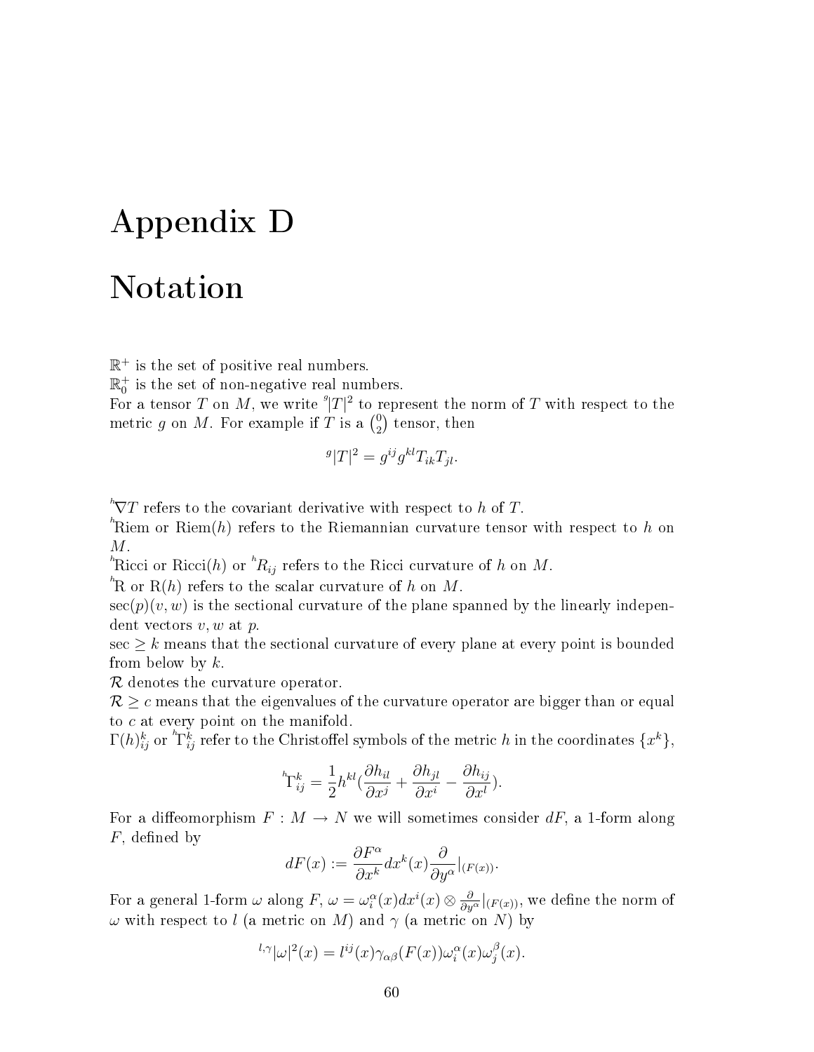# Appendix D

# Notation

$\mathbb{R}^+$ is the set of positive real numbers.
$\mathbb{R}^+_0$ is the set of non-negative real numbers.
For a tensor $T$ on $M$, we write ${}^g|T|^2$ to represent the norm of $T$ with respect to the metric $g$ on $M$. For example if $T$ is a $\binom{0}{2}$ tensor, then

$${}^g|T|^2 = g^{ij}g^{kl}T_{ik}T_{jl}.$$

${}^h\nabla T$ refers to the covariant derivative with respect to $h$ of $T$.
${}^h\text{Riem}$ or $\text{Riem}(h)$ refers to the Riemannian curvature tensor with respect to $h$ on $M$.
${}^h\text{Ricci}$ or $\text{Ricci}(h)$ or ${}^hR_{ij}$ refers to the Ricci curvature of $h$ on $M$.
${}^h\text{R}$ or $\text{R}(h)$ refers to the scalar curvature of $h$ on $M$.
$\sec(p)(v, w)$ is the sectional curvature of the plane spanned by the linearly independent vectors $v, w$ at $p$.
$\sec \geq k$ means that the sectional curvature of every plane at every point is bounded from below by $k$.
$\mathcal{R}$ denotes the curvature operator.
$\mathcal{R} \geq c$ means that the eigenvalues of the curvature operator are bigger than or equal to $c$ at every point on the manifold.
$\Gamma(h)^k_{ij}$ or ${}^h\Gamma^k_{ij}$ refer to the Christoffel symbols of the metric $h$ in the coordinates $\{x^k\}$,

$${}^h\Gamma^k_{ij} = \frac{1}{2}h^{kl}\left(\frac{\partial h_{il}}{\partial x^j} + \frac{\partial h_{jl}}{\partial x^i} - \frac{\partial h_{ij}}{\partial x^l}\right).$$

For a diffeomorphism $F : M \to N$ we will sometimes consider $dF$, a 1-form along $F$, defined by

$$dF(x) := \frac{\partial F^\alpha}{\partial x^k} dx^k(x) \frac{\partial}{\partial y^\alpha}|_{(F(x))}.$$

For a general 1-form $\omega$ along $F$, $\omega = \omega^\alpha_i(x)dx^i(x) \otimes \frac{\partial}{\partial y^\alpha}|_{(F(x))}$, we define the norm of $\omega$ with respect to $l$ (a metric on $M$) and $\gamma$ (a metric on $N$) by

$${}^{l,\gamma}|\omega|^2(x) = l^{ij}(x)\gamma_{\alpha\beta}(F(x))\omega^\alpha_i(x)\omega^\beta_j(x).$$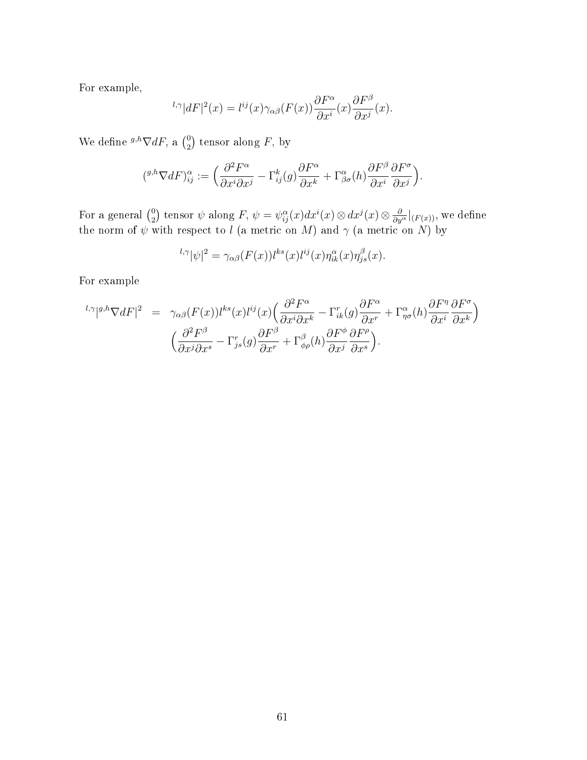For example,

$$
{}^{l,\gamma}|dF|^2(x) = l^{ij}(x)\gamma_{\alpha\beta}(F(x))\frac{\partial F^\alpha}{\partial x^i}(x)\frac{\partial F^\beta}{\partial x^j}(x).
$$

We define ${}^{g,h}\nabla dF$, a $\binom{0}{2}$ tensor along $F$, by

$$
({}^{g,h}\nabla dF)^\alpha_{ij} := \Big(\frac{\partial^2 F^\alpha}{\partial x^i \partial x^j} - \Gamma^k_{ij}(g)\frac{\partial F^\alpha}{\partial x^k} + \Gamma^\alpha_{\beta\sigma}(h)\frac{\partial F^\beta}{\partial x^i}\frac{\partial F^\sigma}{\partial x^j}\Big).
$$

For a general $\binom{0}{2}$ tensor $\psi$ along $F$, $\psi = \psi^\alpha_{ij}(x)dx^i(x)\otimes dx^j(x)\otimes \frac{\partial}{\partial y^\alpha}|_{(F(x))}$, we define the norm of $\psi$ with respect to $l$ (a metric on $M$) and $\gamma$ (a metric on $N$) by

$$
{}^{l,\gamma}|\psi|^2 = \gamma_{\alpha\beta}(F(x))l^{ks}(x)l^{ij}(x)\eta^\alpha_{ik}(x)\eta^\beta_{js}(x).
$$

For example

$$
\begin{aligned}
{}^{l,\gamma}|{}^{g,h}\nabla dF|^2 \quad &= \quad \gamma_{\alpha\beta}(F(x))l^{ks}(x)l^{ij}(x)\Big(\frac{\partial^2 F^\alpha}{\partial x^i \partial x^k} - \Gamma^r_{ik}(g)\frac{\partial F^\alpha}{\partial x^r} + \Gamma^\alpha_{\eta\sigma}(h)\frac{\partial F^\eta}{\partial x^i}\frac{\partial F^\sigma}{\partial x^k}\Big) \\
&\quad \Big(\frac{\partial^2 F^\beta}{\partial x^j \partial x^s} - \Gamma^r_{js}(g)\frac{\partial F^\beta}{\partial x^r} + \Gamma^\beta_{\phi\rho}(h)\frac{\partial F^\phi}{\partial x^j}\frac{\partial F^\rho}{\partial x^s}\Big).
\end{aligned}
$$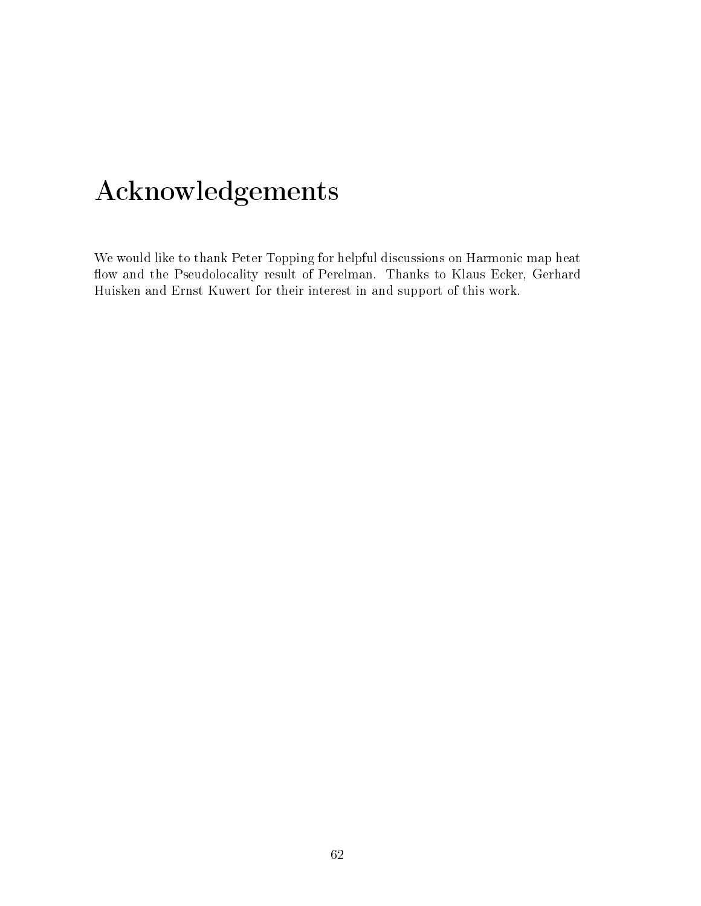# Acknowledgements

We would like to thank Peter Topping for helpful discussions on Harmonic map heat flow and the Pseudolocality result of Perelman. Thanks to Klaus Ecker, Gerhard Huisken and Ernst Kuwert for their interest in and support of this work.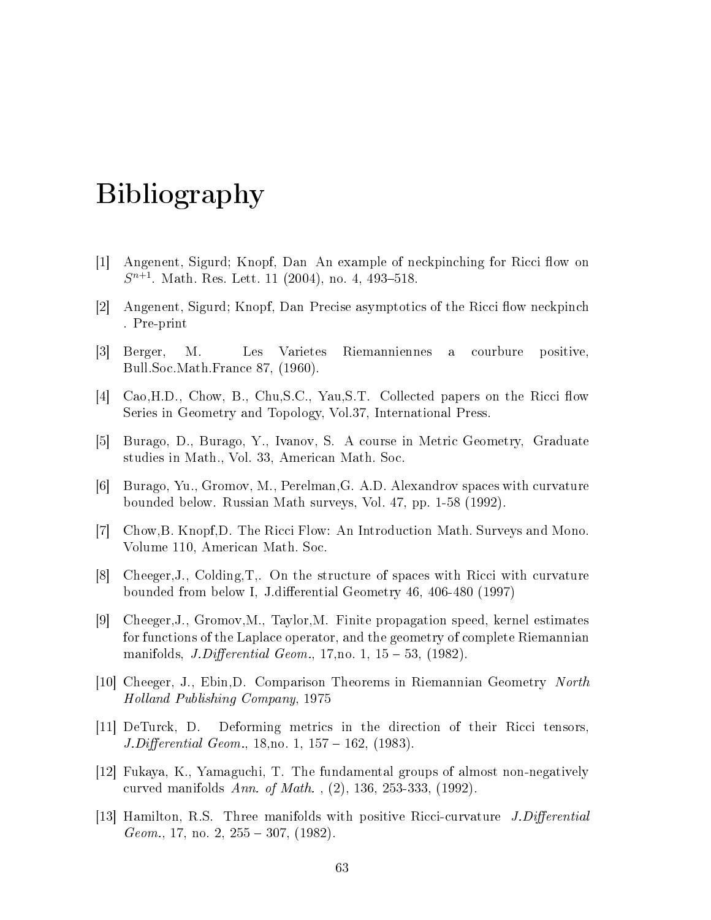# Bibliography

[1] Angenent, Sigurd; Knopf, Dan An example of neckpinching for Ricci flow on $S^{n+1}$. Math. Res. Lett. 11 (2004), no. 4, 493–518.

[2] Angenent, Sigurd; Knopf, Dan Precise asymptotics of the Ricci flow neckpinch . Pre-print

[3] Berger, M. Les Varietes Riemanniennes a courbure positive, Bull.Soc.Math.France 87, (1960).

[4] Cao,H.D., Chow, B., Chu,S.C., Yau,S.T. Collected papers on the Ricci flow Series in Geometry and Topology, Vol.37, International Press.

[5] Burago, D., Burago, Y., Ivanov, S. A course in Metric Geometry, Graduate studies in Math., Vol. 33, American Math. Soc.

[6] Burago, Yu., Gromov, M., Perelman,G. A.D. Alexandrov spaces with curvature bounded below. Russian Math surveys, Vol. 47, pp. 1-58 (1992).

[7] Chow,B. Knopf,D. The Ricci Flow: An Introduction Math. Surveys and Mono. Volume 110, American Math. Soc.

[8] Cheeger,J., Colding,T,. On the structure of spaces with Ricci with curvature bounded from below I, J.differential Geometry 46, 406-480 (1997)

[9] Cheeger,J., Gromov,M., Taylor,M. Finite propagation speed, kernel estimates for functions of the Laplace operator, and the geometry of complete Riemannian manifolds, *J.Differential Geom.*, 17,no. 1, 15 – 53, (1982).

[10] Cheeger, J., Ebin,D. Comparison Theorems in Riemannian Geometry *North Holland Publishing Company*, 1975

[11] DeTurck, D. Deforming metrics in the direction of their Ricci tensors, *J.Differential Geom.*, 18,no. 1, 157 – 162, (1983).

[12] Fukaya, K., Yamaguchi, T. The fundamental groups of almost non-negatively curved manifolds *Ann. of Math.* , (2), 136, 253-333, (1992).

[13] Hamilton, R.S. Three manifolds with positive Ricci-curvature *J.Differential Geom.*, 17, no. 2, 255 – 307, (1982).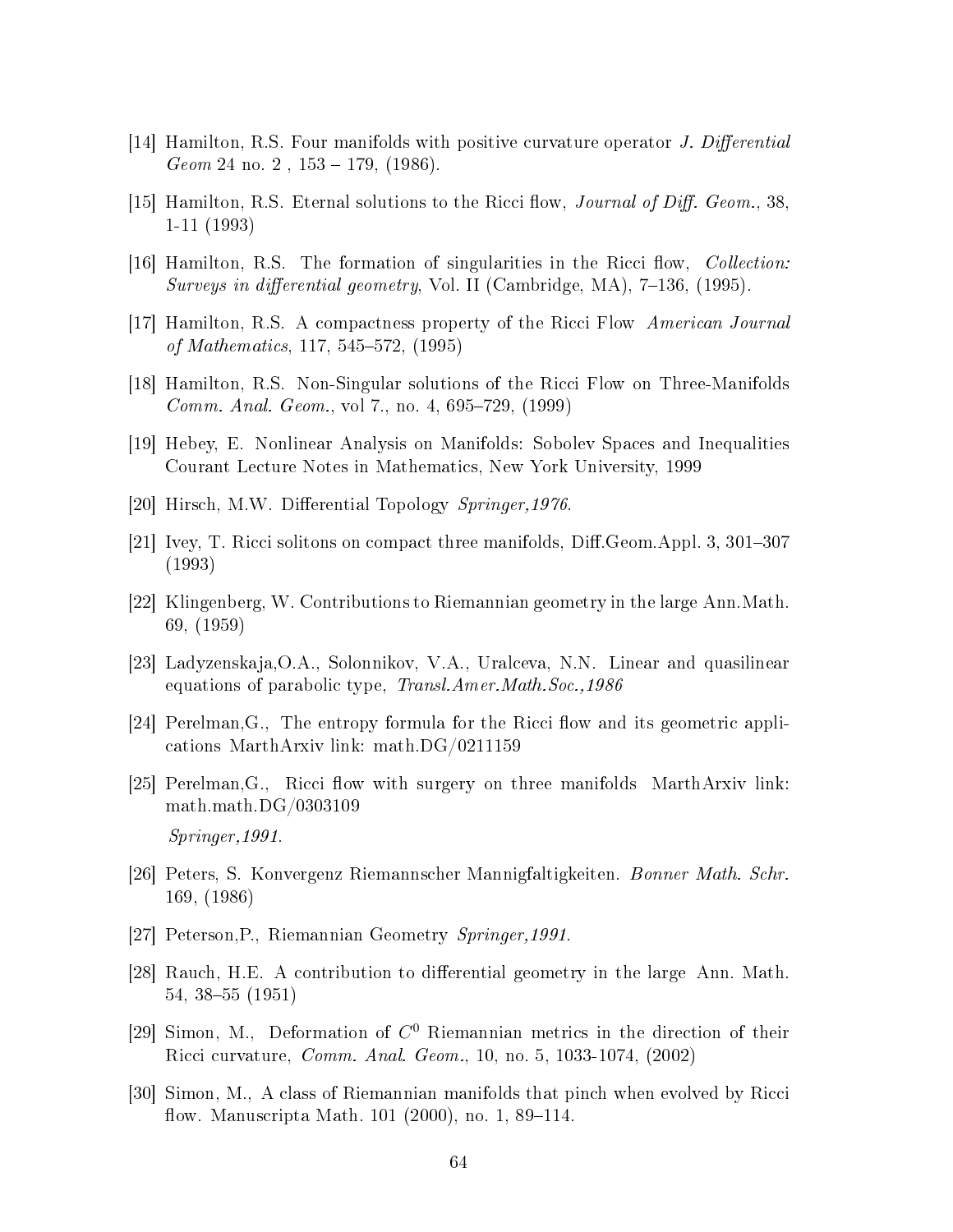[14] Hamilton, R.S. Four manifolds with positive curvature operator *J. Differential Geom* 24 no. 2 , 153 – 179, (1986).

[15] Hamilton, R.S. Eternal solutions to the Ricci flow, *Journal of Diff. Geom.*, 38, 1-11 (1993)

[16] Hamilton, R.S. The formation of singularities in the Ricci flow, *Collection: Surveys in differential geometry*, Vol. II (Cambridge, MA), 7–136, (1995).

[17] Hamilton, R.S. A compactness property of the Ricci Flow *American Journal of Mathematics*, 117, 545–572, (1995)

[18] Hamilton, R.S. Non-Singular solutions of the Ricci Flow on Three-Manifolds *Comm. Anal. Geom.*, vol 7., no. 4, 695–729, (1999)

[19] Hebey, E. Nonlinear Analysis on Manifolds: Sobolev Spaces and Inequalities Courant Lecture Notes in Mathematics, New York University, 1999

[20] Hirsch, M.W. Differential Topology *Springer,1976.*

[21] Ivey, T. Ricci solitons on compact three manifolds, Diff.Geom.Appl. 3, 301–307 (1993)

[22] Klingenberg, W. Contributions to Riemannian geometry in the large Ann.Math. 69, (1959)

[23] Ladyzenskaja,O.A., Solonnikov, V.A., Uralceva, N.N. Linear and quasilinear equations of parabolic type, *Transl.Amer.Math.Soc.,1986*

[24] Perelman,G., The entropy formula for the Ricci flow and its geometric applications MarthArxiv link: math.DG/0211159

[25] Perelman,G., Ricci flow with surgery on three manifolds MarthArxiv link: math.math.DG/0303109

*Springer,1991.*

[26] Peters, S. Konvergenz Riemannscher Mannigfaltigkeiten. *Bonner Math. Schr.* 169, (1986)

[27] Peterson,P., Riemannian Geometry *Springer,1991.*

[28] Rauch, H.E. A contribution to differential geometry in the large Ann. Math. 54, 38–55 (1951)

[29] Simon, M., Deformation of $C^0$ Riemannian metrics in the direction of their Ricci curvature, *Comm. Anal. Geom.*, 10, no. 5, 1033-1074, (2002)

[30] Simon, M., A class of Riemannian manifolds that pinch when evolved by Ricci flow. Manuscripta Math. 101 (2000), no. 1, 89–114.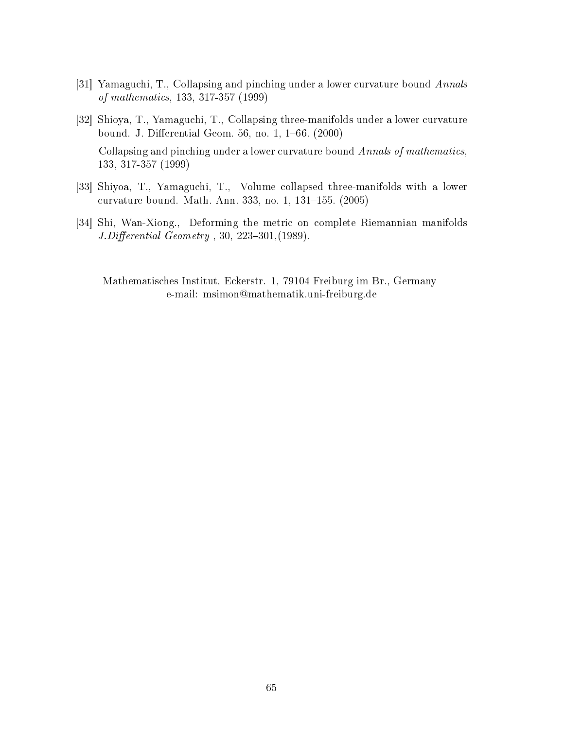[31] Yamaguchi, T., Collapsing and pinching under a lower curvature bound *Annals of mathematics*, 133, 317-357 (1999)

[32] Shioya, T., Yamaguchi, T., Collapsing three-manifolds under a lower curvature bound. J. Differential Geom. 56, no. 1, 1–66. (2000)

Collapsing and pinching under a lower curvature bound *Annals of mathematics*, 133, 317-357 (1999)

[33] Shiyoa, T., Yamaguchi, T., Volume collapsed three-manifolds with a lower curvature bound. Math. Ann. 333, no. 1, 131–155. (2005)

[34] Shi, Wan-Xiong., Deforming the metric on complete Riemannian manifolds *J.Differential Geometry* , 30, 223–301,(1989).

Mathematisches Institut, Eckerstr. 1, 79104 Freiburg im Br., Germany
e-mail: msimon@mathematik.uni-freiburg.de